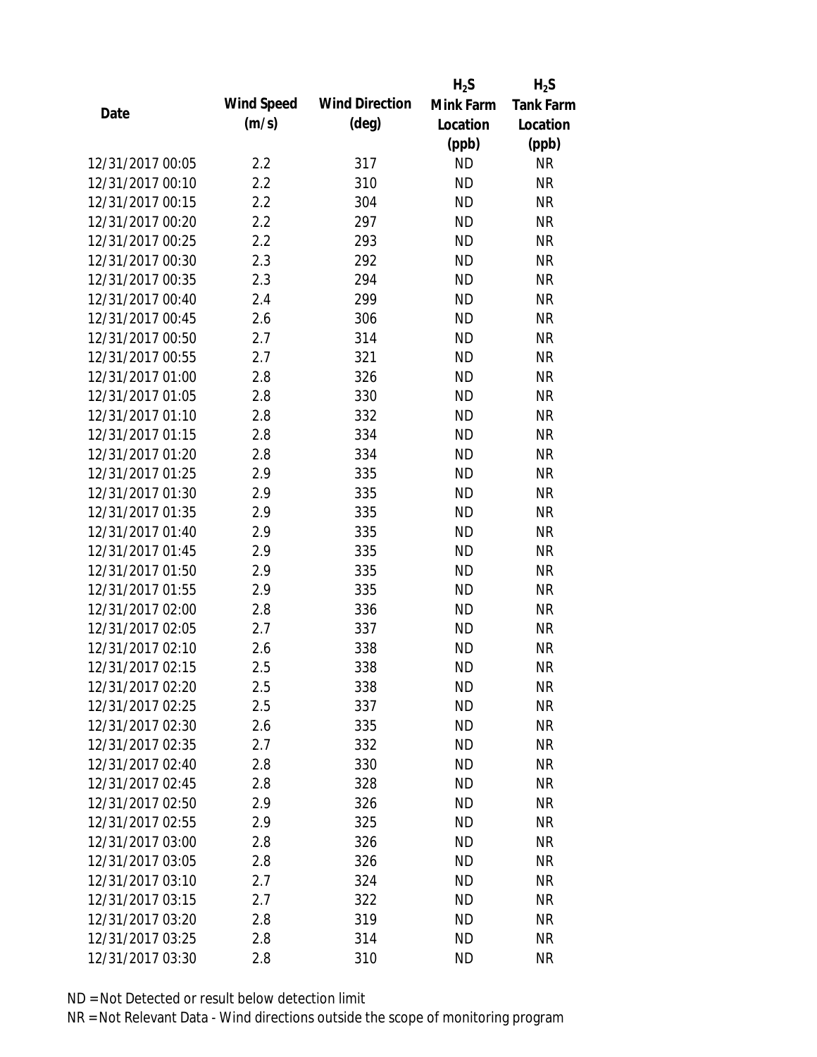| Date | Wind Speed (m/s) | Wind Direction (deg) | $H_2S$ Mink Farm Location (ppb) | $H_2S$ Tank Farm Location (ppb) |
| --- | --- | --- | --- | --- |
| 12/31/2017 00:05 | 2.2 | 317 | ND | NR |
| 12/31/2017 00:10 | 2.2 | 310 | ND | NR |
| 12/31/2017 00:15 | 2.2 | 304 | ND | NR |
| 12/31/2017 00:20 | 2.2 | 297 | ND | NR |
| 12/31/2017 00:25 | 2.2 | 293 | ND | NR |
| 12/31/2017 00:30 | 2.3 | 292 | ND | NR |
| 12/31/2017 00:35 | 2.3 | 294 | ND | NR |
| 12/31/2017 00:40 | 2.4 | 299 | ND | NR |
| 12/31/2017 00:45 | 2.6 | 306 | ND | NR |
| 12/31/2017 00:50 | 2.7 | 314 | ND | NR |
| 12/31/2017 00:55 | 2.7 | 321 | ND | NR |
| 12/31/2017 01:00 | 2.8 | 326 | ND | NR |
| 12/31/2017 01:05 | 2.8 | 330 | ND | NR |
| 12/31/2017 01:10 | 2.8 | 332 | ND | NR |
| 12/31/2017 01:15 | 2.8 | 334 | ND | NR |
| 12/31/2017 01:20 | 2.8 | 334 | ND | NR |
| 12/31/2017 01:25 | 2.9 | 335 | ND | NR |
| 12/31/2017 01:30 | 2.9 | 335 | ND | NR |
| 12/31/2017 01:35 | 2.9 | 335 | ND | NR |
| 12/31/2017 01:40 | 2.9 | 335 | ND | NR |
| 12/31/2017 01:45 | 2.9 | 335 | ND | NR |
| 12/31/2017 01:50 | 2.9 | 335 | ND | NR |
| 12/31/2017 01:55 | 2.9 | 335 | ND | NR |
| 12/31/2017 02:00 | 2.8 | 336 | ND | NR |
| 12/31/2017 02:05 | 2.7 | 337 | ND | NR |
| 12/31/2017 02:10 | 2.6 | 338 | ND | NR |
| 12/31/2017 02:15 | 2.5 | 338 | ND | NR |
| 12/31/2017 02:20 | 2.5 | 338 | ND | NR |
| 12/31/2017 02:25 | 2.5 | 337 | ND | NR |
| 12/31/2017 02:30 | 2.6 | 335 | ND | NR |
| 12/31/2017 02:35 | 2.7 | 332 | ND | NR |
| 12/31/2017 02:40 | 2.8 | 330 | ND | NR |
| 12/31/2017 02:45 | 2.8 | 328 | ND | NR |
| 12/31/2017 02:50 | 2.9 | 326 | ND | NR |
| 12/31/2017 02:55 | 2.9 | 325 | ND | NR |
| 12/31/2017 03:00 | 2.8 | 326 | ND | NR |
| 12/31/2017 03:05 | 2.8 | 326 | ND | NR |
| 12/31/2017 03:10 | 2.7 | 324 | ND | NR |
| 12/31/2017 03:15 | 2.7 | 322 | ND | NR |
| 12/31/2017 03:20 | 2.8 | 319 | ND | NR |
| 12/31/2017 03:25 | 2.8 | 314 | ND | NR |
| 12/31/2017 03:30 | 2.8 | 310 | ND | NR |

ND = Not Detected or result below detection limit

NR = Not Relevant Data - Wind directions outside the scope of monitoring program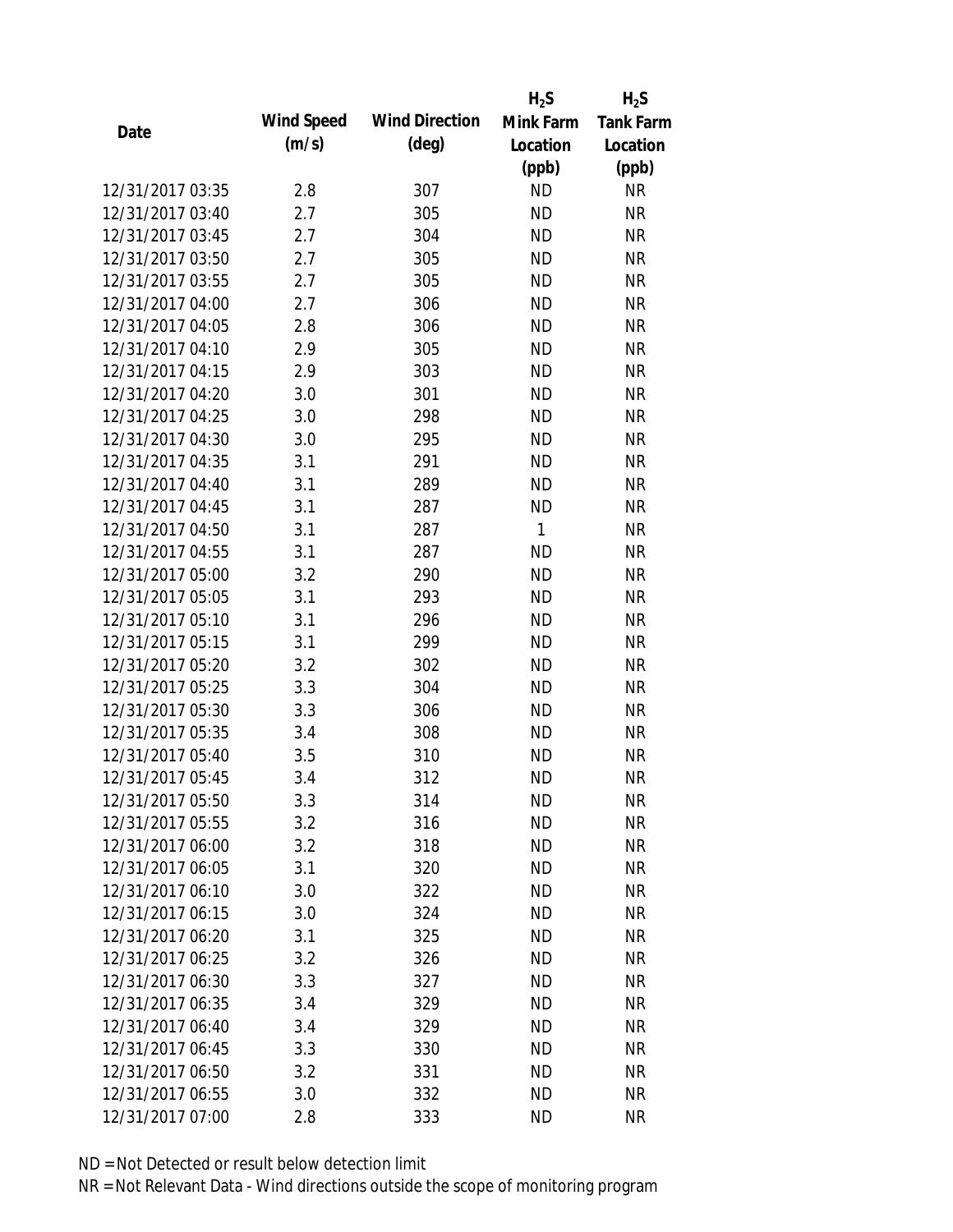| Date | Wind Speed (m/s) | Wind Direction (deg) | $H_2S$ Mink Farm Location (ppb) | $H_2S$ Tank Farm Location (ppb) |
|---|---|---|---|---|
| 12/31/2017 03:35 | 2.8 | 307 | ND | NR |
| 12/31/2017 03:40 | 2.7 | 305 | ND | NR |
| 12/31/2017 03:45 | 2.7 | 304 | ND | NR |
| 12/31/2017 03:50 | 2.7 | 305 | ND | NR |
| 12/31/2017 03:55 | 2.7 | 305 | ND | NR |
| 12/31/2017 04:00 | 2.7 | 306 | ND | NR |
| 12/31/2017 04:05 | 2.8 | 306 | ND | NR |
| 12/31/2017 04:10 | 2.9 | 305 | ND | NR |
| 12/31/2017 04:15 | 2.9 | 303 | ND | NR |
| 12/31/2017 04:20 | 3.0 | 301 | ND | NR |
| 12/31/2017 04:25 | 3.0 | 298 | ND | NR |
| 12/31/2017 04:30 | 3.0 | 295 | ND | NR |
| 12/31/2017 04:35 | 3.1 | 291 | ND | NR |
| 12/31/2017 04:40 | 3.1 | 289 | ND | NR |
| 12/31/2017 04:45 | 3.1 | 287 | ND | NR |
| 12/31/2017 04:50 | 3.1 | 287 | 1 | NR |
| 12/31/2017 04:55 | 3.1 | 287 | ND | NR |
| 12/31/2017 05:00 | 3.2 | 290 | ND | NR |
| 12/31/2017 05:05 | 3.1 | 293 | ND | NR |
| 12/31/2017 05:10 | 3.1 | 296 | ND | NR |
| 12/31/2017 05:15 | 3.1 | 299 | ND | NR |
| 12/31/2017 05:20 | 3.2 | 302 | ND | NR |
| 12/31/2017 05:25 | 3.3 | 304 | ND | NR |
| 12/31/2017 05:30 | 3.3 | 306 | ND | NR |
| 12/31/2017 05:35 | 3.4 | 308 | ND | NR |
| 12/31/2017 05:40 | 3.5 | 310 | ND | NR |
| 12/31/2017 05:45 | 3.4 | 312 | ND | NR |
| 12/31/2017 05:50 | 3.3 | 314 | ND | NR |
| 12/31/2017 05:55 | 3.2 | 316 | ND | NR |
| 12/31/2017 06:00 | 3.2 | 318 | ND | NR |
| 12/31/2017 06:05 | 3.1 | 320 | ND | NR |
| 12/31/2017 06:10 | 3.0 | 322 | ND | NR |
| 12/31/2017 06:15 | 3.0 | 324 | ND | NR |
| 12/31/2017 06:20 | 3.1 | 325 | ND | NR |
| 12/31/2017 06:25 | 3.2 | 326 | ND | NR |
| 12/31/2017 06:30 | 3.3 | 327 | ND | NR |
| 12/31/2017 06:35 | 3.4 | 329 | ND | NR |
| 12/31/2017 06:40 | 3.4 | 329 | ND | NR |
| 12/31/2017 06:45 | 3.3 | 330 | ND | NR |
| 12/31/2017 06:50 | 3.2 | 331 | ND | NR |
| 12/31/2017 06:55 | 3.0 | 332 | ND | NR |
| 12/31/2017 07:00 | 2.8 | 333 | ND | NR |

ND = Not Detected or result below detection limit

NR = Not Relevant Data - Wind directions outside the scope of monitoring program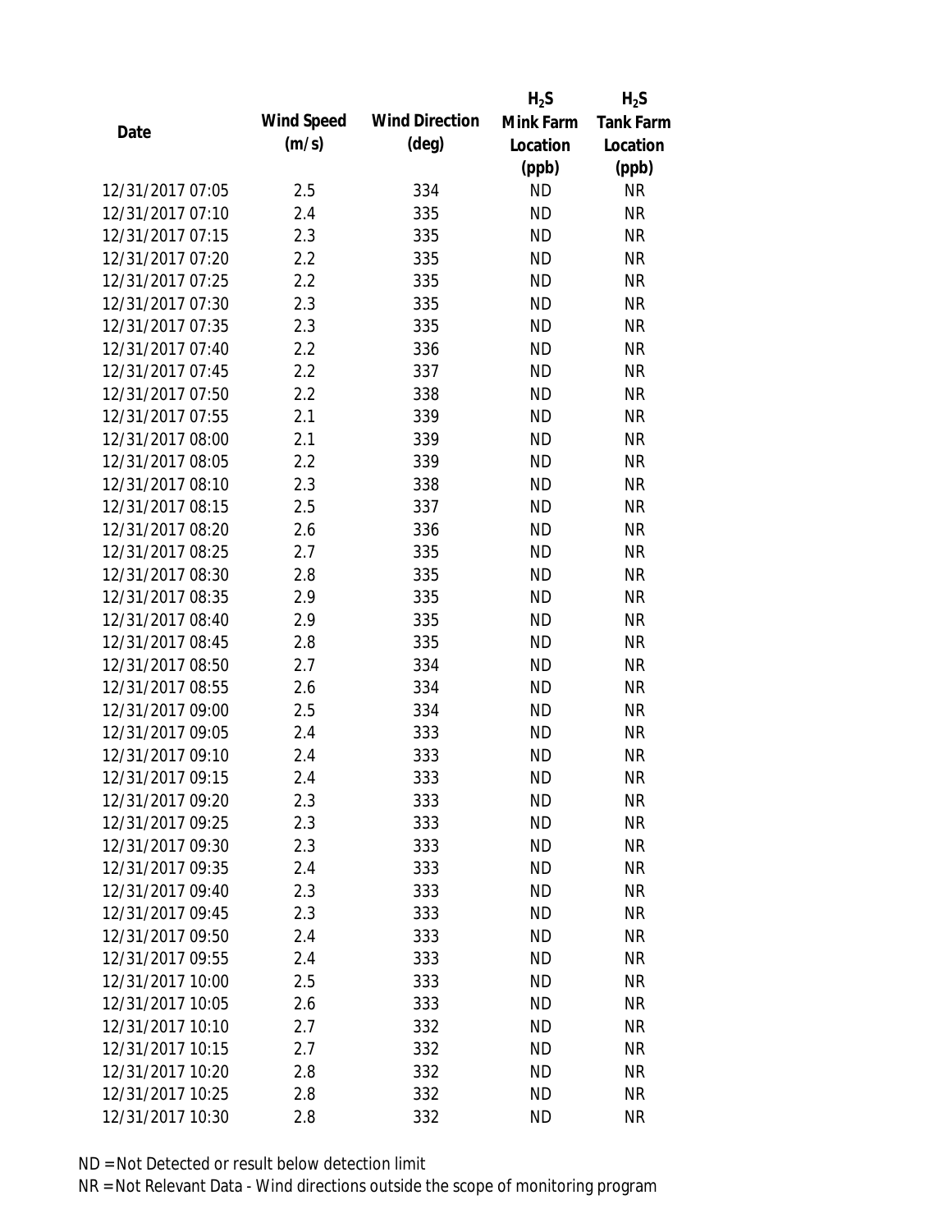| Date | Wind Speed (m/s) | Wind Direction (deg) | $H_2S$ Mink Farm Location (ppb) | $H_2S$ Tank Farm Location (ppb) |
|---|---|---|---|---|
| 12/31/2017 07:05 | 2.5 | 334 | ND | NR |
| 12/31/2017 07:10 | 2.4 | 335 | ND | NR |
| 12/31/2017 07:15 | 2.3 | 335 | ND | NR |
| 12/31/2017 07:20 | 2.2 | 335 | ND | NR |
| 12/31/2017 07:25 | 2.2 | 335 | ND | NR |
| 12/31/2017 07:30 | 2.3 | 335 | ND | NR |
| 12/31/2017 07:35 | 2.3 | 335 | ND | NR |
| 12/31/2017 07:40 | 2.2 | 336 | ND | NR |
| 12/31/2017 07:45 | 2.2 | 337 | ND | NR |
| 12/31/2017 07:50 | 2.2 | 338 | ND | NR |
| 12/31/2017 07:55 | 2.1 | 339 | ND | NR |
| 12/31/2017 08:00 | 2.1 | 339 | ND | NR |
| 12/31/2017 08:05 | 2.2 | 339 | ND | NR |
| 12/31/2017 08:10 | 2.3 | 338 | ND | NR |
| 12/31/2017 08:15 | 2.5 | 337 | ND | NR |
| 12/31/2017 08:20 | 2.6 | 336 | ND | NR |
| 12/31/2017 08:25 | 2.7 | 335 | ND | NR |
| 12/31/2017 08:30 | 2.8 | 335 | ND | NR |
| 12/31/2017 08:35 | 2.9 | 335 | ND | NR |
| 12/31/2017 08:40 | 2.9 | 335 | ND | NR |
| 12/31/2017 08:45 | 2.8 | 335 | ND | NR |
| 12/31/2017 08:50 | 2.7 | 334 | ND | NR |
| 12/31/2017 08:55 | 2.6 | 334 | ND | NR |
| 12/31/2017 09:00 | 2.5 | 334 | ND | NR |
| 12/31/2017 09:05 | 2.4 | 333 | ND | NR |
| 12/31/2017 09:10 | 2.4 | 333 | ND | NR |
| 12/31/2017 09:15 | 2.4 | 333 | ND | NR |
| 12/31/2017 09:20 | 2.3 | 333 | ND | NR |
| 12/31/2017 09:25 | 2.3 | 333 | ND | NR |
| 12/31/2017 09:30 | 2.3 | 333 | ND | NR |
| 12/31/2017 09:35 | 2.4 | 333 | ND | NR |
| 12/31/2017 09:40 | 2.3 | 333 | ND | NR |
| 12/31/2017 09:45 | 2.3 | 333 | ND | NR |
| 12/31/2017 09:50 | 2.4 | 333 | ND | NR |
| 12/31/2017 09:55 | 2.4 | 333 | ND | NR |
| 12/31/2017 10:00 | 2.5 | 333 | ND | NR |
| 12/31/2017 10:05 | 2.6 | 333 | ND | NR |
| 12/31/2017 10:10 | 2.7 | 332 | ND | NR |
| 12/31/2017 10:15 | 2.7 | 332 | ND | NR |
| 12/31/2017 10:20 | 2.8 | 332 | ND | NR |
| 12/31/2017 10:25 | 2.8 | 332 | ND | NR |
| 12/31/2017 10:30 | 2.8 | 332 | ND | NR |

ND = Not Detected or result below detection limit

NR = Not Relevant Data - Wind directions outside the scope of monitoring program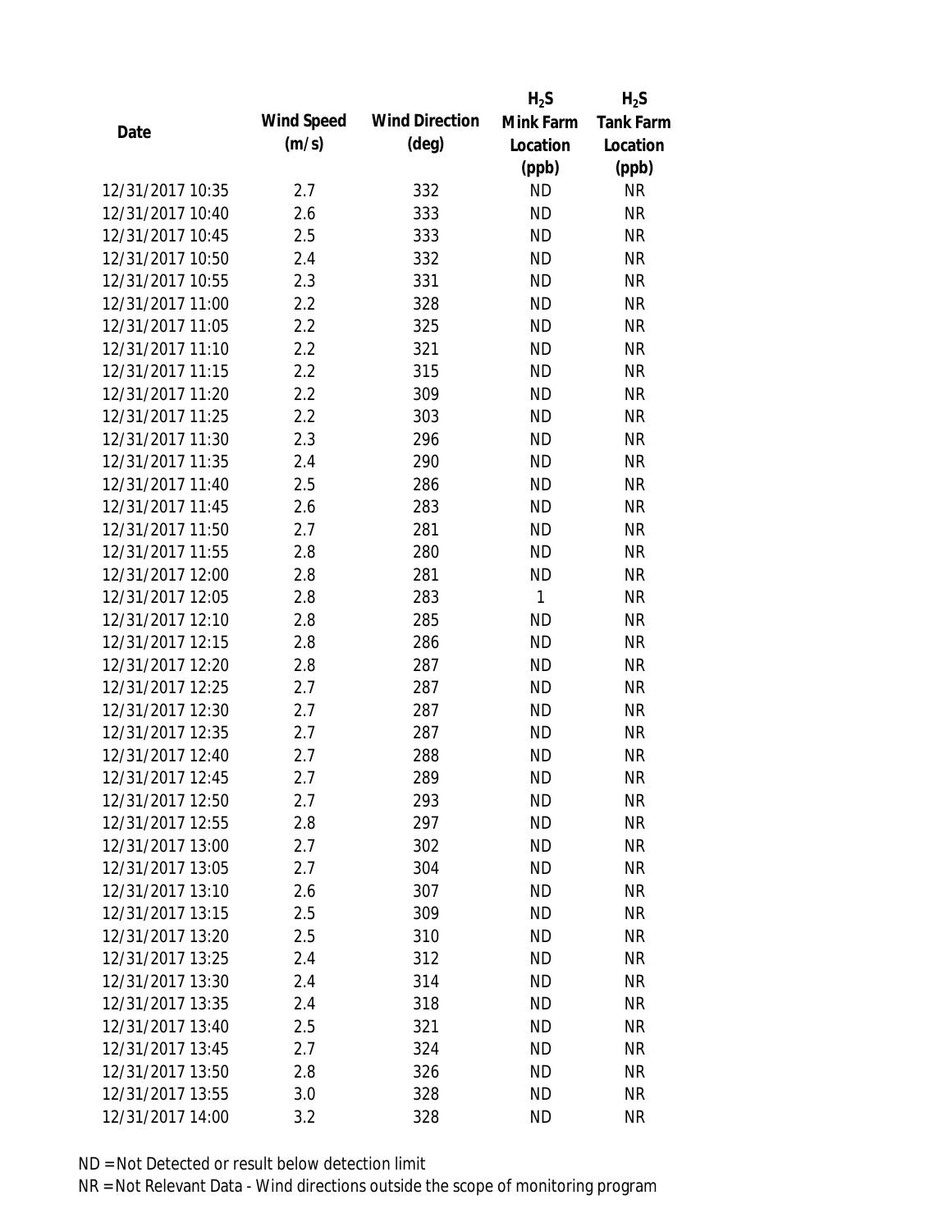| Date | Wind Speed (m/s) | Wind Direction (deg) | $H_2S$ Mink Farm Location (ppb) | $H_2S$ Tank Farm Location (ppb) |
|---|---|---|---|---|
| 12/31/2017 10:35 | 2.7 | 332 | ND | NR |
| 12/31/2017 10:40 | 2.6 | 333 | ND | NR |
| 12/31/2017 10:45 | 2.5 | 333 | ND | NR |
| 12/31/2017 10:50 | 2.4 | 332 | ND | NR |
| 12/31/2017 10:55 | 2.3 | 331 | ND | NR |
| 12/31/2017 11:00 | 2.2 | 328 | ND | NR |
| 12/31/2017 11:05 | 2.2 | 325 | ND | NR |
| 12/31/2017 11:10 | 2.2 | 321 | ND | NR |
| 12/31/2017 11:15 | 2.2 | 315 | ND | NR |
| 12/31/2017 11:20 | 2.2 | 309 | ND | NR |
| 12/31/2017 11:25 | 2.2 | 303 | ND | NR |
| 12/31/2017 11:30 | 2.3 | 296 | ND | NR |
| 12/31/2017 11:35 | 2.4 | 290 | ND | NR |
| 12/31/2017 11:40 | 2.5 | 286 | ND | NR |
| 12/31/2017 11:45 | 2.6 | 283 | ND | NR |
| 12/31/2017 11:50 | 2.7 | 281 | ND | NR |
| 12/31/2017 11:55 | 2.8 | 280 | ND | NR |
| 12/31/2017 12:00 | 2.8 | 281 | ND | NR |
| 12/31/2017 12:05 | 2.8 | 283 | 1 | NR |
| 12/31/2017 12:10 | 2.8 | 285 | ND | NR |
| 12/31/2017 12:15 | 2.8 | 286 | ND | NR |
| 12/31/2017 12:20 | 2.8 | 287 | ND | NR |
| 12/31/2017 12:25 | 2.7 | 287 | ND | NR |
| 12/31/2017 12:30 | 2.7 | 287 | ND | NR |
| 12/31/2017 12:35 | 2.7 | 287 | ND | NR |
| 12/31/2017 12:40 | 2.7 | 288 | ND | NR |
| 12/31/2017 12:45 | 2.7 | 289 | ND | NR |
| 12/31/2017 12:50 | 2.7 | 293 | ND | NR |
| 12/31/2017 12:55 | 2.8 | 297 | ND | NR |
| 12/31/2017 13:00 | 2.7 | 302 | ND | NR |
| 12/31/2017 13:05 | 2.7 | 304 | ND | NR |
| 12/31/2017 13:10 | 2.6 | 307 | ND | NR |
| 12/31/2017 13:15 | 2.5 | 309 | ND | NR |
| 12/31/2017 13:20 | 2.5 | 310 | ND | NR |
| 12/31/2017 13:25 | 2.4 | 312 | ND | NR |
| 12/31/2017 13:30 | 2.4 | 314 | ND | NR |
| 12/31/2017 13:35 | 2.4 | 318 | ND | NR |
| 12/31/2017 13:40 | 2.5 | 321 | ND | NR |
| 12/31/2017 13:45 | 2.7 | 324 | ND | NR |
| 12/31/2017 13:50 | 2.8 | 326 | ND | NR |
| 12/31/2017 13:55 | 3.0 | 328 | ND | NR |
| 12/31/2017 14:00 | 3.2 | 328 | ND | NR |

ND = Not Detected or result below detection limit

NR = Not Relevant Data - Wind directions outside the scope of monitoring program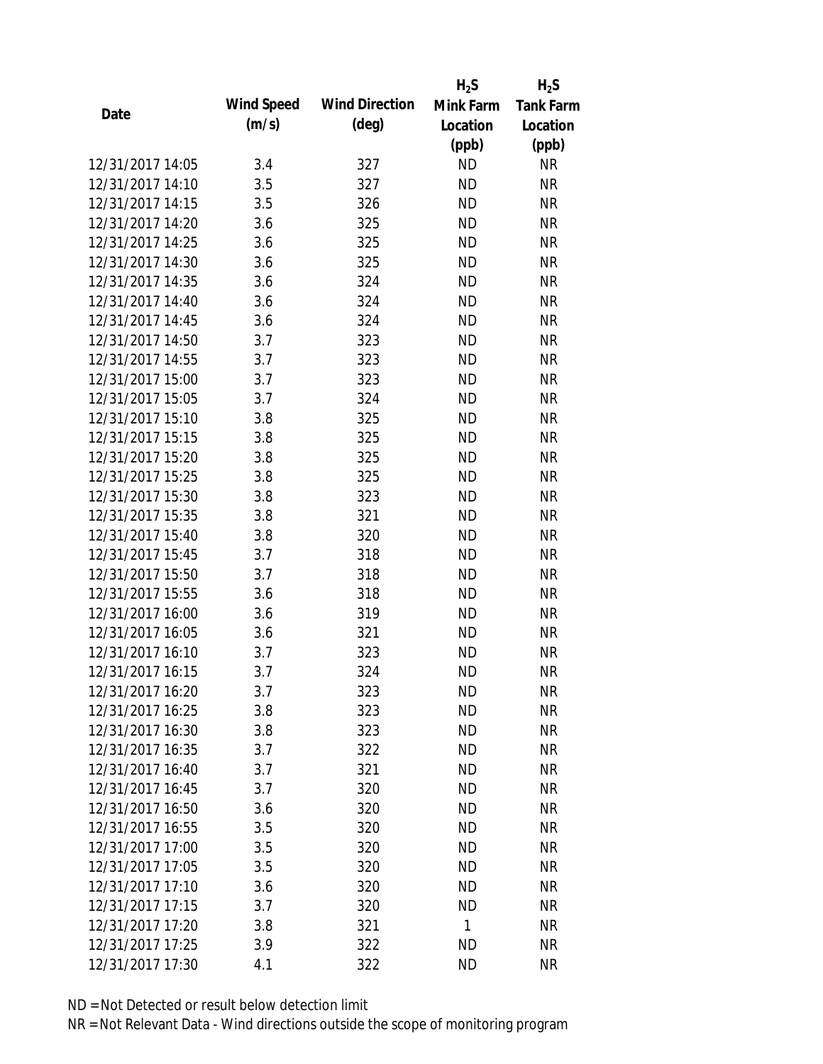| Date | Wind Speed (m/s) | Wind Direction (deg) | $H_2S$ Mink Farm Location (ppb) | $H_2S$ Tank Farm Location (ppb) |
|---|---|---|---|---|
| 12/31/2017 14:05 | 3.4 | 327 | ND | NR |
| 12/31/2017 14:10 | 3.5 | 327 | ND | NR |
| 12/31/2017 14:15 | 3.5 | 326 | ND | NR |
| 12/31/2017 14:20 | 3.6 | 325 | ND | NR |
| 12/31/2017 14:25 | 3.6 | 325 | ND | NR |
| 12/31/2017 14:30 | 3.6 | 325 | ND | NR |
| 12/31/2017 14:35 | 3.6 | 324 | ND | NR |
| 12/31/2017 14:40 | 3.6 | 324 | ND | NR |
| 12/31/2017 14:45 | 3.6 | 324 | ND | NR |
| 12/31/2017 14:50 | 3.7 | 323 | ND | NR |
| 12/31/2017 14:55 | 3.7 | 323 | ND | NR |
| 12/31/2017 15:00 | 3.7 | 323 | ND | NR |
| 12/31/2017 15:05 | 3.7 | 324 | ND | NR |
| 12/31/2017 15:10 | 3.8 | 325 | ND | NR |
| 12/31/2017 15:15 | 3.8 | 325 | ND | NR |
| 12/31/2017 15:20 | 3.8 | 325 | ND | NR |
| 12/31/2017 15:25 | 3.8 | 325 | ND | NR |
| 12/31/2017 15:30 | 3.8 | 323 | ND | NR |
| 12/31/2017 15:35 | 3.8 | 321 | ND | NR |
| 12/31/2017 15:40 | 3.8 | 320 | ND | NR |
| 12/31/2017 15:45 | 3.7 | 318 | ND | NR |
| 12/31/2017 15:50 | 3.7 | 318 | ND | NR |
| 12/31/2017 15:55 | 3.6 | 318 | ND | NR |
| 12/31/2017 16:00 | 3.6 | 319 | ND | NR |
| 12/31/2017 16:05 | 3.6 | 321 | ND | NR |
| 12/31/2017 16:10 | 3.7 | 323 | ND | NR |
| 12/31/2017 16:15 | 3.7 | 324 | ND | NR |
| 12/31/2017 16:20 | 3.7 | 323 | ND | NR |
| 12/31/2017 16:25 | 3.8 | 323 | ND | NR |
| 12/31/2017 16:30 | 3.8 | 323 | ND | NR |
| 12/31/2017 16:35 | 3.7 | 322 | ND | NR |
| 12/31/2017 16:40 | 3.7 | 321 | ND | NR |
| 12/31/2017 16:45 | 3.7 | 320 | ND | NR |
| 12/31/2017 16:50 | 3.6 | 320 | ND | NR |
| 12/31/2017 16:55 | 3.5 | 320 | ND | NR |
| 12/31/2017 17:00 | 3.5 | 320 | ND | NR |
| 12/31/2017 17:05 | 3.5 | 320 | ND | NR |
| 12/31/2017 17:10 | 3.6 | 320 | ND | NR |
| 12/31/2017 17:15 | 3.7 | 320 | ND | NR |
| 12/31/2017 17:20 | 3.8 | 321 | 1 | NR |
| 12/31/2017 17:25 | 3.9 | 322 | ND | NR |
| 12/31/2017 17:30 | 4.1 | 322 | ND | NR |

ND = Not Detected or result below detection limit

NR = Not Relevant Data - Wind directions outside the scope of monitoring program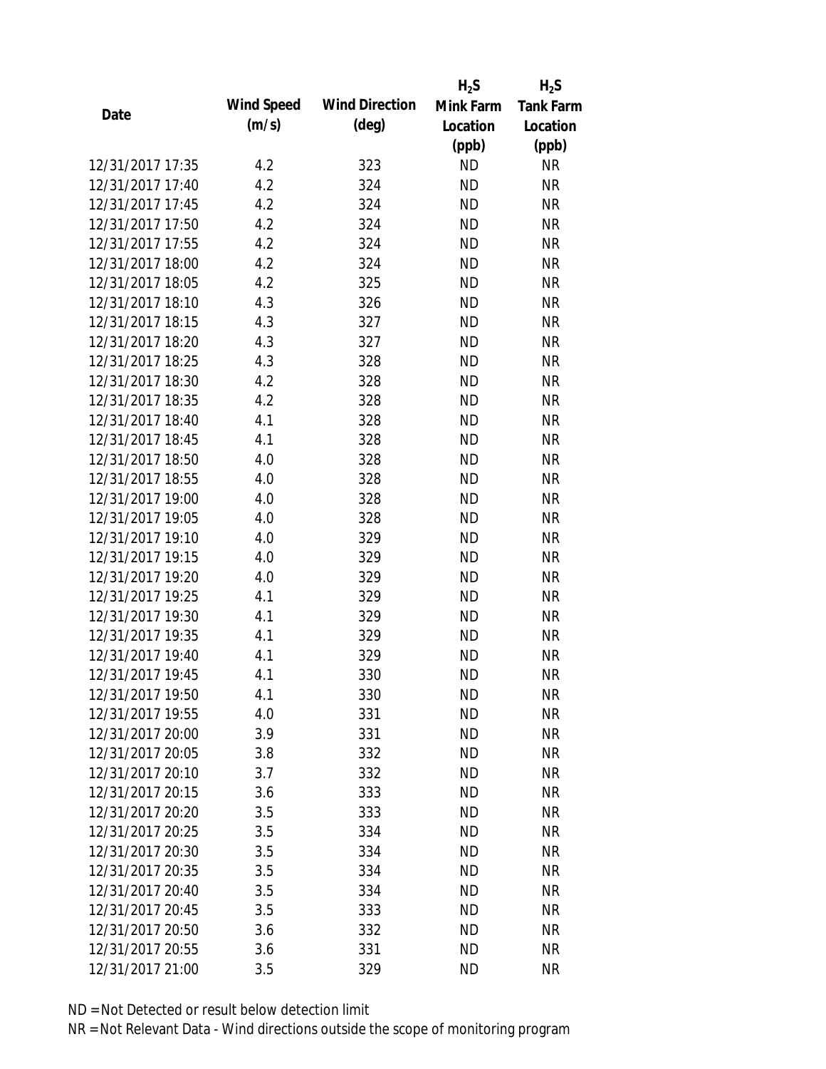| Date | Wind Speed (m/s) | Wind Direction (deg) | $H_2S$ Mink Farm Location (ppb) | $H_2S$ Tank Farm Location (ppb) |
|---|---|---|---|---|
| 12/31/2017 17:35 | 4.2 | 323 | ND | NR |
| 12/31/2017 17:40 | 4.2 | 324 | ND | NR |
| 12/31/2017 17:45 | 4.2 | 324 | ND | NR |
| 12/31/2017 17:50 | 4.2 | 324 | ND | NR |
| 12/31/2017 17:55 | 4.2 | 324 | ND | NR |
| 12/31/2017 18:00 | 4.2 | 324 | ND | NR |
| 12/31/2017 18:05 | 4.2 | 325 | ND | NR |
| 12/31/2017 18:10 | 4.3 | 326 | ND | NR |
| 12/31/2017 18:15 | 4.3 | 327 | ND | NR |
| 12/31/2017 18:20 | 4.3 | 327 | ND | NR |
| 12/31/2017 18:25 | 4.3 | 328 | ND | NR |
| 12/31/2017 18:30 | 4.2 | 328 | ND | NR |
| 12/31/2017 18:35 | 4.2 | 328 | ND | NR |
| 12/31/2017 18:40 | 4.1 | 328 | ND | NR |
| 12/31/2017 18:45 | 4.1 | 328 | ND | NR |
| 12/31/2017 18:50 | 4.0 | 328 | ND | NR |
| 12/31/2017 18:55 | 4.0 | 328 | ND | NR |
| 12/31/2017 19:00 | 4.0 | 328 | ND | NR |
| 12/31/2017 19:05 | 4.0 | 328 | ND | NR |
| 12/31/2017 19:10 | 4.0 | 329 | ND | NR |
| 12/31/2017 19:15 | 4.0 | 329 | ND | NR |
| 12/31/2017 19:20 | 4.0 | 329 | ND | NR |
| 12/31/2017 19:25 | 4.1 | 329 | ND | NR |
| 12/31/2017 19:30 | 4.1 | 329 | ND | NR |
| 12/31/2017 19:35 | 4.1 | 329 | ND | NR |
| 12/31/2017 19:40 | 4.1 | 329 | ND | NR |
| 12/31/2017 19:45 | 4.1 | 330 | ND | NR |
| 12/31/2017 19:50 | 4.1 | 330 | ND | NR |
| 12/31/2017 19:55 | 4.0 | 331 | ND | NR |
| 12/31/2017 20:00 | 3.9 | 331 | ND | NR |
| 12/31/2017 20:05 | 3.8 | 332 | ND | NR |
| 12/31/2017 20:10 | 3.7 | 332 | ND | NR |
| 12/31/2017 20:15 | 3.6 | 333 | ND | NR |
| 12/31/2017 20:20 | 3.5 | 333 | ND | NR |
| 12/31/2017 20:25 | 3.5 | 334 | ND | NR |
| 12/31/2017 20:30 | 3.5 | 334 | ND | NR |
| 12/31/2017 20:35 | 3.5 | 334 | ND | NR |
| 12/31/2017 20:40 | 3.5 | 334 | ND | NR |
| 12/31/2017 20:45 | 3.5 | 333 | ND | NR |
| 12/31/2017 20:50 | 3.6 | 332 | ND | NR |
| 12/31/2017 20:55 | 3.6 | 331 | ND | NR |
| 12/31/2017 21:00 | 3.5 | 329 | ND | NR |

ND = Not Detected or result below detection limit

NR = Not Relevant Data - Wind directions outside the scope of monitoring program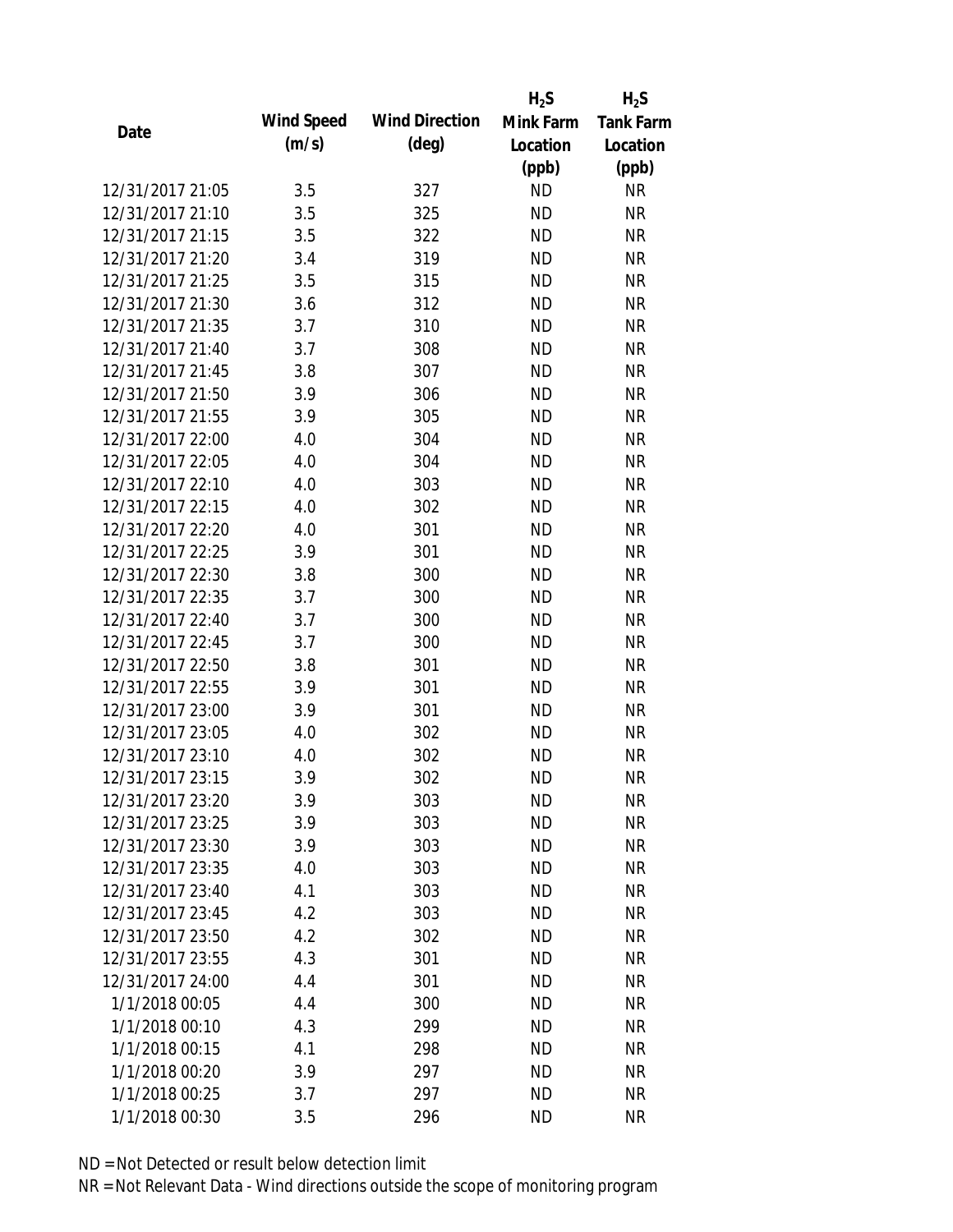| Date | Wind Speed (m/s) | Wind Direction (deg) | $H_2S$ Mink Farm Location (ppb) | $H_2S$ Tank Farm Location (ppb) |
| --- | --- | --- | --- | --- |
| 12/31/2017 21:05 | 3.5 | 327 | ND | NR |
| 12/31/2017 21:10 | 3.5 | 325 | ND | NR |
| 12/31/2017 21:15 | 3.5 | 322 | ND | NR |
| 12/31/2017 21:20 | 3.4 | 319 | ND | NR |
| 12/31/2017 21:25 | 3.5 | 315 | ND | NR |
| 12/31/2017 21:30 | 3.6 | 312 | ND | NR |
| 12/31/2017 21:35 | 3.7 | 310 | ND | NR |
| 12/31/2017 21:40 | 3.7 | 308 | ND | NR |
| 12/31/2017 21:45 | 3.8 | 307 | ND | NR |
| 12/31/2017 21:50 | 3.9 | 306 | ND | NR |
| 12/31/2017 21:55 | 3.9 | 305 | ND | NR |
| 12/31/2017 22:00 | 4.0 | 304 | ND | NR |
| 12/31/2017 22:05 | 4.0 | 304 | ND | NR |
| 12/31/2017 22:10 | 4.0 | 303 | ND | NR |
| 12/31/2017 22:15 | 4.0 | 302 | ND | NR |
| 12/31/2017 22:20 | 4.0 | 301 | ND | NR |
| 12/31/2017 22:25 | 3.9 | 301 | ND | NR |
| 12/31/2017 22:30 | 3.8 | 300 | ND | NR |
| 12/31/2017 22:35 | 3.7 | 300 | ND | NR |
| 12/31/2017 22:40 | 3.7 | 300 | ND | NR |
| 12/31/2017 22:45 | 3.7 | 300 | ND | NR |
| 12/31/2017 22:50 | 3.8 | 301 | ND | NR |
| 12/31/2017 22:55 | 3.9 | 301 | ND | NR |
| 12/31/2017 23:00 | 3.9 | 301 | ND | NR |
| 12/31/2017 23:05 | 4.0 | 302 | ND | NR |
| 12/31/2017 23:10 | 4.0 | 302 | ND | NR |
| 12/31/2017 23:15 | 3.9 | 302 | ND | NR |
| 12/31/2017 23:20 | 3.9 | 303 | ND | NR |
| 12/31/2017 23:25 | 3.9 | 303 | ND | NR |
| 12/31/2017 23:30 | 3.9 | 303 | ND | NR |
| 12/31/2017 23:35 | 4.0 | 303 | ND | NR |
| 12/31/2017 23:40 | 4.1 | 303 | ND | NR |
| 12/31/2017 23:45 | 4.2 | 303 | ND | NR |
| 12/31/2017 23:50 | 4.2 | 302 | ND | NR |
| 12/31/2017 23:55 | 4.3 | 301 | ND | NR |
| 12/31/2017 24:00 | 4.4 | 301 | ND | NR |
| 1/1/2018 00:05 | 4.4 | 300 | ND | NR |
| 1/1/2018 00:10 | 4.3 | 299 | ND | NR |
| 1/1/2018 00:15 | 4.1 | 298 | ND | NR |
| 1/1/2018 00:20 | 3.9 | 297 | ND | NR |
| 1/1/2018 00:25 | 3.7 | 297 | ND | NR |
| 1/1/2018 00:30 | 3.5 | 296 | ND | NR |

ND = Not Detected or result below detection limit

NR = Not Relevant Data - Wind directions outside the scope of monitoring program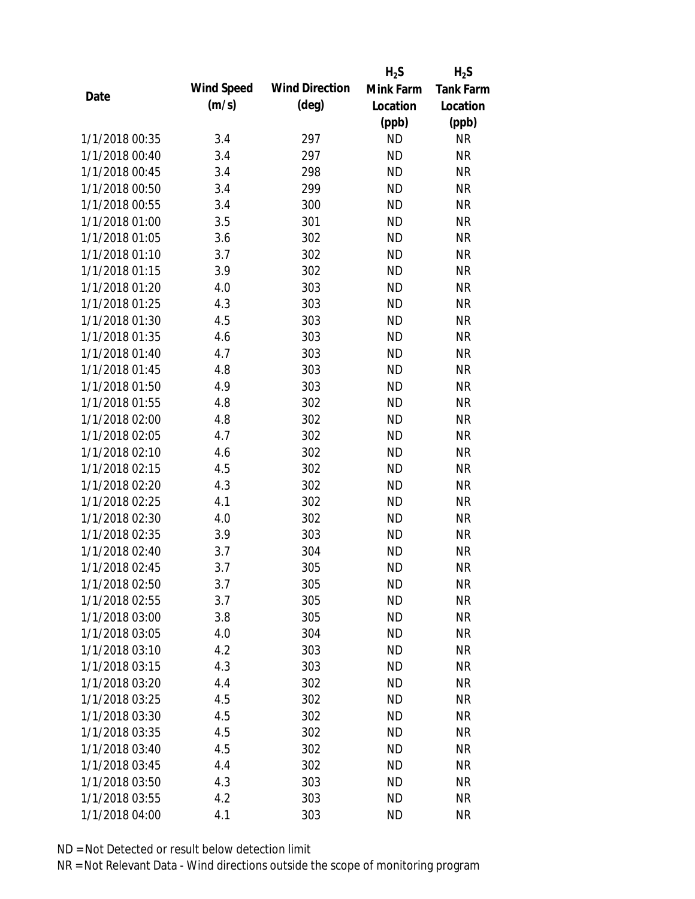| Date | Wind Speed (m/s) | Wind Direction (deg) | $H_2S$ Mink Farm Location (ppb) | $H_2S$ Tank Farm Location (ppb) |
| --- | --- | --- | --- | --- |
| 1/1/2018 00:35 | 3.4 | 297 | ND | NR |
| 1/1/2018 00:40 | 3.4 | 297 | ND | NR |
| 1/1/2018 00:45 | 3.4 | 298 | ND | NR |
| 1/1/2018 00:50 | 3.4 | 299 | ND | NR |
| 1/1/2018 00:55 | 3.4 | 300 | ND | NR |
| 1/1/2018 01:00 | 3.5 | 301 | ND | NR |
| 1/1/2018 01:05 | 3.6 | 302 | ND | NR |
| 1/1/2018 01:10 | 3.7 | 302 | ND | NR |
| 1/1/2018 01:15 | 3.9 | 302 | ND | NR |
| 1/1/2018 01:20 | 4.0 | 303 | ND | NR |
| 1/1/2018 01:25 | 4.3 | 303 | ND | NR |
| 1/1/2018 01:30 | 4.5 | 303 | ND | NR |
| 1/1/2018 01:35 | 4.6 | 303 | ND | NR |
| 1/1/2018 01:40 | 4.7 | 303 | ND | NR |
| 1/1/2018 01:45 | 4.8 | 303 | ND | NR |
| 1/1/2018 01:50 | 4.9 | 303 | ND | NR |
| 1/1/2018 01:55 | 4.8 | 302 | ND | NR |
| 1/1/2018 02:00 | 4.8 | 302 | ND | NR |
| 1/1/2018 02:05 | 4.7 | 302 | ND | NR |
| 1/1/2018 02:10 | 4.6 | 302 | ND | NR |
| 1/1/2018 02:15 | 4.5 | 302 | ND | NR |
| 1/1/2018 02:20 | 4.3 | 302 | ND | NR |
| 1/1/2018 02:25 | 4.1 | 302 | ND | NR |
| 1/1/2018 02:30 | 4.0 | 302 | ND | NR |
| 1/1/2018 02:35 | 3.9 | 303 | ND | NR |
| 1/1/2018 02:40 | 3.7 | 304 | ND | NR |
| 1/1/2018 02:45 | 3.7 | 305 | ND | NR |
| 1/1/2018 02:50 | 3.7 | 305 | ND | NR |
| 1/1/2018 02:55 | 3.7 | 305 | ND | NR |
| 1/1/2018 03:00 | 3.8 | 305 | ND | NR |
| 1/1/2018 03:05 | 4.0 | 304 | ND | NR |
| 1/1/2018 03:10 | 4.2 | 303 | ND | NR |
| 1/1/2018 03:15 | 4.3 | 303 | ND | NR |
| 1/1/2018 03:20 | 4.4 | 302 | ND | NR |
| 1/1/2018 03:25 | 4.5 | 302 | ND | NR |
| 1/1/2018 03:30 | 4.5 | 302 | ND | NR |
| 1/1/2018 03:35 | 4.5 | 302 | ND | NR |
| 1/1/2018 03:40 | 4.5 | 302 | ND | NR |
| 1/1/2018 03:45 | 4.4 | 302 | ND | NR |
| 1/1/2018 03:50 | 4.3 | 303 | ND | NR |
| 1/1/2018 03:55 | 4.2 | 303 | ND | NR |
| 1/1/2018 04:00 | 4.1 | 303 | ND | NR |

ND = Not Detected or result below detection limit

NR = Not Relevant Data - Wind directions outside the scope of monitoring program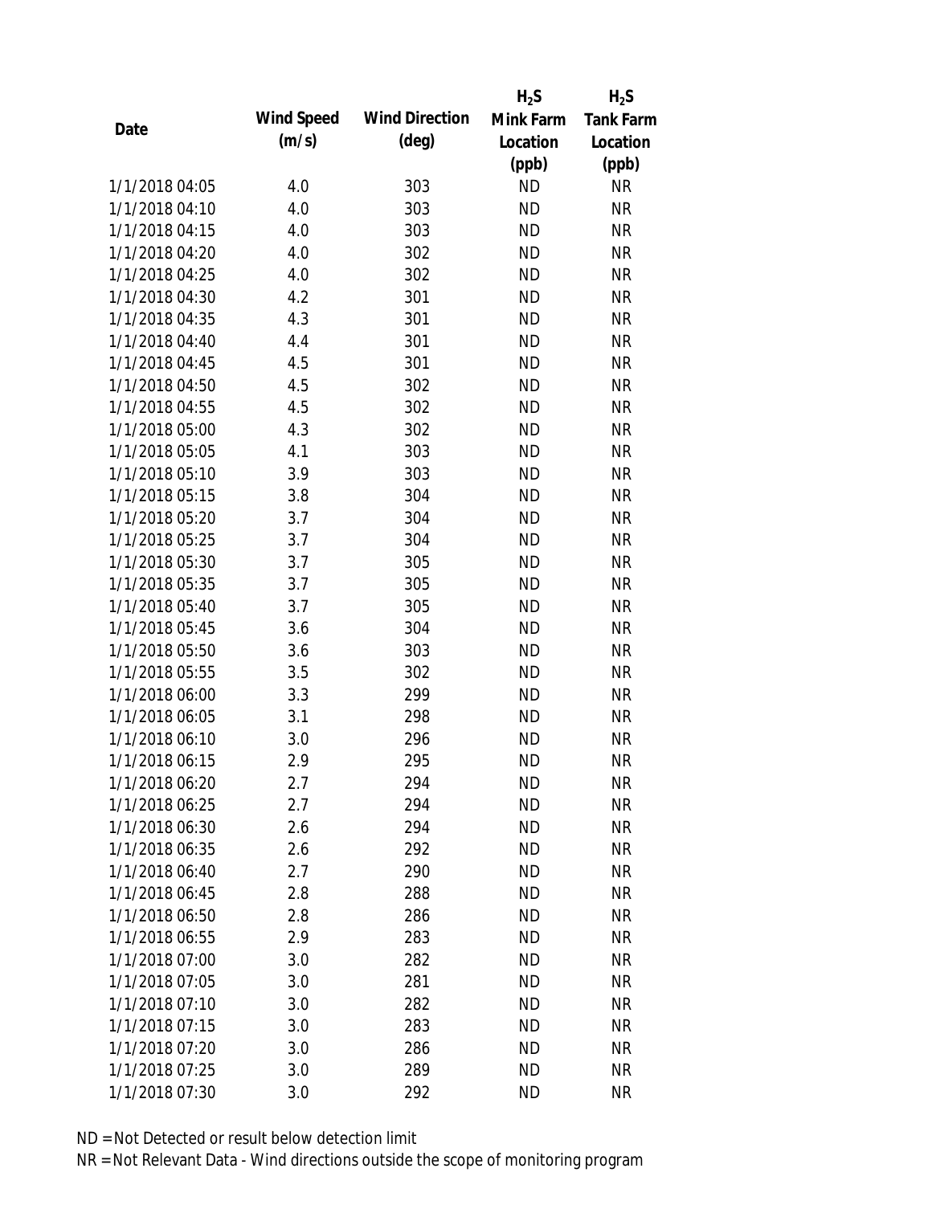| Date | Wind Speed (m/s) | Wind Direction (deg) | $H_2S$ Mink Farm Location (ppb) | $H_2S$ Tank Farm Location (ppb) |
|---|---|---|---|---|
| 1/1/2018 04:05 | 4.0 | 303 | ND | NR |
| 1/1/2018 04:10 | 4.0 | 303 | ND | NR |
| 1/1/2018 04:15 | 4.0 | 303 | ND | NR |
| 1/1/2018 04:20 | 4.0 | 302 | ND | NR |
| 1/1/2018 04:25 | 4.0 | 302 | ND | NR |
| 1/1/2018 04:30 | 4.2 | 301 | ND | NR |
| 1/1/2018 04:35 | 4.3 | 301 | ND | NR |
| 1/1/2018 04:40 | 4.4 | 301 | ND | NR |
| 1/1/2018 04:45 | 4.5 | 301 | ND | NR |
| 1/1/2018 04:50 | 4.5 | 302 | ND | NR |
| 1/1/2018 04:55 | 4.5 | 302 | ND | NR |
| 1/1/2018 05:00 | 4.3 | 302 | ND | NR |
| 1/1/2018 05:05 | 4.1 | 303 | ND | NR |
| 1/1/2018 05:10 | 3.9 | 303 | ND | NR |
| 1/1/2018 05:15 | 3.8 | 304 | ND | NR |
| 1/1/2018 05:20 | 3.7 | 304 | ND | NR |
| 1/1/2018 05:25 | 3.7 | 304 | ND | NR |
| 1/1/2018 05:30 | 3.7 | 305 | ND | NR |
| 1/1/2018 05:35 | 3.7 | 305 | ND | NR |
| 1/1/2018 05:40 | 3.7 | 305 | ND | NR |
| 1/1/2018 05:45 | 3.6 | 304 | ND | NR |
| 1/1/2018 05:50 | 3.6 | 303 | ND | NR |
| 1/1/2018 05:55 | 3.5 | 302 | ND | NR |
| 1/1/2018 06:00 | 3.3 | 299 | ND | NR |
| 1/1/2018 06:05 | 3.1 | 298 | ND | NR |
| 1/1/2018 06:10 | 3.0 | 296 | ND | NR |
| 1/1/2018 06:15 | 2.9 | 295 | ND | NR |
| 1/1/2018 06:20 | 2.7 | 294 | ND | NR |
| 1/1/2018 06:25 | 2.7 | 294 | ND | NR |
| 1/1/2018 06:30 | 2.6 | 294 | ND | NR |
| 1/1/2018 06:35 | 2.6 | 292 | ND | NR |
| 1/1/2018 06:40 | 2.7 | 290 | ND | NR |
| 1/1/2018 06:45 | 2.8 | 288 | ND | NR |
| 1/1/2018 06:50 | 2.8 | 286 | ND | NR |
| 1/1/2018 06:55 | 2.9 | 283 | ND | NR |
| 1/1/2018 07:00 | 3.0 | 282 | ND | NR |
| 1/1/2018 07:05 | 3.0 | 281 | ND | NR |
| 1/1/2018 07:10 | 3.0 | 282 | ND | NR |
| 1/1/2018 07:15 | 3.0 | 283 | ND | NR |
| 1/1/2018 07:20 | 3.0 | 286 | ND | NR |
| 1/1/2018 07:25 | 3.0 | 289 | ND | NR |
| 1/1/2018 07:30 | 3.0 | 292 | ND | NR |

ND = Not Detected or result below detection limit

NR = Not Relevant Data - Wind directions outside the scope of monitoring program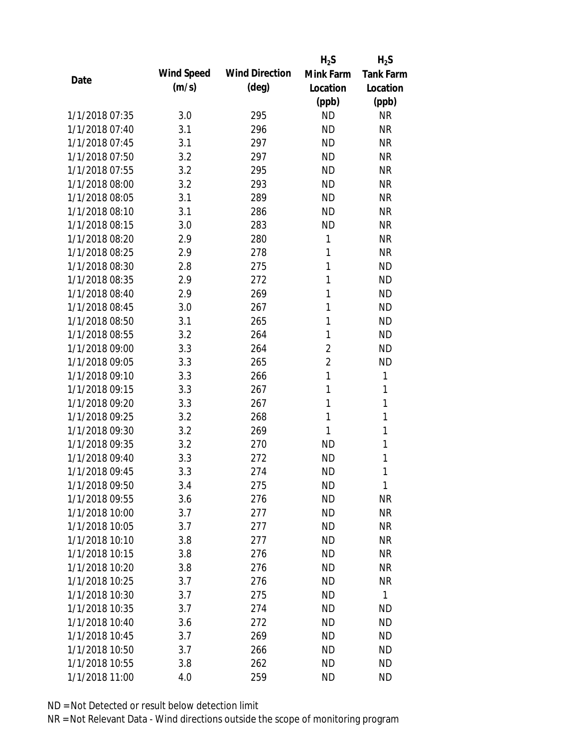| Date | Wind Speed (m/s) | Wind Direction (deg) | $H_2S$ Mink Farm Location (ppb) | $H_2S$ Tank Farm Location (ppb) |
|---|---|---|---|---|
| 1/1/2018 07:35 | 3.0 | 295 | ND | NR |
| 1/1/2018 07:40 | 3.1 | 296 | ND | NR |
| 1/1/2018 07:45 | 3.1 | 297 | ND | NR |
| 1/1/2018 07:50 | 3.2 | 297 | ND | NR |
| 1/1/2018 07:55 | 3.2 | 295 | ND | NR |
| 1/1/2018 08:00 | 3.2 | 293 | ND | NR |
| 1/1/2018 08:05 | 3.1 | 289 | ND | NR |
| 1/1/2018 08:10 | 3.1 | 286 | ND | NR |
| 1/1/2018 08:15 | 3.0 | 283 | ND | NR |
| 1/1/2018 08:20 | 2.9 | 280 | 1 | NR |
| 1/1/2018 08:25 | 2.9 | 278 | 1 | NR |
| 1/1/2018 08:30 | 2.8 | 275 | 1 | ND |
| 1/1/2018 08:35 | 2.9 | 272 | 1 | ND |
| 1/1/2018 08:40 | 2.9 | 269 | 1 | ND |
| 1/1/2018 08:45 | 3.0 | 267 | 1 | ND |
| 1/1/2018 08:50 | 3.1 | 265 | 1 | ND |
| 1/1/2018 08:55 | 3.2 | 264 | 1 | ND |
| 1/1/2018 09:00 | 3.3 | 264 | 2 | ND |
| 1/1/2018 09:05 | 3.3 | 265 | 2 | ND |
| 1/1/2018 09:10 | 3.3 | 266 | 1 | 1 |
| 1/1/2018 09:15 | 3.3 | 267 | 1 | 1 |
| 1/1/2018 09:20 | 3.3 | 267 | 1 | 1 |
| 1/1/2018 09:25 | 3.2 | 268 | 1 | 1 |
| 1/1/2018 09:30 | 3.2 | 269 | 1 | 1 |
| 1/1/2018 09:35 | 3.2 | 270 | ND | 1 |
| 1/1/2018 09:40 | 3.3 | 272 | ND | 1 |
| 1/1/2018 09:45 | 3.3 | 274 | ND | 1 |
| 1/1/2018 09:50 | 3.4 | 275 | ND | 1 |
| 1/1/2018 09:55 | 3.6 | 276 | ND | NR |
| 1/1/2018 10:00 | 3.7 | 277 | ND | NR |
| 1/1/2018 10:05 | 3.7 | 277 | ND | NR |
| 1/1/2018 10:10 | 3.8 | 277 | ND | NR |
| 1/1/2018 10:15 | 3.8 | 276 | ND | NR |
| 1/1/2018 10:20 | 3.8 | 276 | ND | NR |
| 1/1/2018 10:25 | 3.7 | 276 | ND | NR |
| 1/1/2018 10:30 | 3.7 | 275 | ND | 1 |
| 1/1/2018 10:35 | 3.7 | 274 | ND | ND |
| 1/1/2018 10:40 | 3.6 | 272 | ND | ND |
| 1/1/2018 10:45 | 3.7 | 269 | ND | ND |
| 1/1/2018 10:50 | 3.7 | 266 | ND | ND |
| 1/1/2018 10:55 | 3.8 | 262 | ND | ND |
| 1/1/2018 11:00 | 4.0 | 259 | ND | ND |

ND = Not Detected or result below detection limit

NR = Not Relevant Data - Wind directions outside the scope of monitoring program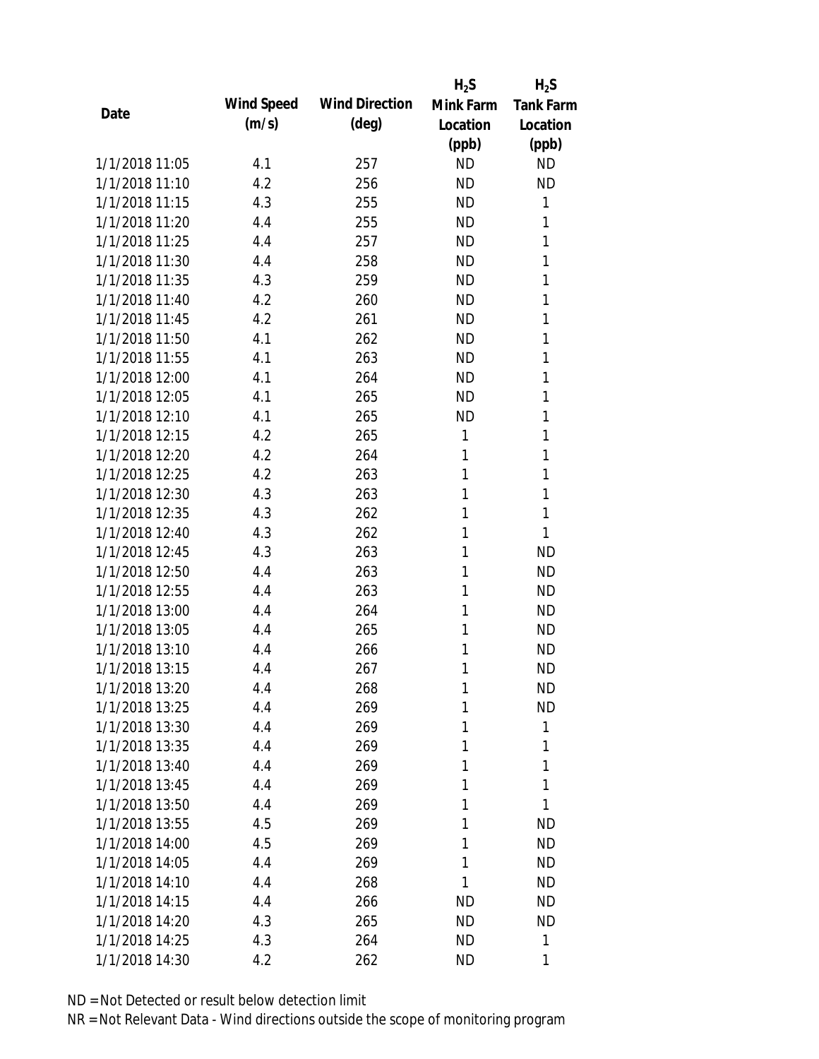| Date | Wind Speed (m/s) | Wind Direction (deg) | $H_2S$ Mink Farm Location (ppb) | $H_2S$ Tank Farm Location (ppb) |
|---|---|---|---|---|
| 1/1/2018 11:05 | 4.1 | 257 | ND | ND |
| 1/1/2018 11:10 | 4.2 | 256 | ND | ND |
| 1/1/2018 11:15 | 4.3 | 255 | ND | 1 |
| 1/1/2018 11:20 | 4.4 | 255 | ND | 1 |
| 1/1/2018 11:25 | 4.4 | 257 | ND | 1 |
| 1/1/2018 11:30 | 4.4 | 258 | ND | 1 |
| 1/1/2018 11:35 | 4.3 | 259 | ND | 1 |
| 1/1/2018 11:40 | 4.2 | 260 | ND | 1 |
| 1/1/2018 11:45 | 4.2 | 261 | ND | 1 |
| 1/1/2018 11:50 | 4.1 | 262 | ND | 1 |
| 1/1/2018 11:55 | 4.1 | 263 | ND | 1 |
| 1/1/2018 12:00 | 4.1 | 264 | ND | 1 |
| 1/1/2018 12:05 | 4.1 | 265 | ND | 1 |
| 1/1/2018 12:10 | 4.1 | 265 | ND | 1 |
| 1/1/2018 12:15 | 4.2 | 265 | 1 | 1 |
| 1/1/2018 12:20 | 4.2 | 264 | 1 | 1 |
| 1/1/2018 12:25 | 4.2 | 263 | 1 | 1 |
| 1/1/2018 12:30 | 4.3 | 263 | 1 | 1 |
| 1/1/2018 12:35 | 4.3 | 262 | 1 | 1 |
| 1/1/2018 12:40 | 4.3 | 262 | 1 | 1 |
| 1/1/2018 12:45 | 4.3 | 263 | 1 | ND |
| 1/1/2018 12:50 | 4.4 | 263 | 1 | ND |
| 1/1/2018 12:55 | 4.4 | 263 | 1 | ND |
| 1/1/2018 13:00 | 4.4 | 264 | 1 | ND |
| 1/1/2018 13:05 | 4.4 | 265 | 1 | ND |
| 1/1/2018 13:10 | 4.4 | 266 | 1 | ND |
| 1/1/2018 13:15 | 4.4 | 267 | 1 | ND |
| 1/1/2018 13:20 | 4.4 | 268 | 1 | ND |
| 1/1/2018 13:25 | 4.4 | 269 | 1 | ND |
| 1/1/2018 13:30 | 4.4 | 269 | 1 | 1 |
| 1/1/2018 13:35 | 4.4 | 269 | 1 | 1 |
| 1/1/2018 13:40 | 4.4 | 269 | 1 | 1 |
| 1/1/2018 13:45 | 4.4 | 269 | 1 | 1 |
| 1/1/2018 13:50 | 4.4 | 269 | 1 | 1 |
| 1/1/2018 13:55 | 4.5 | 269 | 1 | ND |
| 1/1/2018 14:00 | 4.5 | 269 | 1 | ND |
| 1/1/2018 14:05 | 4.4 | 269 | 1 | ND |
| 1/1/2018 14:10 | 4.4 | 268 | 1 | ND |
| 1/1/2018 14:15 | 4.4 | 266 | ND | ND |
| 1/1/2018 14:20 | 4.3 | 265 | ND | ND |
| 1/1/2018 14:25 | 4.3 | 264 | ND | 1 |
| 1/1/2018 14:30 | 4.2 | 262 | ND | 1 |

ND = Not Detected or result below detection limit

NR = Not Relevant Data - Wind directions outside the scope of monitoring program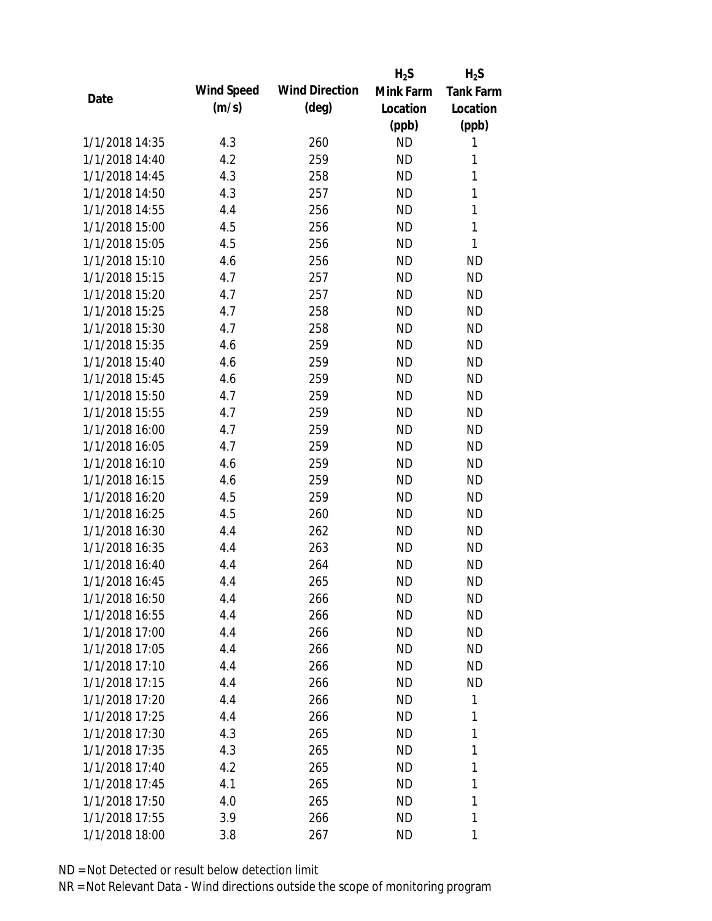| Date | Wind Speed (m/s) | Wind Direction (deg) | $H_2S$ Mink Farm Location (ppb) | $H_2S$ Tank Farm Location (ppb) |
|---|---|---|---|---|
| 1/1/2018 14:35 | 4.3 | 260 | ND | 1 |
| 1/1/2018 14:40 | 4.2 | 259 | ND | 1 |
| 1/1/2018 14:45 | 4.3 | 258 | ND | 1 |
| 1/1/2018 14:50 | 4.3 | 257 | ND | 1 |
| 1/1/2018 14:55 | 4.4 | 256 | ND | 1 |
| 1/1/2018 15:00 | 4.5 | 256 | ND | 1 |
| 1/1/2018 15:05 | 4.5 | 256 | ND | 1 |
| 1/1/2018 15:10 | 4.6 | 256 | ND | ND |
| 1/1/2018 15:15 | 4.7 | 257 | ND | ND |
| 1/1/2018 15:20 | 4.7 | 257 | ND | ND |
| 1/1/2018 15:25 | 4.7 | 258 | ND | ND |
| 1/1/2018 15:30 | 4.7 | 258 | ND | ND |
| 1/1/2018 15:35 | 4.6 | 259 | ND | ND |
| 1/1/2018 15:40 | 4.6 | 259 | ND | ND |
| 1/1/2018 15:45 | 4.6 | 259 | ND | ND |
| 1/1/2018 15:50 | 4.7 | 259 | ND | ND |
| 1/1/2018 15:55 | 4.7 | 259 | ND | ND |
| 1/1/2018 16:00 | 4.7 | 259 | ND | ND |
| 1/1/2018 16:05 | 4.7 | 259 | ND | ND |
| 1/1/2018 16:10 | 4.6 | 259 | ND | ND |
| 1/1/2018 16:15 | 4.6 | 259 | ND | ND |
| 1/1/2018 16:20 | 4.5 | 259 | ND | ND |
| 1/1/2018 16:25 | 4.5 | 260 | ND | ND |
| 1/1/2018 16:30 | 4.4 | 262 | ND | ND |
| 1/1/2018 16:35 | 4.4 | 263 | ND | ND |
| 1/1/2018 16:40 | 4.4 | 264 | ND | ND |
| 1/1/2018 16:45 | 4.4 | 265 | ND | ND |
| 1/1/2018 16:50 | 4.4 | 266 | ND | ND |
| 1/1/2018 16:55 | 4.4 | 266 | ND | ND |
| 1/1/2018 17:00 | 4.4 | 266 | ND | ND |
| 1/1/2018 17:05 | 4.4 | 266 | ND | ND |
| 1/1/2018 17:10 | 4.4 | 266 | ND | ND |
| 1/1/2018 17:15 | 4.4 | 266 | ND | ND |
| 1/1/2018 17:20 | 4.4 | 266 | ND | 1 |
| 1/1/2018 17:25 | 4.4 | 266 | ND | 1 |
| 1/1/2018 17:30 | 4.3 | 265 | ND | 1 |
| 1/1/2018 17:35 | 4.3 | 265 | ND | 1 |
| 1/1/2018 17:40 | 4.2 | 265 | ND | 1 |
| 1/1/2018 17:45 | 4.1 | 265 | ND | 1 |
| 1/1/2018 17:50 | 4.0 | 265 | ND | 1 |
| 1/1/2018 17:55 | 3.9 | 266 | ND | 1 |
| 1/1/2018 18:00 | 3.8 | 267 | ND | 1 |

ND = Not Detected or result below detection limit

NR = Not Relevant Data - Wind directions outside the scope of monitoring program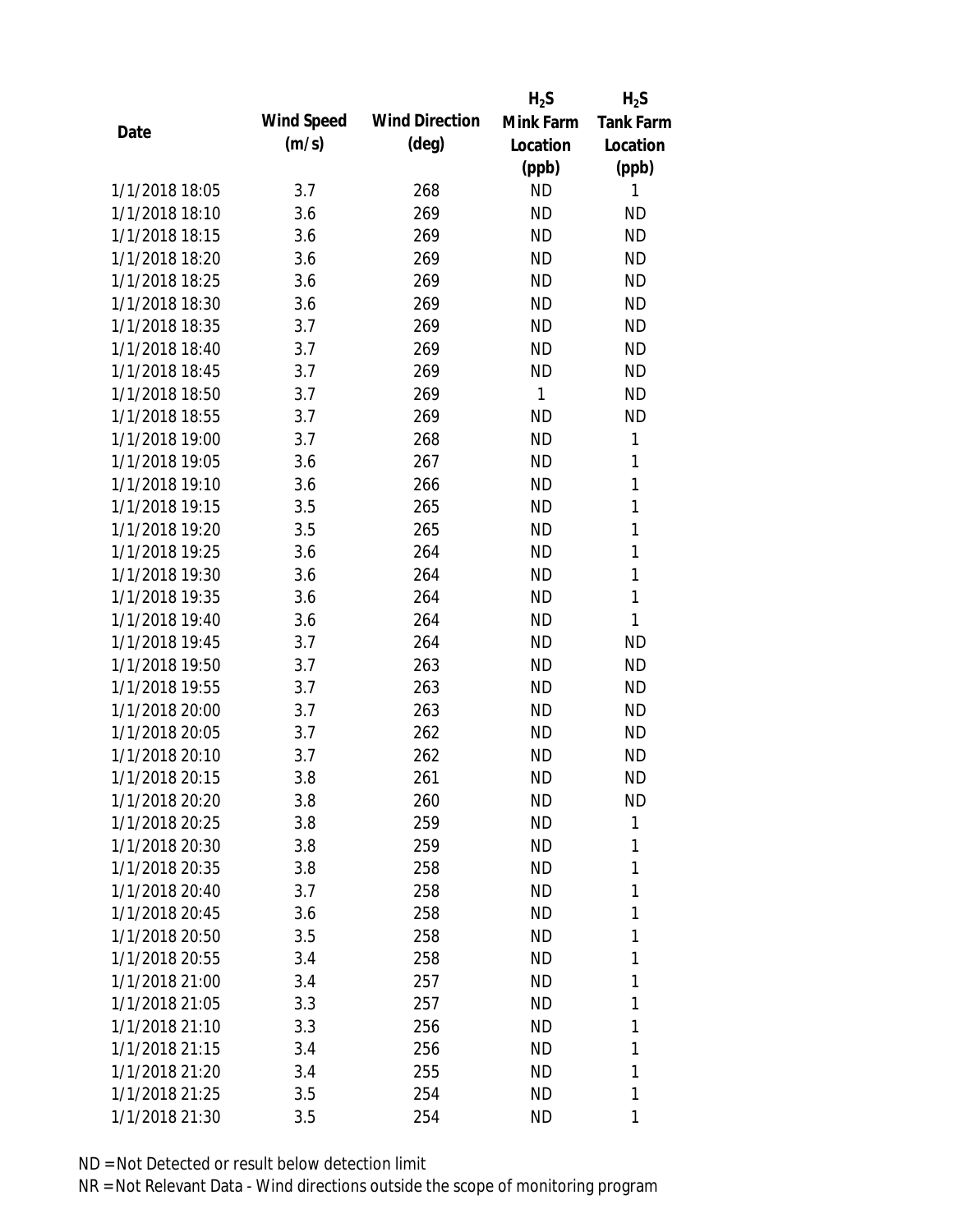| Date | Wind Speed (m/s) | Wind Direction (deg) | $H_2S$ Mink Farm Location (ppb) | $H_2S$ Tank Farm Location (ppb) |
|---|---|---|---|---|
| 1/1/2018 18:05 | 3.7 | 268 | ND | 1 |
| 1/1/2018 18:10 | 3.6 | 269 | ND | ND |
| 1/1/2018 18:15 | 3.6 | 269 | ND | ND |
| 1/1/2018 18:20 | 3.6 | 269 | ND | ND |
| 1/1/2018 18:25 | 3.6 | 269 | ND | ND |
| 1/1/2018 18:30 | 3.6 | 269 | ND | ND |
| 1/1/2018 18:35 | 3.7 | 269 | ND | ND |
| 1/1/2018 18:40 | 3.7 | 269 | ND | ND |
| 1/1/2018 18:45 | 3.7 | 269 | ND | ND |
| 1/1/2018 18:50 | 3.7 | 269 | 1 | ND |
| 1/1/2018 18:55 | 3.7 | 269 | ND | ND |
| 1/1/2018 19:00 | 3.7 | 268 | ND | 1 |
| 1/1/2018 19:05 | 3.6 | 267 | ND | 1 |
| 1/1/2018 19:10 | 3.6 | 266 | ND | 1 |
| 1/1/2018 19:15 | 3.5 | 265 | ND | 1 |
| 1/1/2018 19:20 | 3.5 | 265 | ND | 1 |
| 1/1/2018 19:25 | 3.6 | 264 | ND | 1 |
| 1/1/2018 19:30 | 3.6 | 264 | ND | 1 |
| 1/1/2018 19:35 | 3.6 | 264 | ND | 1 |
| 1/1/2018 19:40 | 3.6 | 264 | ND | 1 |
| 1/1/2018 19:45 | 3.7 | 264 | ND | ND |
| 1/1/2018 19:50 | 3.7 | 263 | ND | ND |
| 1/1/2018 19:55 | 3.7 | 263 | ND | ND |
| 1/1/2018 20:00 | 3.7 | 263 | ND | ND |
| 1/1/2018 20:05 | 3.7 | 262 | ND | ND |
| 1/1/2018 20:10 | 3.7 | 262 | ND | ND |
| 1/1/2018 20:15 | 3.8 | 261 | ND | ND |
| 1/1/2018 20:20 | 3.8 | 260 | ND | ND |
| 1/1/2018 20:25 | 3.8 | 259 | ND | 1 |
| 1/1/2018 20:30 | 3.8 | 259 | ND | 1 |
| 1/1/2018 20:35 | 3.8 | 258 | ND | 1 |
| 1/1/2018 20:40 | 3.7 | 258 | ND | 1 |
| 1/1/2018 20:45 | 3.6 | 258 | ND | 1 |
| 1/1/2018 20:50 | 3.5 | 258 | ND | 1 |
| 1/1/2018 20:55 | 3.4 | 258 | ND | 1 |
| 1/1/2018 21:00 | 3.4 | 257 | ND | 1 |
| 1/1/2018 21:05 | 3.3 | 257 | ND | 1 |
| 1/1/2018 21:10 | 3.3 | 256 | ND | 1 |
| 1/1/2018 21:15 | 3.4 | 256 | ND | 1 |
| 1/1/2018 21:20 | 3.4 | 255 | ND | 1 |
| 1/1/2018 21:25 | 3.5 | 254 | ND | 1 |
| 1/1/2018 21:30 | 3.5 | 254 | ND | 1 |

ND = Not Detected or result below detection limit

NR = Not Relevant Data - Wind directions outside the scope of monitoring program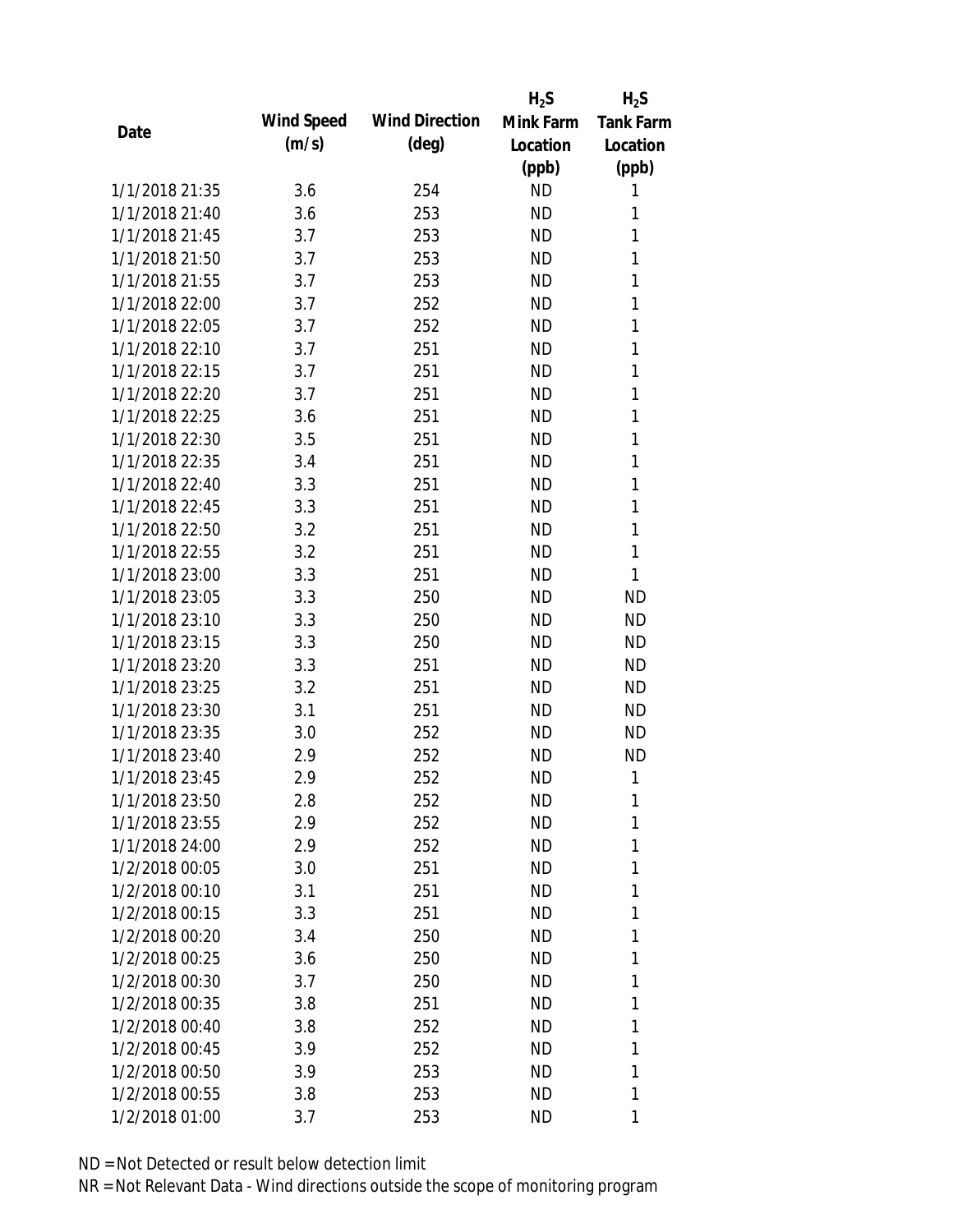| Date | Wind Speed (m/s) | Wind Direction (deg) | $H_2S$ Mink Farm Location (ppb) | $H_2S$ Tank Farm Location (ppb) |
|---|---|---|---|---|
| 1/1/2018 21:35 | 3.6 | 254 | ND | 1 |
| 1/1/2018 21:40 | 3.6 | 253 | ND | 1 |
| 1/1/2018 21:45 | 3.7 | 253 | ND | 1 |
| 1/1/2018 21:50 | 3.7 | 253 | ND | 1 |
| 1/1/2018 21:55 | 3.7 | 253 | ND | 1 |
| 1/1/2018 22:00 | 3.7 | 252 | ND | 1 |
| 1/1/2018 22:05 | 3.7 | 252 | ND | 1 |
| 1/1/2018 22:10 | 3.7 | 251 | ND | 1 |
| 1/1/2018 22:15 | 3.7 | 251 | ND | 1 |
| 1/1/2018 22:20 | 3.7 | 251 | ND | 1 |
| 1/1/2018 22:25 | 3.6 | 251 | ND | 1 |
| 1/1/2018 22:30 | 3.5 | 251 | ND | 1 |
| 1/1/2018 22:35 | 3.4 | 251 | ND | 1 |
| 1/1/2018 22:40 | 3.3 | 251 | ND | 1 |
| 1/1/2018 22:45 | 3.3 | 251 | ND | 1 |
| 1/1/2018 22:50 | 3.2 | 251 | ND | 1 |
| 1/1/2018 22:55 | 3.2 | 251 | ND | 1 |
| 1/1/2018 23:00 | 3.3 | 251 | ND | 1 |
| 1/1/2018 23:05 | 3.3 | 250 | ND | ND |
| 1/1/2018 23:10 | 3.3 | 250 | ND | ND |
| 1/1/2018 23:15 | 3.3 | 250 | ND | ND |
| 1/1/2018 23:20 | 3.3 | 251 | ND | ND |
| 1/1/2018 23:25 | 3.2 | 251 | ND | ND |
| 1/1/2018 23:30 | 3.1 | 251 | ND | ND |
| 1/1/2018 23:35 | 3.0 | 252 | ND | ND |
| 1/1/2018 23:40 | 2.9 | 252 | ND | ND |
| 1/1/2018 23:45 | 2.9 | 252 | ND | 1 |
| 1/1/2018 23:50 | 2.8 | 252 | ND | 1 |
| 1/1/2018 23:55 | 2.9 | 252 | ND | 1 |
| 1/1/2018 24:00 | 2.9 | 252 | ND | 1 |
| 1/2/2018 00:05 | 3.0 | 251 | ND | 1 |
| 1/2/2018 00:10 | 3.1 | 251 | ND | 1 |
| 1/2/2018 00:15 | 3.3 | 251 | ND | 1 |
| 1/2/2018 00:20 | 3.4 | 250 | ND | 1 |
| 1/2/2018 00:25 | 3.6 | 250 | ND | 1 |
| 1/2/2018 00:30 | 3.7 | 250 | ND | 1 |
| 1/2/2018 00:35 | 3.8 | 251 | ND | 1 |
| 1/2/2018 00:40 | 3.8 | 252 | ND | 1 |
| 1/2/2018 00:45 | 3.9 | 252 | ND | 1 |
| 1/2/2018 00:50 | 3.9 | 253 | ND | 1 |
| 1/2/2018 00:55 | 3.8 | 253 | ND | 1 |
| 1/2/2018 01:00 | 3.7 | 253 | ND | 1 |

ND = Not Detected or result below detection limit

NR = Not Relevant Data - Wind directions outside the scope of monitoring program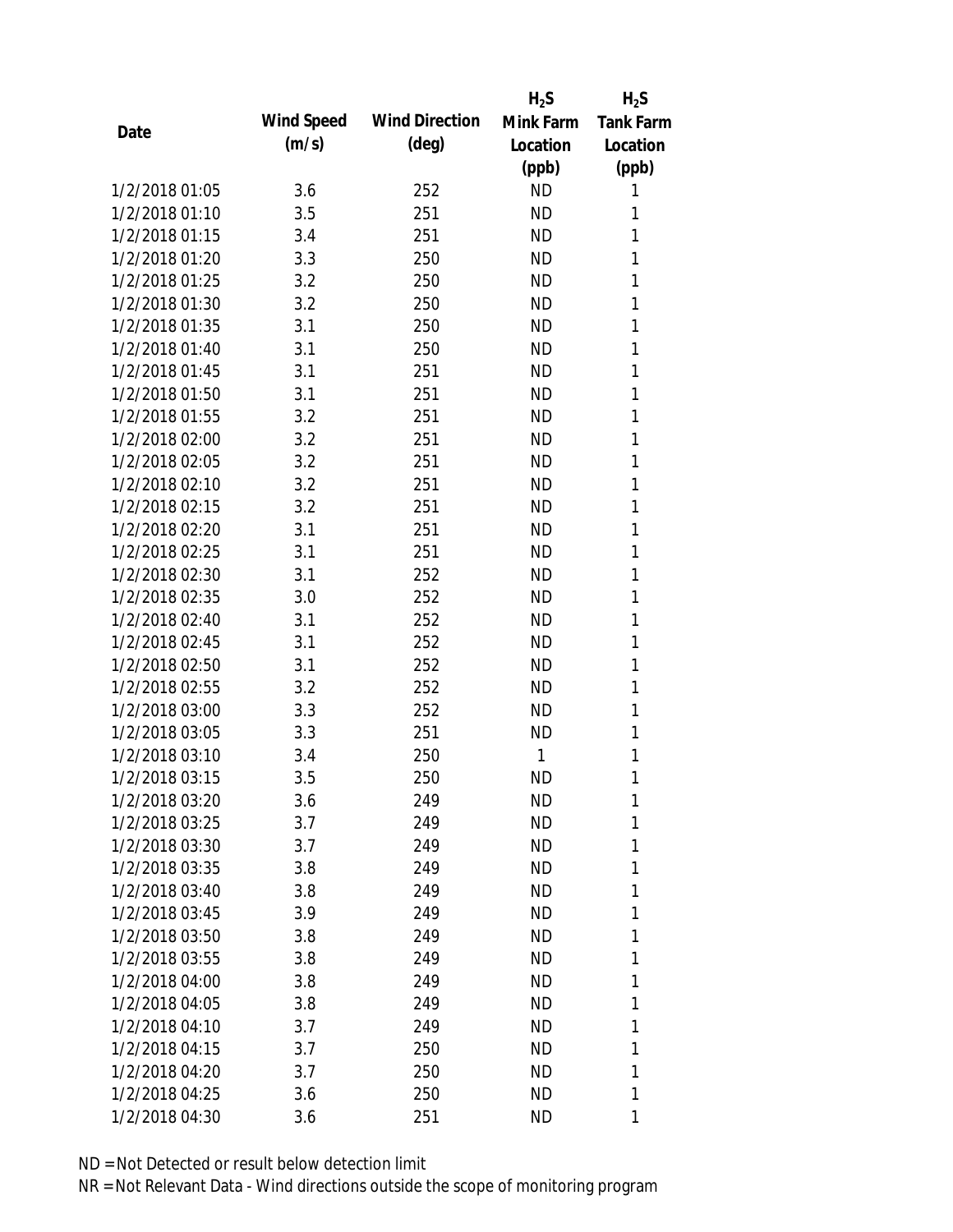| Date | Wind Speed (m/s) | Wind Direction (deg) | $H_2S$ Mink Farm Location (ppb) | $H_2S$ Tank Farm Location (ppb) |
|---|---|---|---|---|
| 1/2/2018 01:05 | 3.6 | 252 | ND | 1 |
| 1/2/2018 01:10 | 3.5 | 251 | ND | 1 |
| 1/2/2018 01:15 | 3.4 | 251 | ND | 1 |
| 1/2/2018 01:20 | 3.3 | 250 | ND | 1 |
| 1/2/2018 01:25 | 3.2 | 250 | ND | 1 |
| 1/2/2018 01:30 | 3.2 | 250 | ND | 1 |
| 1/2/2018 01:35 | 3.1 | 250 | ND | 1 |
| 1/2/2018 01:40 | 3.1 | 250 | ND | 1 |
| 1/2/2018 01:45 | 3.1 | 251 | ND | 1 |
| 1/2/2018 01:50 | 3.1 | 251 | ND | 1 |
| 1/2/2018 01:55 | 3.2 | 251 | ND | 1 |
| 1/2/2018 02:00 | 3.2 | 251 | ND | 1 |
| 1/2/2018 02:05 | 3.2 | 251 | ND | 1 |
| 1/2/2018 02:10 | 3.2 | 251 | ND | 1 |
| 1/2/2018 02:15 | 3.2 | 251 | ND | 1 |
| 1/2/2018 02:20 | 3.1 | 251 | ND | 1 |
| 1/2/2018 02:25 | 3.1 | 251 | ND | 1 |
| 1/2/2018 02:30 | 3.1 | 252 | ND | 1 |
| 1/2/2018 02:35 | 3.0 | 252 | ND | 1 |
| 1/2/2018 02:40 | 3.1 | 252 | ND | 1 |
| 1/2/2018 02:45 | 3.1 | 252 | ND | 1 |
| 1/2/2018 02:50 | 3.1 | 252 | ND | 1 |
| 1/2/2018 02:55 | 3.2 | 252 | ND | 1 |
| 1/2/2018 03:00 | 3.3 | 252 | ND | 1 |
| 1/2/2018 03:05 | 3.3 | 251 | ND | 1 |
| 1/2/2018 03:10 | 3.4 | 250 | 1 | 1 |
| 1/2/2018 03:15 | 3.5 | 250 | ND | 1 |
| 1/2/2018 03:20 | 3.6 | 249 | ND | 1 |
| 1/2/2018 03:25 | 3.7 | 249 | ND | 1 |
| 1/2/2018 03:30 | 3.7 | 249 | ND | 1 |
| 1/2/2018 03:35 | 3.8 | 249 | ND | 1 |
| 1/2/2018 03:40 | 3.8 | 249 | ND | 1 |
| 1/2/2018 03:45 | 3.9 | 249 | ND | 1 |
| 1/2/2018 03:50 | 3.8 | 249 | ND | 1 |
| 1/2/2018 03:55 | 3.8 | 249 | ND | 1 |
| 1/2/2018 04:00 | 3.8 | 249 | ND | 1 |
| 1/2/2018 04:05 | 3.8 | 249 | ND | 1 |
| 1/2/2018 04:10 | 3.7 | 249 | ND | 1 |
| 1/2/2018 04:15 | 3.7 | 250 | ND | 1 |
| 1/2/2018 04:20 | 3.7 | 250 | ND | 1 |
| 1/2/2018 04:25 | 3.6 | 250 | ND | 1 |
| 1/2/2018 04:30 | 3.6 | 251 | ND | 1 |

ND = Not Detected or result below detection limit

NR = Not Relevant Data - Wind directions outside the scope of monitoring program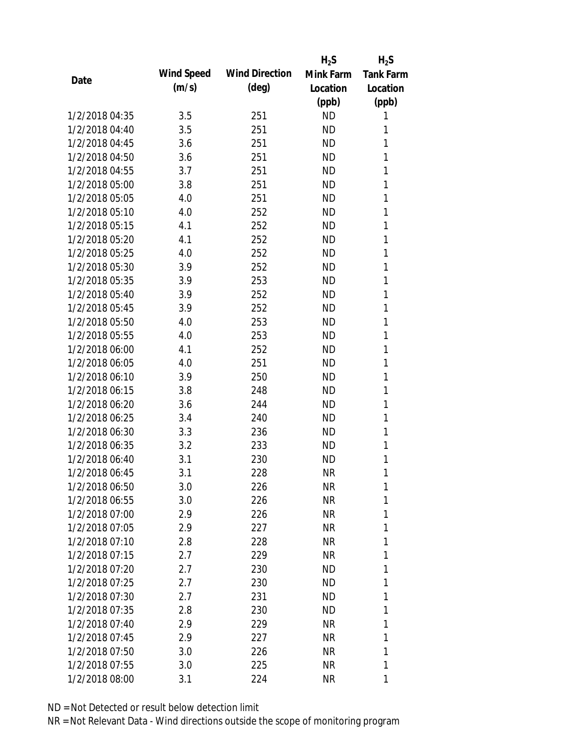| Date | Wind Speed (m/s) | Wind Direction (deg) | $H_2S$ Mink Farm Location (ppb) | $H_2S$ Tank Farm Location (ppb) |
|---|---|---|---|---|
| 1/2/2018 04:35 | 3.5 | 251 | ND | 1 |
| 1/2/2018 04:40 | 3.5 | 251 | ND | 1 |
| 1/2/2018 04:45 | 3.6 | 251 | ND | 1 |
| 1/2/2018 04:50 | 3.6 | 251 | ND | 1 |
| 1/2/2018 04:55 | 3.7 | 251 | ND | 1 |
| 1/2/2018 05:00 | 3.8 | 251 | ND | 1 |
| 1/2/2018 05:05 | 4.0 | 251 | ND | 1 |
| 1/2/2018 05:10 | 4.0 | 252 | ND | 1 |
| 1/2/2018 05:15 | 4.1 | 252 | ND | 1 |
| 1/2/2018 05:20 | 4.1 | 252 | ND | 1 |
| 1/2/2018 05:25 | 4.0 | 252 | ND | 1 |
| 1/2/2018 05:30 | 3.9 | 252 | ND | 1 |
| 1/2/2018 05:35 | 3.9 | 253 | ND | 1 |
| 1/2/2018 05:40 | 3.9 | 252 | ND | 1 |
| 1/2/2018 05:45 | 3.9 | 252 | ND | 1 |
| 1/2/2018 05:50 | 4.0 | 253 | ND | 1 |
| 1/2/2018 05:55 | 4.0 | 253 | ND | 1 |
| 1/2/2018 06:00 | 4.1 | 252 | ND | 1 |
| 1/2/2018 06:05 | 4.0 | 251 | ND | 1 |
| 1/2/2018 06:10 | 3.9 | 250 | ND | 1 |
| 1/2/2018 06:15 | 3.8 | 248 | ND | 1 |
| 1/2/2018 06:20 | 3.6 | 244 | ND | 1 |
| 1/2/2018 06:25 | 3.4 | 240 | ND | 1 |
| 1/2/2018 06:30 | 3.3 | 236 | ND | 1 |
| 1/2/2018 06:35 | 3.2 | 233 | ND | 1 |
| 1/2/2018 06:40 | 3.1 | 230 | ND | 1 |
| 1/2/2018 06:45 | 3.1 | 228 | NR | 1 |
| 1/2/2018 06:50 | 3.0 | 226 | NR | 1 |
| 1/2/2018 06:55 | 3.0 | 226 | NR | 1 |
| 1/2/2018 07:00 | 2.9 | 226 | NR | 1 |
| 1/2/2018 07:05 | 2.9 | 227 | NR | 1 |
| 1/2/2018 07:10 | 2.8 | 228 | NR | 1 |
| 1/2/2018 07:15 | 2.7 | 229 | NR | 1 |
| 1/2/2018 07:20 | 2.7 | 230 | ND | 1 |
| 1/2/2018 07:25 | 2.7 | 230 | ND | 1 |
| 1/2/2018 07:30 | 2.7 | 231 | ND | 1 |
| 1/2/2018 07:35 | 2.8 | 230 | ND | 1 |
| 1/2/2018 07:40 | 2.9 | 229 | NR | 1 |
| 1/2/2018 07:45 | 2.9 | 227 | NR | 1 |
| 1/2/2018 07:50 | 3.0 | 226 | NR | 1 |
| 1/2/2018 07:55 | 3.0 | 225 | NR | 1 |
| 1/2/2018 08:00 | 3.1 | 224 | NR | 1 |

ND = Not Detected or result below detection limit

NR = Not Relevant Data - Wind directions outside the scope of monitoring program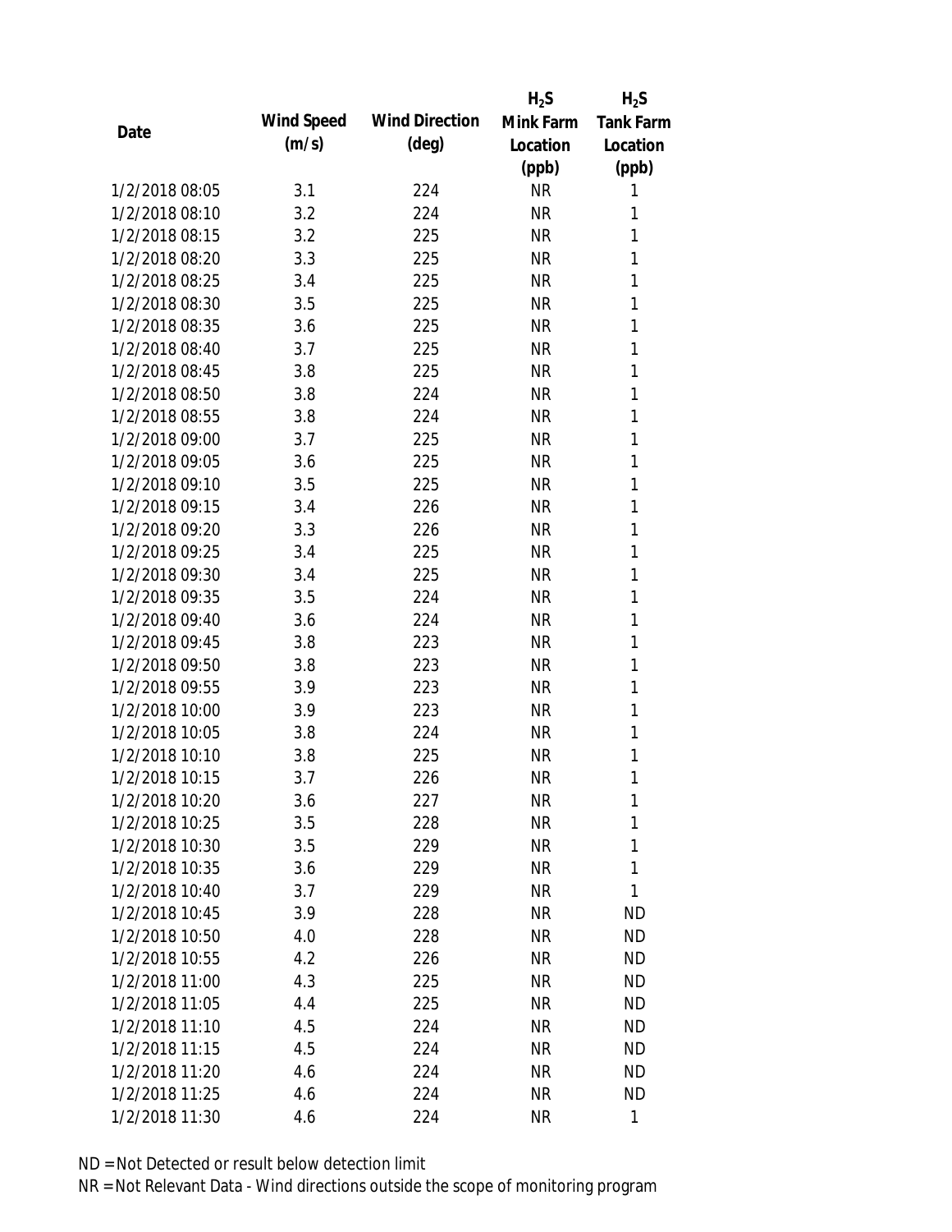| Date | Wind Speed (m/s) | Wind Direction (deg) | $H_2S$ Mink Farm Location (ppb) | $H_2S$ Tank Farm Location (ppb) |
|---|---|---|---|---|
| 1/2/2018 08:05 | 3.1 | 224 | NR | 1 |
| 1/2/2018 08:10 | 3.2 | 224 | NR | 1 |
| 1/2/2018 08:15 | 3.2 | 225 | NR | 1 |
| 1/2/2018 08:20 | 3.3 | 225 | NR | 1 |
| 1/2/2018 08:25 | 3.4 | 225 | NR | 1 |
| 1/2/2018 08:30 | 3.5 | 225 | NR | 1 |
| 1/2/2018 08:35 | 3.6 | 225 | NR | 1 |
| 1/2/2018 08:40 | 3.7 | 225 | NR | 1 |
| 1/2/2018 08:45 | 3.8 | 225 | NR | 1 |
| 1/2/2018 08:50 | 3.8 | 224 | NR | 1 |
| 1/2/2018 08:55 | 3.8 | 224 | NR | 1 |
| 1/2/2018 09:00 | 3.7 | 225 | NR | 1 |
| 1/2/2018 09:05 | 3.6 | 225 | NR | 1 |
| 1/2/2018 09:10 | 3.5 | 225 | NR | 1 |
| 1/2/2018 09:15 | 3.4 | 226 | NR | 1 |
| 1/2/2018 09:20 | 3.3 | 226 | NR | 1 |
| 1/2/2018 09:25 | 3.4 | 225 | NR | 1 |
| 1/2/2018 09:30 | 3.4 | 225 | NR | 1 |
| 1/2/2018 09:35 | 3.5 | 224 | NR | 1 |
| 1/2/2018 09:40 | 3.6 | 224 | NR | 1 |
| 1/2/2018 09:45 | 3.8 | 223 | NR | 1 |
| 1/2/2018 09:50 | 3.8 | 223 | NR | 1 |
| 1/2/2018 09:55 | 3.9 | 223 | NR | 1 |
| 1/2/2018 10:00 | 3.9 | 223 | NR | 1 |
| 1/2/2018 10:05 | 3.8 | 224 | NR | 1 |
| 1/2/2018 10:10 | 3.8 | 225 | NR | 1 |
| 1/2/2018 10:15 | 3.7 | 226 | NR | 1 |
| 1/2/2018 10:20 | 3.6 | 227 | NR | 1 |
| 1/2/2018 10:25 | 3.5 | 228 | NR | 1 |
| 1/2/2018 10:30 | 3.5 | 229 | NR | 1 |
| 1/2/2018 10:35 | 3.6 | 229 | NR | 1 |
| 1/2/2018 10:40 | 3.7 | 229 | NR | 1 |
| 1/2/2018 10:45 | 3.9 | 228 | NR | ND |
| 1/2/2018 10:50 | 4.0 | 228 | NR | ND |
| 1/2/2018 10:55 | 4.2 | 226 | NR | ND |
| 1/2/2018 11:00 | 4.3 | 225 | NR | ND |
| 1/2/2018 11:05 | 4.4 | 225 | NR | ND |
| 1/2/2018 11:10 | 4.5 | 224 | NR | ND |
| 1/2/2018 11:15 | 4.5 | 224 | NR | ND |
| 1/2/2018 11:20 | 4.6 | 224 | NR | ND |
| 1/2/2018 11:25 | 4.6 | 224 | NR | ND |
| 1/2/2018 11:30 | 4.6 | 224 | NR | 1 |

ND = Not Detected or result below detection limit

NR = Not Relevant Data - Wind directions outside the scope of monitoring program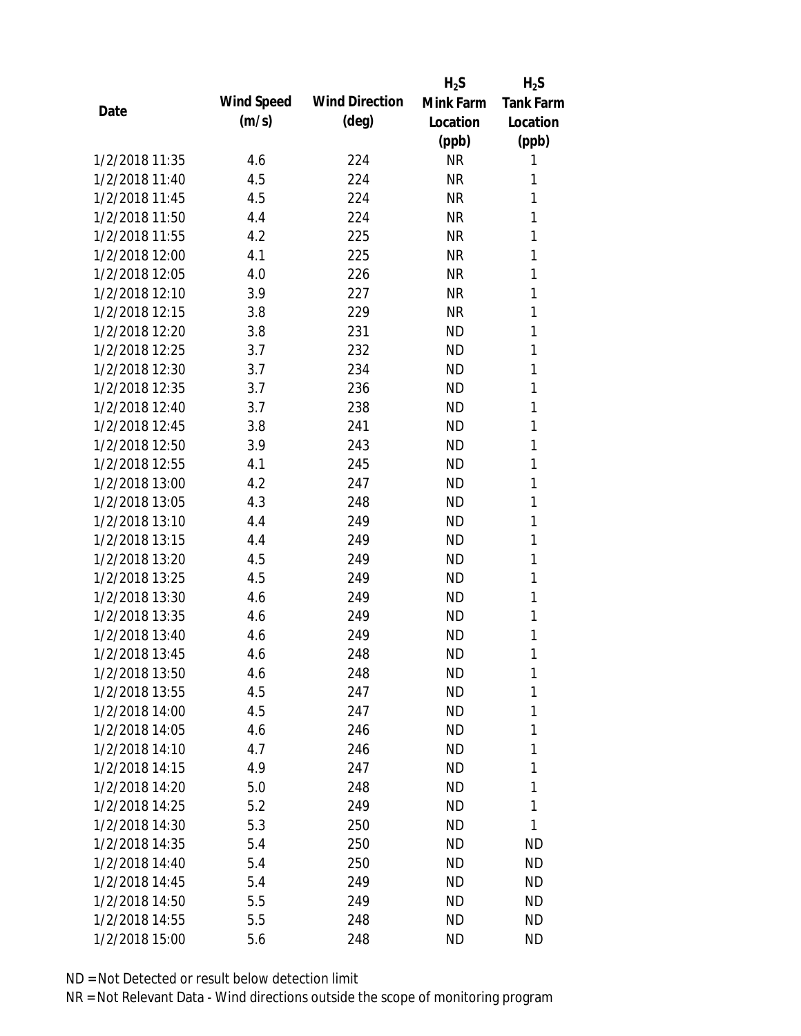| Date | Wind Speed (m/s) | Wind Direction (deg) | $H_2S$ Mink Farm Location (ppb) | $H_2S$ Tank Farm Location (ppb) |
|---|---|---|---|---|
| 1/2/2018 11:35 | 4.6 | 224 | NR | 1 |
| 1/2/2018 11:40 | 4.5 | 224 | NR | 1 |
| 1/2/2018 11:45 | 4.5 | 224 | NR | 1 |
| 1/2/2018 11:50 | 4.4 | 224 | NR | 1 |
| 1/2/2018 11:55 | 4.2 | 225 | NR | 1 |
| 1/2/2018 12:00 | 4.1 | 225 | NR | 1 |
| 1/2/2018 12:05 | 4.0 | 226 | NR | 1 |
| 1/2/2018 12:10 | 3.9 | 227 | NR | 1 |
| 1/2/2018 12:15 | 3.8 | 229 | NR | 1 |
| 1/2/2018 12:20 | 3.8 | 231 | ND | 1 |
| 1/2/2018 12:25 | 3.7 | 232 | ND | 1 |
| 1/2/2018 12:30 | 3.7 | 234 | ND | 1 |
| 1/2/2018 12:35 | 3.7 | 236 | ND | 1 |
| 1/2/2018 12:40 | 3.7 | 238 | ND | 1 |
| 1/2/2018 12:45 | 3.8 | 241 | ND | 1 |
| 1/2/2018 12:50 | 3.9 | 243 | ND | 1 |
| 1/2/2018 12:55 | 4.1 | 245 | ND | 1 |
| 1/2/2018 13:00 | 4.2 | 247 | ND | 1 |
| 1/2/2018 13:05 | 4.3 | 248 | ND | 1 |
| 1/2/2018 13:10 | 4.4 | 249 | ND | 1 |
| 1/2/2018 13:15 | 4.4 | 249 | ND | 1 |
| 1/2/2018 13:20 | 4.5 | 249 | ND | 1 |
| 1/2/2018 13:25 | 4.5 | 249 | ND | 1 |
| 1/2/2018 13:30 | 4.6 | 249 | ND | 1 |
| 1/2/2018 13:35 | 4.6 | 249 | ND | 1 |
| 1/2/2018 13:40 | 4.6 | 249 | ND | 1 |
| 1/2/2018 13:45 | 4.6 | 248 | ND | 1 |
| 1/2/2018 13:50 | 4.6 | 248 | ND | 1 |
| 1/2/2018 13:55 | 4.5 | 247 | ND | 1 |
| 1/2/2018 14:00 | 4.5 | 247 | ND | 1 |
| 1/2/2018 14:05 | 4.6 | 246 | ND | 1 |
| 1/2/2018 14:10 | 4.7 | 246 | ND | 1 |
| 1/2/2018 14:15 | 4.9 | 247 | ND | 1 |
| 1/2/2018 14:20 | 5.0 | 248 | ND | 1 |
| 1/2/2018 14:25 | 5.2 | 249 | ND | 1 |
| 1/2/2018 14:30 | 5.3 | 250 | ND | 1 |
| 1/2/2018 14:35 | 5.4 | 250 | ND | ND |
| 1/2/2018 14:40 | 5.4 | 250 | ND | ND |
| 1/2/2018 14:45 | 5.4 | 249 | ND | ND |
| 1/2/2018 14:50 | 5.5 | 249 | ND | ND |
| 1/2/2018 14:55 | 5.5 | 248 | ND | ND |
| 1/2/2018 15:00 | 5.6 | 248 | ND | ND |

ND = Not Detected or result below detection limit

NR = Not Relevant Data - Wind directions outside the scope of monitoring program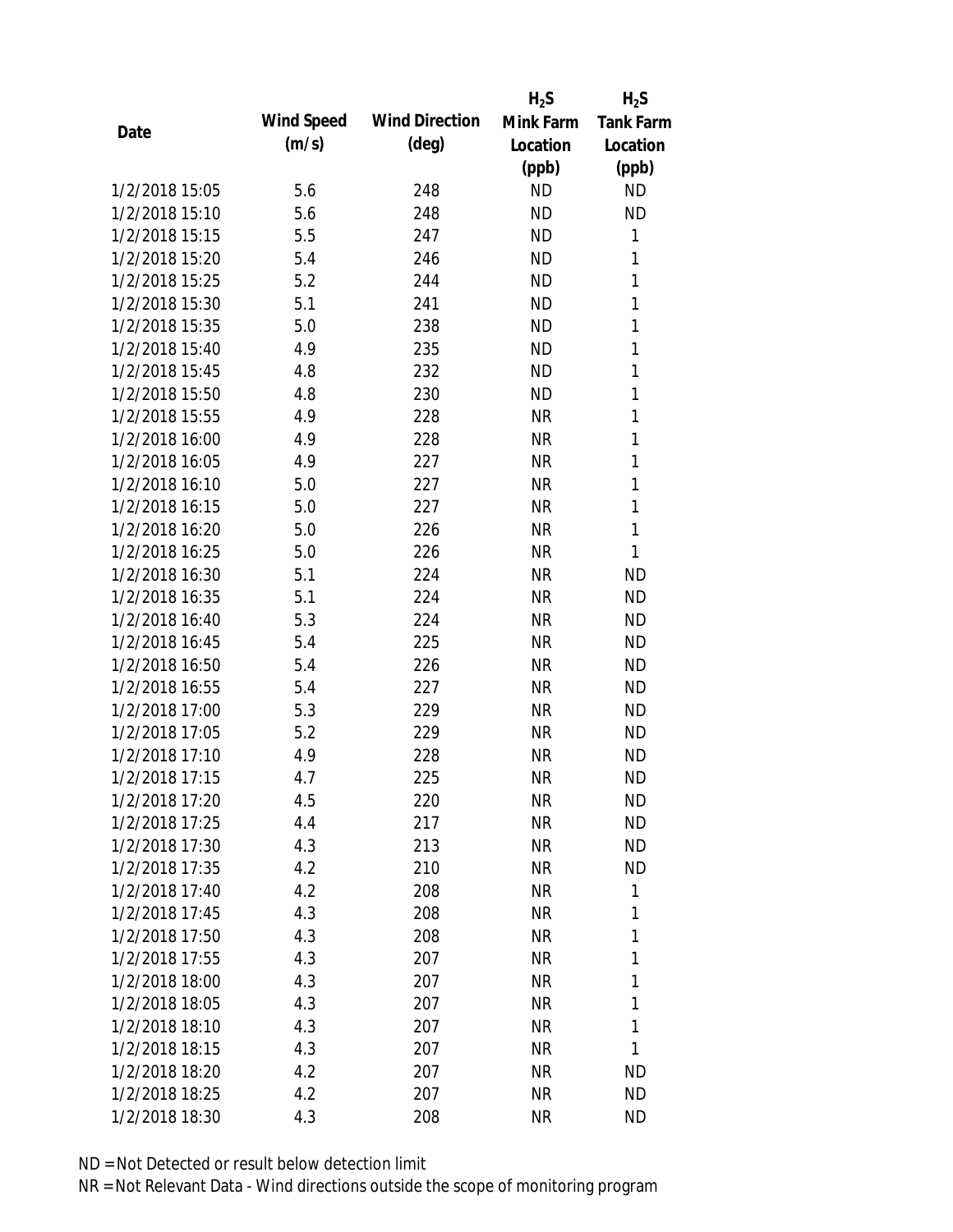| Date | Wind Speed (m/s) | Wind Direction (deg) | $H_2S$ Mink Farm Location (ppb) | $H_2S$ Tank Farm Location (ppb) |
| --- | --- | --- | --- | --- |
| 1/2/2018 15:05 | 5.6 | 248 | ND | ND |
| 1/2/2018 15:10 | 5.6 | 248 | ND | ND |
| 1/2/2018 15:15 | 5.5 | 247 | ND | 1 |
| 1/2/2018 15:20 | 5.4 | 246 | ND | 1 |
| 1/2/2018 15:25 | 5.2 | 244 | ND | 1 |
| 1/2/2018 15:30 | 5.1 | 241 | ND | 1 |
| 1/2/2018 15:35 | 5.0 | 238 | ND | 1 |
| 1/2/2018 15:40 | 4.9 | 235 | ND | 1 |
| 1/2/2018 15:45 | 4.8 | 232 | ND | 1 |
| 1/2/2018 15:50 | 4.8 | 230 | ND | 1 |
| 1/2/2018 15:55 | 4.9 | 228 | NR | 1 |
| 1/2/2018 16:00 | 4.9 | 228 | NR | 1 |
| 1/2/2018 16:05 | 4.9 | 227 | NR | 1 |
| 1/2/2018 16:10 | 5.0 | 227 | NR | 1 |
| 1/2/2018 16:15 | 5.0 | 227 | NR | 1 |
| 1/2/2018 16:20 | 5.0 | 226 | NR | 1 |
| 1/2/2018 16:25 | 5.0 | 226 | NR | 1 |
| 1/2/2018 16:30 | 5.1 | 224 | NR | ND |
| 1/2/2018 16:35 | 5.1 | 224 | NR | ND |
| 1/2/2018 16:40 | 5.3 | 224 | NR | ND |
| 1/2/2018 16:45 | 5.4 | 225 | NR | ND |
| 1/2/2018 16:50 | 5.4 | 226 | NR | ND |
| 1/2/2018 16:55 | 5.4 | 227 | NR | ND |
| 1/2/2018 17:00 | 5.3 | 229 | NR | ND |
| 1/2/2018 17:05 | 5.2 | 229 | NR | ND |
| 1/2/2018 17:10 | 4.9 | 228 | NR | ND |
| 1/2/2018 17:15 | 4.7 | 225 | NR | ND |
| 1/2/2018 17:20 | 4.5 | 220 | NR | ND |
| 1/2/2018 17:25 | 4.4 | 217 | NR | ND |
| 1/2/2018 17:30 | 4.3 | 213 | NR | ND |
| 1/2/2018 17:35 | 4.2 | 210 | NR | ND |
| 1/2/2018 17:40 | 4.2 | 208 | NR | 1 |
| 1/2/2018 17:45 | 4.3 | 208 | NR | 1 |
| 1/2/2018 17:50 | 4.3 | 208 | NR | 1 |
| 1/2/2018 17:55 | 4.3 | 207 | NR | 1 |
| 1/2/2018 18:00 | 4.3 | 207 | NR | 1 |
| 1/2/2018 18:05 | 4.3 | 207 | NR | 1 |
| 1/2/2018 18:10 | 4.3 | 207 | NR | 1 |
| 1/2/2018 18:15 | 4.3 | 207 | NR | 1 |
| 1/2/2018 18:20 | 4.2 | 207 | NR | ND |
| 1/2/2018 18:25 | 4.2 | 207 | NR | ND |
| 1/2/2018 18:30 | 4.3 | 208 | NR | ND |

ND = Not Detected or result below detection limit
NR = Not Relevant Data - Wind directions outside the scope of monitoring program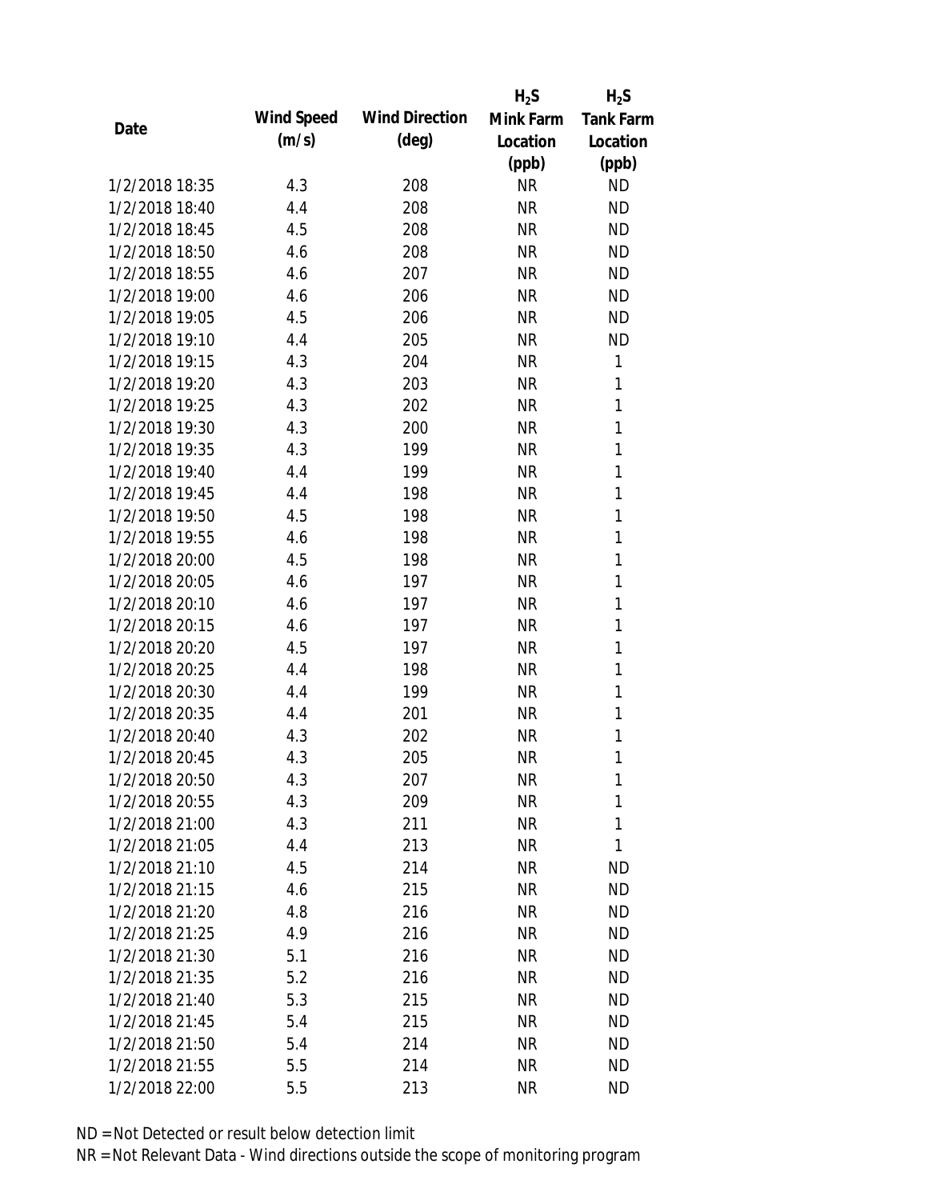| Date | Wind Speed (m/s) | Wind Direction (deg) | $H_2S$ Mink Farm Location (ppb) | $H_2S$ Tank Farm Location (ppb) |
|---|---|---|---|---|
| 1/2/2018 18:35 | 4.3 | 208 | NR | ND |
| 1/2/2018 18:40 | 4.4 | 208 | NR | ND |
| 1/2/2018 18:45 | 4.5 | 208 | NR | ND |
| 1/2/2018 18:50 | 4.6 | 208 | NR | ND |
| 1/2/2018 18:55 | 4.6 | 207 | NR | ND |
| 1/2/2018 19:00 | 4.6 | 206 | NR | ND |
| 1/2/2018 19:05 | 4.5 | 206 | NR | ND |
| 1/2/2018 19:10 | 4.4 | 205 | NR | ND |
| 1/2/2018 19:15 | 4.3 | 204 | NR | 1 |
| 1/2/2018 19:20 | 4.3 | 203 | NR | 1 |
| 1/2/2018 19:25 | 4.3 | 202 | NR | 1 |
| 1/2/2018 19:30 | 4.3 | 200 | NR | 1 |
| 1/2/2018 19:35 | 4.3 | 199 | NR | 1 |
| 1/2/2018 19:40 | 4.4 | 199 | NR | 1 |
| 1/2/2018 19:45 | 4.4 | 198 | NR | 1 |
| 1/2/2018 19:50 | 4.5 | 198 | NR | 1 |
| 1/2/2018 19:55 | 4.6 | 198 | NR | 1 |
| 1/2/2018 20:00 | 4.5 | 198 | NR | 1 |
| 1/2/2018 20:05 | 4.6 | 197 | NR | 1 |
| 1/2/2018 20:10 | 4.6 | 197 | NR | 1 |
| 1/2/2018 20:15 | 4.6 | 197 | NR | 1 |
| 1/2/2018 20:20 | 4.5 | 197 | NR | 1 |
| 1/2/2018 20:25 | 4.4 | 198 | NR | 1 |
| 1/2/2018 20:30 | 4.4 | 199 | NR | 1 |
| 1/2/2018 20:35 | 4.4 | 201 | NR | 1 |
| 1/2/2018 20:40 | 4.3 | 202 | NR | 1 |
| 1/2/2018 20:45 | 4.3 | 205 | NR | 1 |
| 1/2/2018 20:50 | 4.3 | 207 | NR | 1 |
| 1/2/2018 20:55 | 4.3 | 209 | NR | 1 |
| 1/2/2018 21:00 | 4.3 | 211 | NR | 1 |
| 1/2/2018 21:05 | 4.4 | 213 | NR | 1 |
| 1/2/2018 21:10 | 4.5 | 214 | NR | ND |
| 1/2/2018 21:15 | 4.6 | 215 | NR | ND |
| 1/2/2018 21:20 | 4.8 | 216 | NR | ND |
| 1/2/2018 21:25 | 4.9 | 216 | NR | ND |
| 1/2/2018 21:30 | 5.1 | 216 | NR | ND |
| 1/2/2018 21:35 | 5.2 | 216 | NR | ND |
| 1/2/2018 21:40 | 5.3 | 215 | NR | ND |
| 1/2/2018 21:45 | 5.4 | 215 | NR | ND |
| 1/2/2018 21:50 | 5.4 | 214 | NR | ND |
| 1/2/2018 21:55 | 5.5 | 214 | NR | ND |
| 1/2/2018 22:00 | 5.5 | 213 | NR | ND |

ND = Not Detected or result below detection limit

NR = Not Relevant Data - Wind directions outside the scope of monitoring program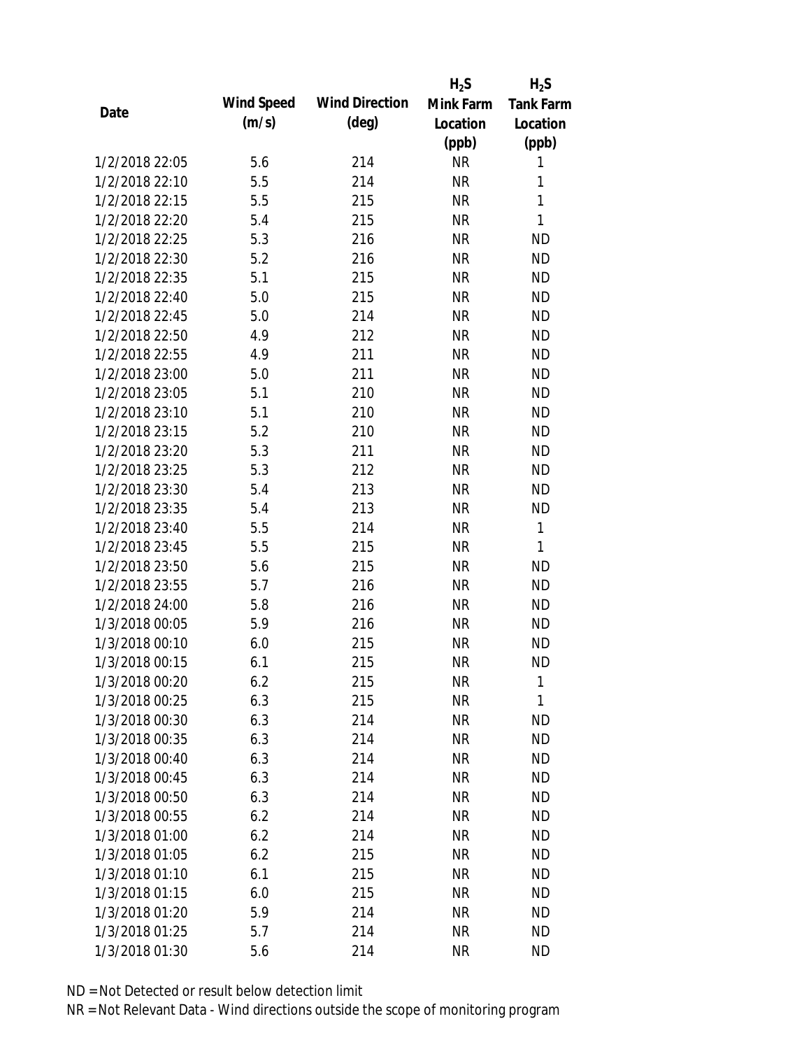| Date | Wind Speed (m/s) | Wind Direction (deg) | $H_2S$ Mink Farm Location (ppb) | $H_2S$ Tank Farm Location (ppb) |
|---|---|---|---|---|
| 1/2/2018 22:05 | 5.6 | 214 | NR | 1 |
| 1/2/2018 22:10 | 5.5 | 214 | NR | 1 |
| 1/2/2018 22:15 | 5.5 | 215 | NR | 1 |
| 1/2/2018 22:20 | 5.4 | 215 | NR | 1 |
| 1/2/2018 22:25 | 5.3 | 216 | NR | ND |
| 1/2/2018 22:30 | 5.2 | 216 | NR | ND |
| 1/2/2018 22:35 | 5.1 | 215 | NR | ND |
| 1/2/2018 22:40 | 5.0 | 215 | NR | ND |
| 1/2/2018 22:45 | 5.0 | 214 | NR | ND |
| 1/2/2018 22:50 | 4.9 | 212 | NR | ND |
| 1/2/2018 22:55 | 4.9 | 211 | NR | ND |
| 1/2/2018 23:00 | 5.0 | 211 | NR | ND |
| 1/2/2018 23:05 | 5.1 | 210 | NR | ND |
| 1/2/2018 23:10 | 5.1 | 210 | NR | ND |
| 1/2/2018 23:15 | 5.2 | 210 | NR | ND |
| 1/2/2018 23:20 | 5.3 | 211 | NR | ND |
| 1/2/2018 23:25 | 5.3 | 212 | NR | ND |
| 1/2/2018 23:30 | 5.4 | 213 | NR | ND |
| 1/2/2018 23:35 | 5.4 | 213 | NR | ND |
| 1/2/2018 23:40 | 5.5 | 214 | NR | 1 |
| 1/2/2018 23:45 | 5.5 | 215 | NR | 1 |
| 1/2/2018 23:50 | 5.6 | 215 | NR | ND |
| 1/2/2018 23:55 | 5.7 | 216 | NR | ND |
| 1/2/2018 24:00 | 5.8 | 216 | NR | ND |
| 1/3/2018 00:05 | 5.9 | 216 | NR | ND |
| 1/3/2018 00:10 | 6.0 | 215 | NR | ND |
| 1/3/2018 00:15 | 6.1 | 215 | NR | ND |
| 1/3/2018 00:20 | 6.2 | 215 | NR | 1 |
| 1/3/2018 00:25 | 6.3 | 215 | NR | 1 |
| 1/3/2018 00:30 | 6.3 | 214 | NR | ND |
| 1/3/2018 00:35 | 6.3 | 214 | NR | ND |
| 1/3/2018 00:40 | 6.3 | 214 | NR | ND |
| 1/3/2018 00:45 | 6.3 | 214 | NR | ND |
| 1/3/2018 00:50 | 6.3 | 214 | NR | ND |
| 1/3/2018 00:55 | 6.2 | 214 | NR | ND |
| 1/3/2018 01:00 | 6.2 | 214 | NR | ND |
| 1/3/2018 01:05 | 6.2 | 215 | NR | ND |
| 1/3/2018 01:10 | 6.1 | 215 | NR | ND |
| 1/3/2018 01:15 | 6.0 | 215 | NR | ND |
| 1/3/2018 01:20 | 5.9 | 214 | NR | ND |
| 1/3/2018 01:25 | 5.7 | 214 | NR | ND |
| 1/3/2018 01:30 | 5.6 | 214 | NR | ND |

ND = Not Detected or result below detection limit

NR = Not Relevant Data - Wind directions outside the scope of monitoring program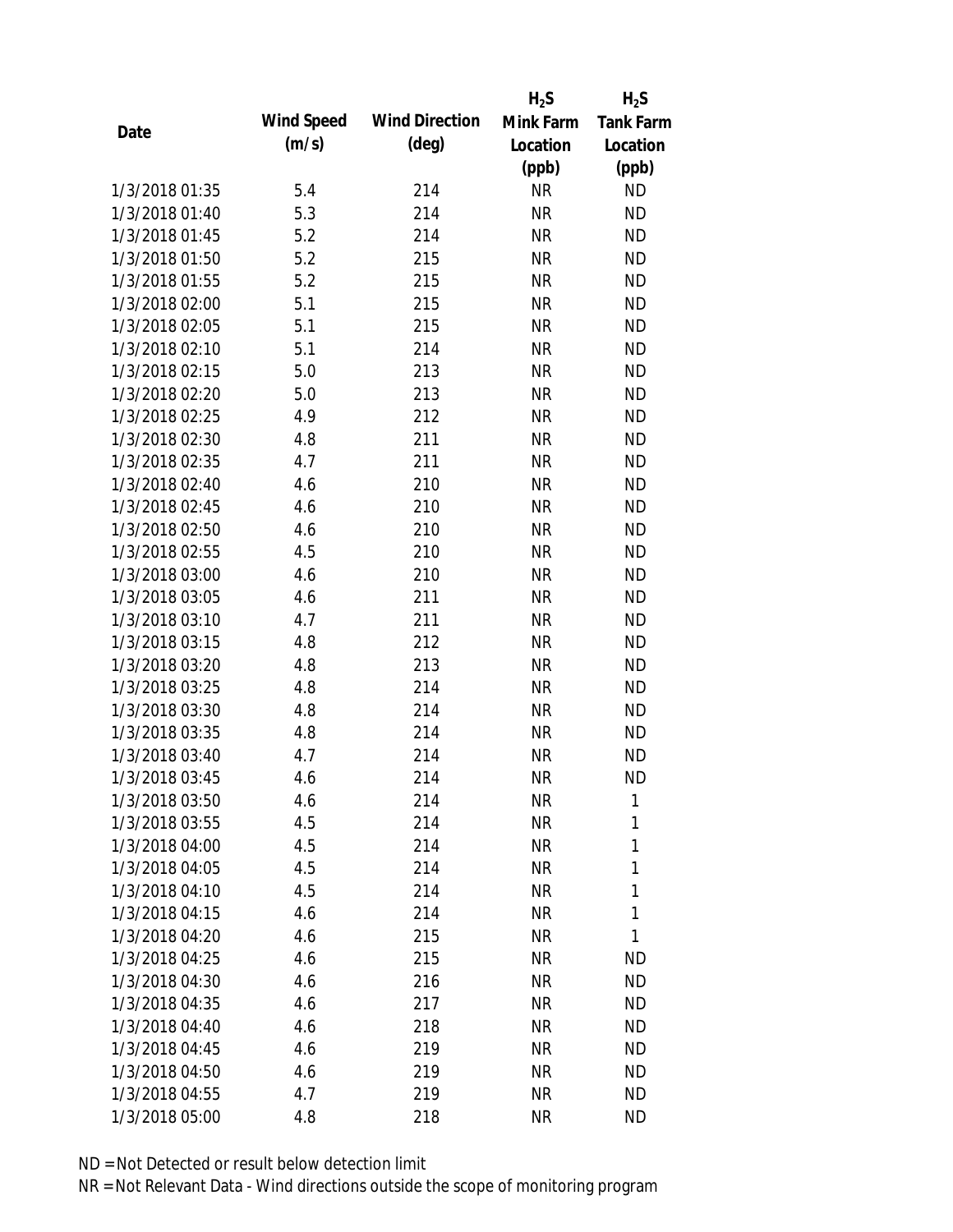| Date | Wind Speed (m/s) | Wind Direction (deg) | $H_2S$ Mink Farm Location (ppb) | $H_2S$ Tank Farm Location (ppb) |
|---|---|---|---|---|
| 1/3/2018 01:35 | 5.4 | 214 | NR | ND |
| 1/3/2018 01:40 | 5.3 | 214 | NR | ND |
| 1/3/2018 01:45 | 5.2 | 214 | NR | ND |
| 1/3/2018 01:50 | 5.2 | 215 | NR | ND |
| 1/3/2018 01:55 | 5.2 | 215 | NR | ND |
| 1/3/2018 02:00 | 5.1 | 215 | NR | ND |
| 1/3/2018 02:05 | 5.1 | 215 | NR | ND |
| 1/3/2018 02:10 | 5.1 | 214 | NR | ND |
| 1/3/2018 02:15 | 5.0 | 213 | NR | ND |
| 1/3/2018 02:20 | 5.0 | 213 | NR | ND |
| 1/3/2018 02:25 | 4.9 | 212 | NR | ND |
| 1/3/2018 02:30 | 4.8 | 211 | NR | ND |
| 1/3/2018 02:35 | 4.7 | 211 | NR | ND |
| 1/3/2018 02:40 | 4.6 | 210 | NR | ND |
| 1/3/2018 02:45 | 4.6 | 210 | NR | ND |
| 1/3/2018 02:50 | 4.6 | 210 | NR | ND |
| 1/3/2018 02:55 | 4.5 | 210 | NR | ND |
| 1/3/2018 03:00 | 4.6 | 210 | NR | ND |
| 1/3/2018 03:05 | 4.6 | 211 | NR | ND |
| 1/3/2018 03:10 | 4.7 | 211 | NR | ND |
| 1/3/2018 03:15 | 4.8 | 212 | NR | ND |
| 1/3/2018 03:20 | 4.8 | 213 | NR | ND |
| 1/3/2018 03:25 | 4.8 | 214 | NR | ND |
| 1/3/2018 03:30 | 4.8 | 214 | NR | ND |
| 1/3/2018 03:35 | 4.8 | 214 | NR | ND |
| 1/3/2018 03:40 | 4.7 | 214 | NR | ND |
| 1/3/2018 03:45 | 4.6 | 214 | NR | ND |
| 1/3/2018 03:50 | 4.6 | 214 | NR | 1 |
| 1/3/2018 03:55 | 4.5 | 214 | NR | 1 |
| 1/3/2018 04:00 | 4.5 | 214 | NR | 1 |
| 1/3/2018 04:05 | 4.5 | 214 | NR | 1 |
| 1/3/2018 04:10 | 4.5 | 214 | NR | 1 |
| 1/3/2018 04:15 | 4.6 | 214 | NR | 1 |
| 1/3/2018 04:20 | 4.6 | 215 | NR | 1 |
| 1/3/2018 04:25 | 4.6 | 215 | NR | ND |
| 1/3/2018 04:30 | 4.6 | 216 | NR | ND |
| 1/3/2018 04:35 | 4.6 | 217 | NR | ND |
| 1/3/2018 04:40 | 4.6 | 218 | NR | ND |
| 1/3/2018 04:45 | 4.6 | 219 | NR | ND |
| 1/3/2018 04:50 | 4.6 | 219 | NR | ND |
| 1/3/2018 04:55 | 4.7 | 219 | NR | ND |
| 1/3/2018 05:00 | 4.8 | 218 | NR | ND |

ND = Not Detected or result below detection limit

NR = Not Relevant Data - Wind directions outside the scope of monitoring program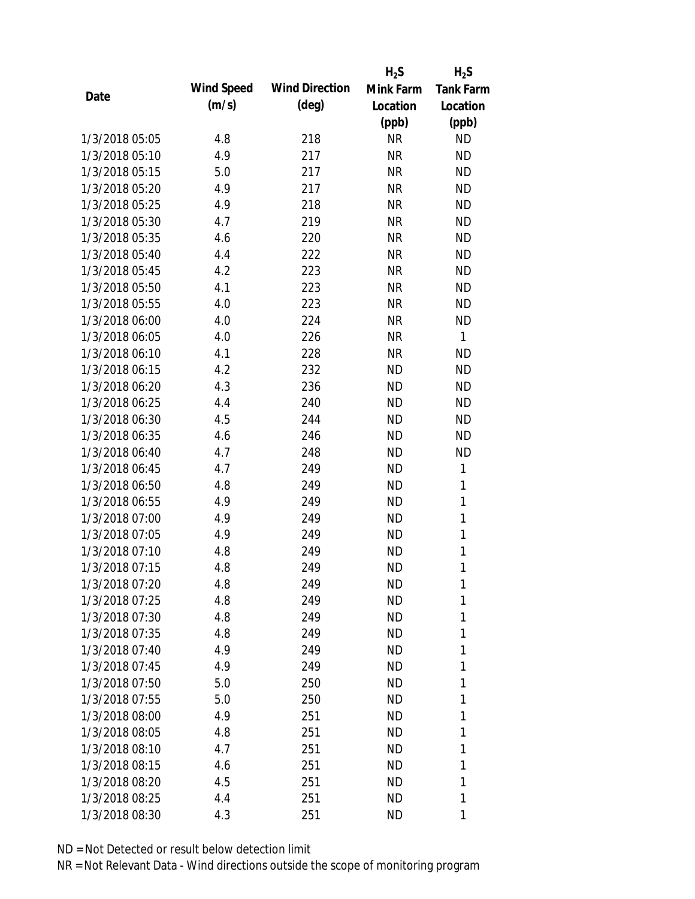| Date | Wind Speed (m/s) | Wind Direction (deg) | $H_2S$ Mink Farm Location (ppb) | $H_2S$ Tank Farm Location (ppb) |
|---|---|---|---|---|
| 1/3/2018 05:05 | 4.8 | 218 | NR | ND |
| 1/3/2018 05:10 | 4.9 | 217 | NR | ND |
| 1/3/2018 05:15 | 5.0 | 217 | NR | ND |
| 1/3/2018 05:20 | 4.9 | 217 | NR | ND |
| 1/3/2018 05:25 | 4.9 | 218 | NR | ND |
| 1/3/2018 05:30 | 4.7 | 219 | NR | ND |
| 1/3/2018 05:35 | 4.6 | 220 | NR | ND |
| 1/3/2018 05:40 | 4.4 | 222 | NR | ND |
| 1/3/2018 05:45 | 4.2 | 223 | NR | ND |
| 1/3/2018 05:50 | 4.1 | 223 | NR | ND |
| 1/3/2018 05:55 | 4.0 | 223 | NR | ND |
| 1/3/2018 06:00 | 4.0 | 224 | NR | ND |
| 1/3/2018 06:05 | 4.0 | 226 | NR | 1 |
| 1/3/2018 06:10 | 4.1 | 228 | NR | ND |
| 1/3/2018 06:15 | 4.2 | 232 | ND | ND |
| 1/3/2018 06:20 | 4.3 | 236 | ND | ND |
| 1/3/2018 06:25 | 4.4 | 240 | ND | ND |
| 1/3/2018 06:30 | 4.5 | 244 | ND | ND |
| 1/3/2018 06:35 | 4.6 | 246 | ND | ND |
| 1/3/2018 06:40 | 4.7 | 248 | ND | ND |
| 1/3/2018 06:45 | 4.7 | 249 | ND | 1 |
| 1/3/2018 06:50 | 4.8 | 249 | ND | 1 |
| 1/3/2018 06:55 | 4.9 | 249 | ND | 1 |
| 1/3/2018 07:00 | 4.9 | 249 | ND | 1 |
| 1/3/2018 07:05 | 4.9 | 249 | ND | 1 |
| 1/3/2018 07:10 | 4.8 | 249 | ND | 1 |
| 1/3/2018 07:15 | 4.8 | 249 | ND | 1 |
| 1/3/2018 07:20 | 4.8 | 249 | ND | 1 |
| 1/3/2018 07:25 | 4.8 | 249 | ND | 1 |
| 1/3/2018 07:30 | 4.8 | 249 | ND | 1 |
| 1/3/2018 07:35 | 4.8 | 249 | ND | 1 |
| 1/3/2018 07:40 | 4.9 | 249 | ND | 1 |
| 1/3/2018 07:45 | 4.9 | 249 | ND | 1 |
| 1/3/2018 07:50 | 5.0 | 250 | ND | 1 |
| 1/3/2018 07:55 | 5.0 | 250 | ND | 1 |
| 1/3/2018 08:00 | 4.9 | 251 | ND | 1 |
| 1/3/2018 08:05 | 4.8 | 251 | ND | 1 |
| 1/3/2018 08:10 | 4.7 | 251 | ND | 1 |
| 1/3/2018 08:15 | 4.6 | 251 | ND | 1 |
| 1/3/2018 08:20 | 4.5 | 251 | ND | 1 |
| 1/3/2018 08:25 | 4.4 | 251 | ND | 1 |
| 1/3/2018 08:30 | 4.3 | 251 | ND | 1 |

ND = Not Detected or result below detection limit

NR = Not Relevant Data - Wind directions outside the scope of monitoring program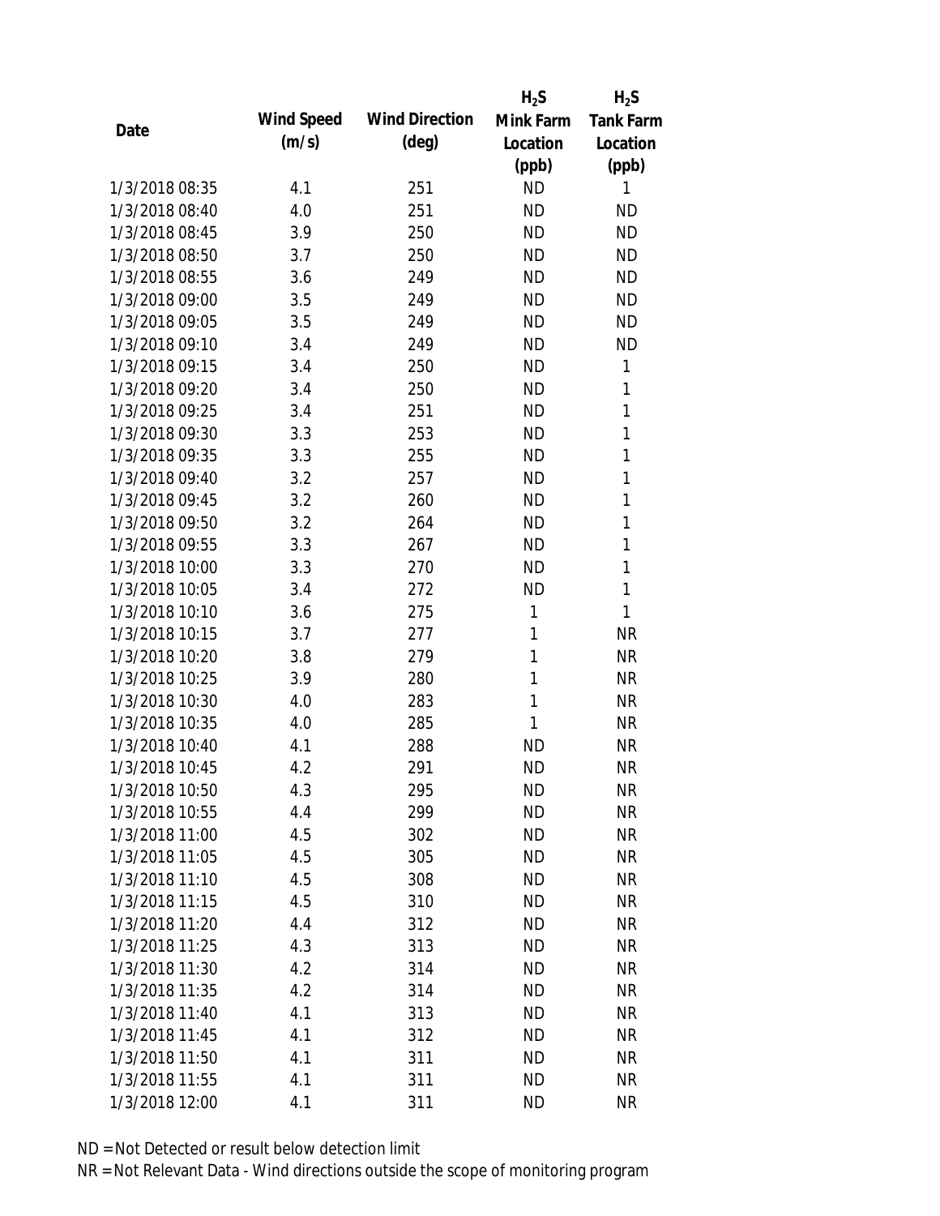| Date | Wind Speed (m/s) | Wind Direction (deg) | $H_2S$ Mink Farm Location (ppb) | $H_2S$ Tank Farm Location (ppb) |
|---|---|---|---|---|
| 1/3/2018 08:35 | 4.1 | 251 | ND | 1 |
| 1/3/2018 08:40 | 4.0 | 251 | ND | ND |
| 1/3/2018 08:45 | 3.9 | 250 | ND | ND |
| 1/3/2018 08:50 | 3.7 | 250 | ND | ND |
| 1/3/2018 08:55 | 3.6 | 249 | ND | ND |
| 1/3/2018 09:00 | 3.5 | 249 | ND | ND |
| 1/3/2018 09:05 | 3.5 | 249 | ND | ND |
| 1/3/2018 09:10 | 3.4 | 249 | ND | ND |
| 1/3/2018 09:15 | 3.4 | 250 | ND | 1 |
| 1/3/2018 09:20 | 3.4 | 250 | ND | 1 |
| 1/3/2018 09:25 | 3.4 | 251 | ND | 1 |
| 1/3/2018 09:30 | 3.3 | 253 | ND | 1 |
| 1/3/2018 09:35 | 3.3 | 255 | ND | 1 |
| 1/3/2018 09:40 | 3.2 | 257 | ND | 1 |
| 1/3/2018 09:45 | 3.2 | 260 | ND | 1 |
| 1/3/2018 09:50 | 3.2 | 264 | ND | 1 |
| 1/3/2018 09:55 | 3.3 | 267 | ND | 1 |
| 1/3/2018 10:00 | 3.3 | 270 | ND | 1 |
| 1/3/2018 10:05 | 3.4 | 272 | ND | 1 |
| 1/3/2018 10:10 | 3.6 | 275 | 1 | 1 |
| 1/3/2018 10:15 | 3.7 | 277 | 1 | NR |
| 1/3/2018 10:20 | 3.8 | 279 | 1 | NR |
| 1/3/2018 10:25 | 3.9 | 280 | 1 | NR |
| 1/3/2018 10:30 | 4.0 | 283 | 1 | NR |
| 1/3/2018 10:35 | 4.0 | 285 | 1 | NR |
| 1/3/2018 10:40 | 4.1 | 288 | ND | NR |
| 1/3/2018 10:45 | 4.2 | 291 | ND | NR |
| 1/3/2018 10:50 | 4.3 | 295 | ND | NR |
| 1/3/2018 10:55 | 4.4 | 299 | ND | NR |
| 1/3/2018 11:00 | 4.5 | 302 | ND | NR |
| 1/3/2018 11:05 | 4.5 | 305 | ND | NR |
| 1/3/2018 11:10 | 4.5 | 308 | ND | NR |
| 1/3/2018 11:15 | 4.5 | 310 | ND | NR |
| 1/3/2018 11:20 | 4.4 | 312 | ND | NR |
| 1/3/2018 11:25 | 4.3 | 313 | ND | NR |
| 1/3/2018 11:30 | 4.2 | 314 | ND | NR |
| 1/3/2018 11:35 | 4.2 | 314 | ND | NR |
| 1/3/2018 11:40 | 4.1 | 313 | ND | NR |
| 1/3/2018 11:45 | 4.1 | 312 | ND | NR |
| 1/3/2018 11:50 | 4.1 | 311 | ND | NR |
| 1/3/2018 11:55 | 4.1 | 311 | ND | NR |
| 1/3/2018 12:00 | 4.1 | 311 | ND | NR |

ND = Not Detected or result below detection limit
NR = Not Relevant Data - Wind directions outside the scope of monitoring program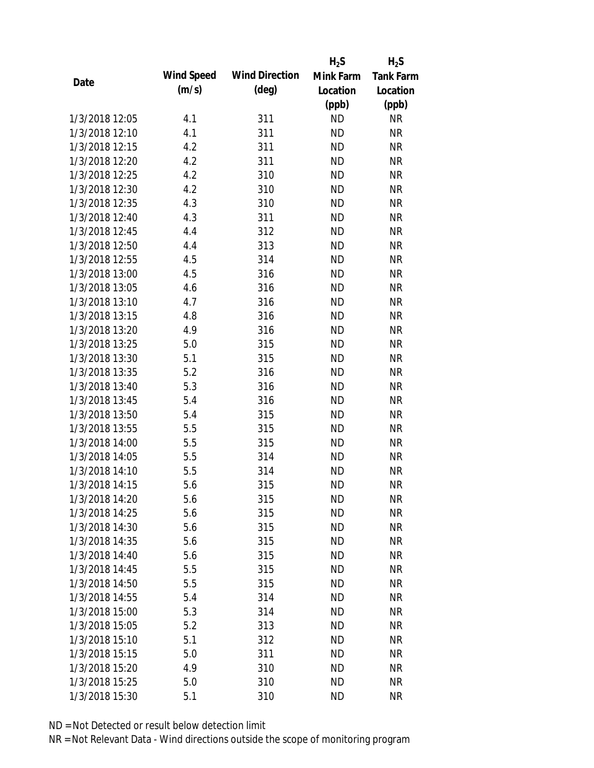| Date | Wind Speed (m/s) | Wind Direction (deg) | $H_2S$ Mink Farm Location (ppb) | $H_2S$ Tank Farm Location (ppb) |
|---|---|---|---|---|
| 1/3/2018 12:05 | 4.1 | 311 | ND | NR |
| 1/3/2018 12:10 | 4.1 | 311 | ND | NR |
| 1/3/2018 12:15 | 4.2 | 311 | ND | NR |
| 1/3/2018 12:20 | 4.2 | 311 | ND | NR |
| 1/3/2018 12:25 | 4.2 | 310 | ND | NR |
| 1/3/2018 12:30 | 4.2 | 310 | ND | NR |
| 1/3/2018 12:35 | 4.3 | 310 | ND | NR |
| 1/3/2018 12:40 | 4.3 | 311 | ND | NR |
| 1/3/2018 12:45 | 4.4 | 312 | ND | NR |
| 1/3/2018 12:50 | 4.4 | 313 | ND | NR |
| 1/3/2018 12:55 | 4.5 | 314 | ND | NR |
| 1/3/2018 13:00 | 4.5 | 316 | ND | NR |
| 1/3/2018 13:05 | 4.6 | 316 | ND | NR |
| 1/3/2018 13:10 | 4.7 | 316 | ND | NR |
| 1/3/2018 13:15 | 4.8 | 316 | ND | NR |
| 1/3/2018 13:20 | 4.9 | 316 | ND | NR |
| 1/3/2018 13:25 | 5.0 | 315 | ND | NR |
| 1/3/2018 13:30 | 5.1 | 315 | ND | NR |
| 1/3/2018 13:35 | 5.2 | 316 | ND | NR |
| 1/3/2018 13:40 | 5.3 | 316 | ND | NR |
| 1/3/2018 13:45 | 5.4 | 316 | ND | NR |
| 1/3/2018 13:50 | 5.4 | 315 | ND | NR |
| 1/3/2018 13:55 | 5.5 | 315 | ND | NR |
| 1/3/2018 14:00 | 5.5 | 315 | ND | NR |
| 1/3/2018 14:05 | 5.5 | 314 | ND | NR |
| 1/3/2018 14:10 | 5.5 | 314 | ND | NR |
| 1/3/2018 14:15 | 5.6 | 315 | ND | NR |
| 1/3/2018 14:20 | 5.6 | 315 | ND | NR |
| 1/3/2018 14:25 | 5.6 | 315 | ND | NR |
| 1/3/2018 14:30 | 5.6 | 315 | ND | NR |
| 1/3/2018 14:35 | 5.6 | 315 | ND | NR |
| 1/3/2018 14:40 | 5.6 | 315 | ND | NR |
| 1/3/2018 14:45 | 5.5 | 315 | ND | NR |
| 1/3/2018 14:50 | 5.5 | 315 | ND | NR |
| 1/3/2018 14:55 | 5.4 | 314 | ND | NR |
| 1/3/2018 15:00 | 5.3 | 314 | ND | NR |
| 1/3/2018 15:05 | 5.2 | 313 | ND | NR |
| 1/3/2018 15:10 | 5.1 | 312 | ND | NR |
| 1/3/2018 15:15 | 5.0 | 311 | ND | NR |
| 1/3/2018 15:20 | 4.9 | 310 | ND | NR |
| 1/3/2018 15:25 | 5.0 | 310 | ND | NR |
| 1/3/2018 15:30 | 5.1 | 310 | ND | NR |

ND = Not Detected or result below detection limit

NR = Not Relevant Data - Wind directions outside the scope of monitoring program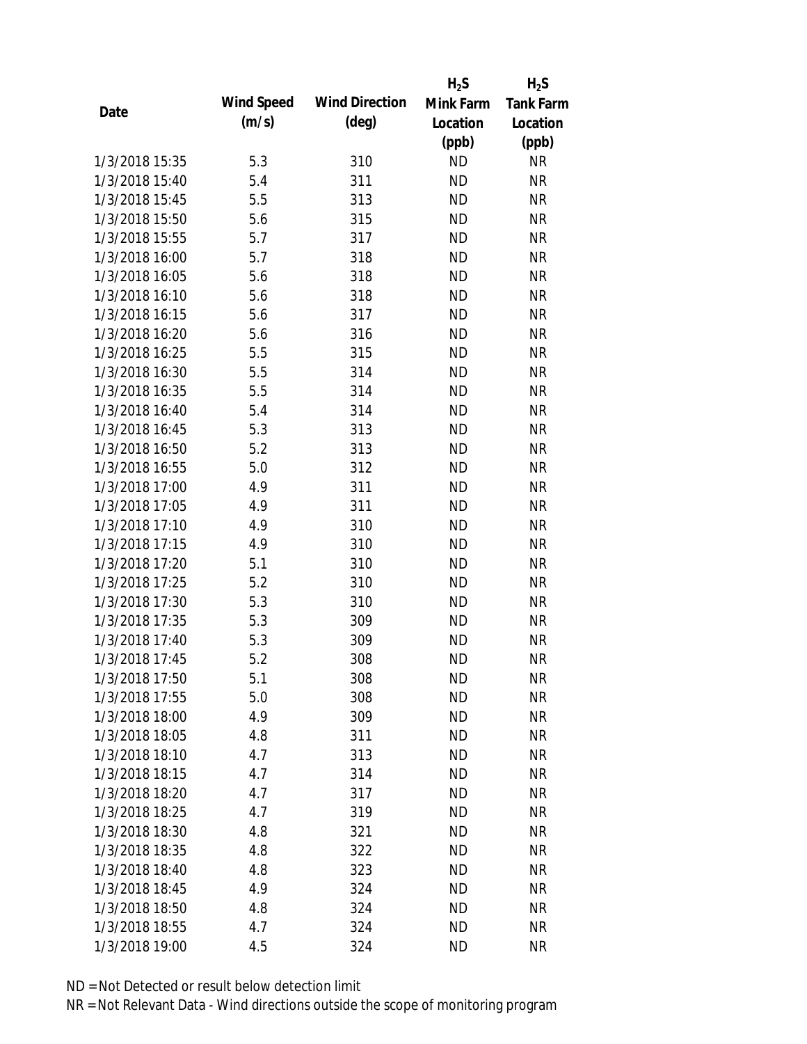| Date | Wind Speed (m/s) | Wind Direction (deg) | $H_2S$ Mink Farm Location (ppb) | $H_2S$ Tank Farm Location (ppb) |
|---|---|---|---|---|
| 1/3/2018 15:35 | 5.3 | 310 | ND | NR |
| 1/3/2018 15:40 | 5.4 | 311 | ND | NR |
| 1/3/2018 15:45 | 5.5 | 313 | ND | NR |
| 1/3/2018 15:50 | 5.6 | 315 | ND | NR |
| 1/3/2018 15:55 | 5.7 | 317 | ND | NR |
| 1/3/2018 16:00 | 5.7 | 318 | ND | NR |
| 1/3/2018 16:05 | 5.6 | 318 | ND | NR |
| 1/3/2018 16:10 | 5.6 | 318 | ND | NR |
| 1/3/2018 16:15 | 5.6 | 317 | ND | NR |
| 1/3/2018 16:20 | 5.6 | 316 | ND | NR |
| 1/3/2018 16:25 | 5.5 | 315 | ND | NR |
| 1/3/2018 16:30 | 5.5 | 314 | ND | NR |
| 1/3/2018 16:35 | 5.5 | 314 | ND | NR |
| 1/3/2018 16:40 | 5.4 | 314 | ND | NR |
| 1/3/2018 16:45 | 5.3 | 313 | ND | NR |
| 1/3/2018 16:50 | 5.2 | 313 | ND | NR |
| 1/3/2018 16:55 | 5.0 | 312 | ND | NR |
| 1/3/2018 17:00 | 4.9 | 311 | ND | NR |
| 1/3/2018 17:05 | 4.9 | 311 | ND | NR |
| 1/3/2018 17:10 | 4.9 | 310 | ND | NR |
| 1/3/2018 17:15 | 4.9 | 310 | ND | NR |
| 1/3/2018 17:20 | 5.1 | 310 | ND | NR |
| 1/3/2018 17:25 | 5.2 | 310 | ND | NR |
| 1/3/2018 17:30 | 5.3 | 310 | ND | NR |
| 1/3/2018 17:35 | 5.3 | 309 | ND | NR |
| 1/3/2018 17:40 | 5.3 | 309 | ND | NR |
| 1/3/2018 17:45 | 5.2 | 308 | ND | NR |
| 1/3/2018 17:50 | 5.1 | 308 | ND | NR |
| 1/3/2018 17:55 | 5.0 | 308 | ND | NR |
| 1/3/2018 18:00 | 4.9 | 309 | ND | NR |
| 1/3/2018 18:05 | 4.8 | 311 | ND | NR |
| 1/3/2018 18:10 | 4.7 | 313 | ND | NR |
| 1/3/2018 18:15 | 4.7 | 314 | ND | NR |
| 1/3/2018 18:20 | 4.7 | 317 | ND | NR |
| 1/3/2018 18:25 | 4.7 | 319 | ND | NR |
| 1/3/2018 18:30 | 4.8 | 321 | ND | NR |
| 1/3/2018 18:35 | 4.8 | 322 | ND | NR |
| 1/3/2018 18:40 | 4.8 | 323 | ND | NR |
| 1/3/2018 18:45 | 4.9 | 324 | ND | NR |
| 1/3/2018 18:50 | 4.8 | 324 | ND | NR |
| 1/3/2018 18:55 | 4.7 | 324 | ND | NR |
| 1/3/2018 19:00 | 4.5 | 324 | ND | NR |

ND = Not Detected or result below detection limit

NR = Not Relevant Data - Wind directions outside the scope of monitoring program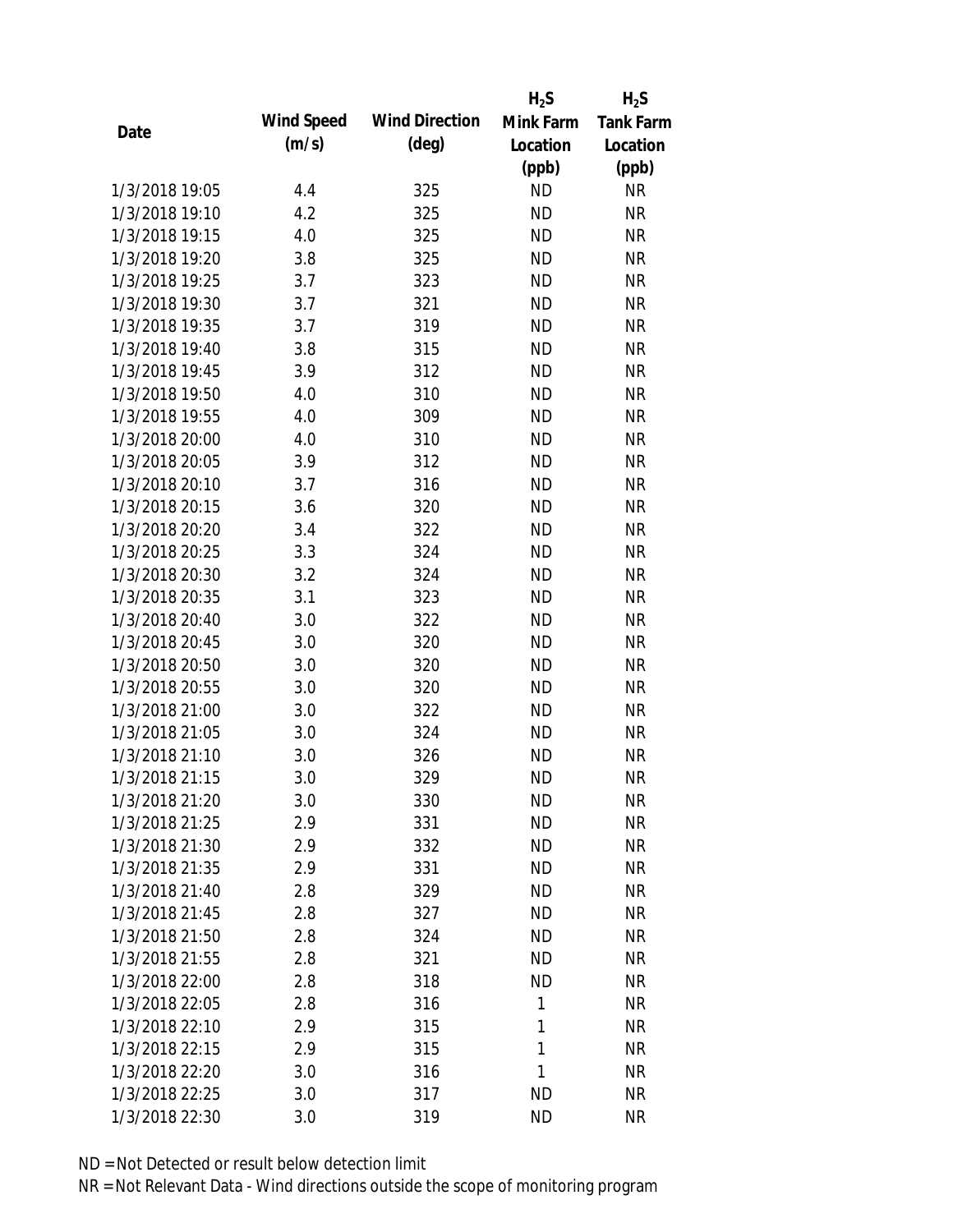| Date | Wind Speed (m/s) | Wind Direction (deg) | $H_2S$ Mink Farm Location (ppb) | $H_2S$ Tank Farm Location (ppb) |
|---|---|---|---|---|
| 1/3/2018 19:05 | 4.4 | 325 | ND | NR |
| 1/3/2018 19:10 | 4.2 | 325 | ND | NR |
| 1/3/2018 19:15 | 4.0 | 325 | ND | NR |
| 1/3/2018 19:20 | 3.8 | 325 | ND | NR |
| 1/3/2018 19:25 | 3.7 | 323 | ND | NR |
| 1/3/2018 19:30 | 3.7 | 321 | ND | NR |
| 1/3/2018 19:35 | 3.7 | 319 | ND | NR |
| 1/3/2018 19:40 | 3.8 | 315 | ND | NR |
| 1/3/2018 19:45 | 3.9 | 312 | ND | NR |
| 1/3/2018 19:50 | 4.0 | 310 | ND | NR |
| 1/3/2018 19:55 | 4.0 | 309 | ND | NR |
| 1/3/2018 20:00 | 4.0 | 310 | ND | NR |
| 1/3/2018 20:05 | 3.9 | 312 | ND | NR |
| 1/3/2018 20:10 | 3.7 | 316 | ND | NR |
| 1/3/2018 20:15 | 3.6 | 320 | ND | NR |
| 1/3/2018 20:20 | 3.4 | 322 | ND | NR |
| 1/3/2018 20:25 | 3.3 | 324 | ND | NR |
| 1/3/2018 20:30 | 3.2 | 324 | ND | NR |
| 1/3/2018 20:35 | 3.1 | 323 | ND | NR |
| 1/3/2018 20:40 | 3.0 | 322 | ND | NR |
| 1/3/2018 20:45 | 3.0 | 320 | ND | NR |
| 1/3/2018 20:50 | 3.0 | 320 | ND | NR |
| 1/3/2018 20:55 | 3.0 | 320 | ND | NR |
| 1/3/2018 21:00 | 3.0 | 322 | ND | NR |
| 1/3/2018 21:05 | 3.0 | 324 | ND | NR |
| 1/3/2018 21:10 | 3.0 | 326 | ND | NR |
| 1/3/2018 21:15 | 3.0 | 329 | ND | NR |
| 1/3/2018 21:20 | 3.0 | 330 | ND | NR |
| 1/3/2018 21:25 | 2.9 | 331 | ND | NR |
| 1/3/2018 21:30 | 2.9 | 332 | ND | NR |
| 1/3/2018 21:35 | 2.9 | 331 | ND | NR |
| 1/3/2018 21:40 | 2.8 | 329 | ND | NR |
| 1/3/2018 21:45 | 2.8 | 327 | ND | NR |
| 1/3/2018 21:50 | 2.8 | 324 | ND | NR |
| 1/3/2018 21:55 | 2.8 | 321 | ND | NR |
| 1/3/2018 22:00 | 2.8 | 318 | ND | NR |
| 1/3/2018 22:05 | 2.8 | 316 | 1 | NR |
| 1/3/2018 22:10 | 2.9 | 315 | 1 | NR |
| 1/3/2018 22:15 | 2.9 | 315 | 1 | NR |
| 1/3/2018 22:20 | 3.0 | 316 | 1 | NR |
| 1/3/2018 22:25 | 3.0 | 317 | ND | NR |
| 1/3/2018 22:30 | 3.0 | 319 | ND | NR |

ND = Not Detected or result below detection limit

NR = Not Relevant Data - Wind directions outside the scope of monitoring program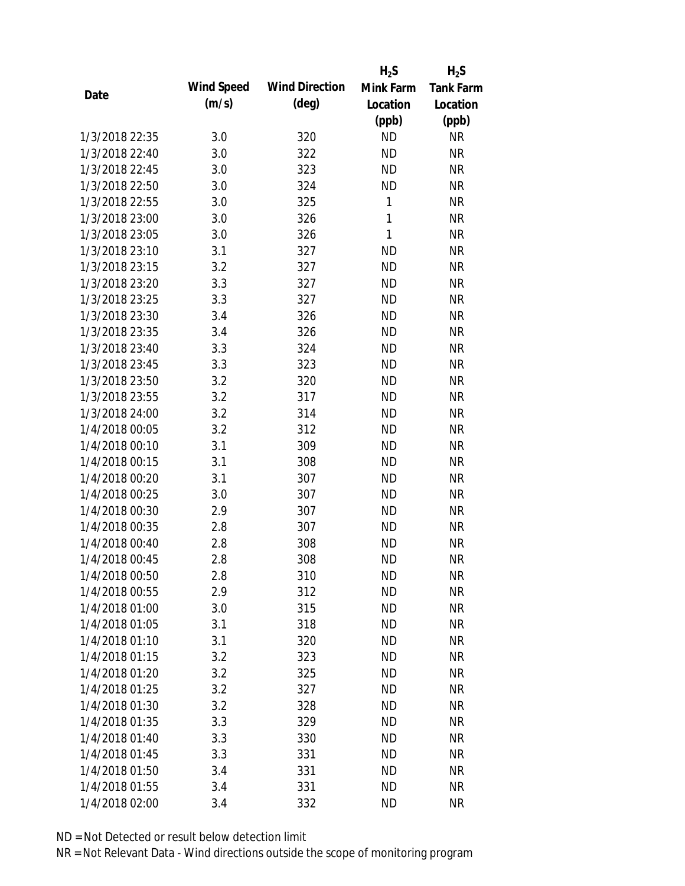| Date | Wind Speed (m/s) | Wind Direction (deg) | $H_2S$ Mink Farm Location (ppb) | $H_2S$ Tank Farm Location (ppb) |
|---|---|---|---|---|
| 1/3/2018 22:35 | 3.0 | 320 | ND | NR |
| 1/3/2018 22:40 | 3.0 | 322 | ND | NR |
| 1/3/2018 22:45 | 3.0 | 323 | ND | NR |
| 1/3/2018 22:50 | 3.0 | 324 | ND | NR |
| 1/3/2018 22:55 | 3.0 | 325 | 1 | NR |
| 1/3/2018 23:00 | 3.0 | 326 | 1 | NR |
| 1/3/2018 23:05 | 3.0 | 326 | 1 | NR |
| 1/3/2018 23:10 | 3.1 | 327 | ND | NR |
| 1/3/2018 23:15 | 3.2 | 327 | ND | NR |
| 1/3/2018 23:20 | 3.3 | 327 | ND | NR |
| 1/3/2018 23:25 | 3.3 | 327 | ND | NR |
| 1/3/2018 23:30 | 3.4 | 326 | ND | NR |
| 1/3/2018 23:35 | 3.4 | 326 | ND | NR |
| 1/3/2018 23:40 | 3.3 | 324 | ND | NR |
| 1/3/2018 23:45 | 3.3 | 323 | ND | NR |
| 1/3/2018 23:50 | 3.2 | 320 | ND | NR |
| 1/3/2018 23:55 | 3.2 | 317 | ND | NR |
| 1/3/2018 24:00 | 3.2 | 314 | ND | NR |
| 1/4/2018 00:05 | 3.2 | 312 | ND | NR |
| 1/4/2018 00:10 | 3.1 | 309 | ND | NR |
| 1/4/2018 00:15 | 3.1 | 308 | ND | NR |
| 1/4/2018 00:20 | 3.1 | 307 | ND | NR |
| 1/4/2018 00:25 | 3.0 | 307 | ND | NR |
| 1/4/2018 00:30 | 2.9 | 307 | ND | NR |
| 1/4/2018 00:35 | 2.8 | 307 | ND | NR |
| 1/4/2018 00:40 | 2.8 | 308 | ND | NR |
| 1/4/2018 00:45 | 2.8 | 308 | ND | NR |
| 1/4/2018 00:50 | 2.8 | 310 | ND | NR |
| 1/4/2018 00:55 | 2.9 | 312 | ND | NR |
| 1/4/2018 01:00 | 3.0 | 315 | ND | NR |
| 1/4/2018 01:05 | 3.1 | 318 | ND | NR |
| 1/4/2018 01:10 | 3.1 | 320 | ND | NR |
| 1/4/2018 01:15 | 3.2 | 323 | ND | NR |
| 1/4/2018 01:20 | 3.2 | 325 | ND | NR |
| 1/4/2018 01:25 | 3.2 | 327 | ND | NR |
| 1/4/2018 01:30 | 3.2 | 328 | ND | NR |
| 1/4/2018 01:35 | 3.3 | 329 | ND | NR |
| 1/4/2018 01:40 | 3.3 | 330 | ND | NR |
| 1/4/2018 01:45 | 3.3 | 331 | ND | NR |
| 1/4/2018 01:50 | 3.4 | 331 | ND | NR |
| 1/4/2018 01:55 | 3.4 | 331 | ND | NR |
| 1/4/2018 02:00 | 3.4 | 332 | ND | NR |

ND = Not Detected or result below detection limit

NR = Not Relevant Data - Wind directions outside the scope of monitoring program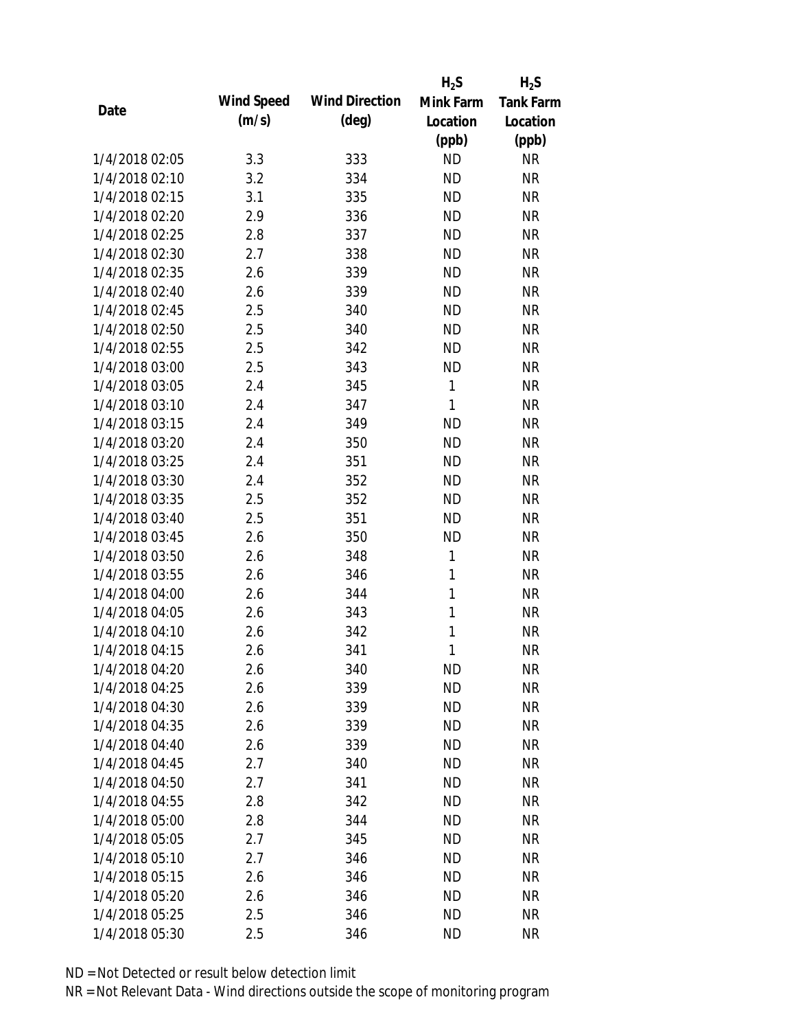| Date | Wind Speed (m/s) | Wind Direction (deg) | $H_2S$ Mink Farm Location (ppb) | $H_2S$ Tank Farm Location (ppb) |
|---|---|---|---|---|
| 1/4/2018 02:05 | 3.3 | 333 | ND | NR |
| 1/4/2018 02:10 | 3.2 | 334 | ND | NR |
| 1/4/2018 02:15 | 3.1 | 335 | ND | NR |
| 1/4/2018 02:20 | 2.9 | 336 | ND | NR |
| 1/4/2018 02:25 | 2.8 | 337 | ND | NR |
| 1/4/2018 02:30 | 2.7 | 338 | ND | NR |
| 1/4/2018 02:35 | 2.6 | 339 | ND | NR |
| 1/4/2018 02:40 | 2.6 | 339 | ND | NR |
| 1/4/2018 02:45 | 2.5 | 340 | ND | NR |
| 1/4/2018 02:50 | 2.5 | 340 | ND | NR |
| 1/4/2018 02:55 | 2.5 | 342 | ND | NR |
| 1/4/2018 03:00 | 2.5 | 343 | ND | NR |
| 1/4/2018 03:05 | 2.4 | 345 | 1 | NR |
| 1/4/2018 03:10 | 2.4 | 347 | 1 | NR |
| 1/4/2018 03:15 | 2.4 | 349 | ND | NR |
| 1/4/2018 03:20 | 2.4 | 350 | ND | NR |
| 1/4/2018 03:25 | 2.4 | 351 | ND | NR |
| 1/4/2018 03:30 | 2.4 | 352 | ND | NR |
| 1/4/2018 03:35 | 2.5 | 352 | ND | NR |
| 1/4/2018 03:40 | 2.5 | 351 | ND | NR |
| 1/4/2018 03:45 | 2.6 | 350 | ND | NR |
| 1/4/2018 03:50 | 2.6 | 348 | 1 | NR |
| 1/4/2018 03:55 | 2.6 | 346 | 1 | NR |
| 1/4/2018 04:00 | 2.6 | 344 | 1 | NR |
| 1/4/2018 04:05 | 2.6 | 343 | 1 | NR |
| 1/4/2018 04:10 | 2.6 | 342 | 1 | NR |
| 1/4/2018 04:15 | 2.6 | 341 | 1 | NR |
| 1/4/2018 04:20 | 2.6 | 340 | ND | NR |
| 1/4/2018 04:25 | 2.6 | 339 | ND | NR |
| 1/4/2018 04:30 | 2.6 | 339 | ND | NR |
| 1/4/2018 04:35 | 2.6 | 339 | ND | NR |
| 1/4/2018 04:40 | 2.6 | 339 | ND | NR |
| 1/4/2018 04:45 | 2.7 | 340 | ND | NR |
| 1/4/2018 04:50 | 2.7 | 341 | ND | NR |
| 1/4/2018 04:55 | 2.8 | 342 | ND | NR |
| 1/4/2018 05:00 | 2.8 | 344 | ND | NR |
| 1/4/2018 05:05 | 2.7 | 345 | ND | NR |
| 1/4/2018 05:10 | 2.7 | 346 | ND | NR |
| 1/4/2018 05:15 | 2.6 | 346 | ND | NR |
| 1/4/2018 05:20 | 2.6 | 346 | ND | NR |
| 1/4/2018 05:25 | 2.5 | 346 | ND | NR |
| 1/4/2018 05:30 | 2.5 | 346 | ND | NR |

ND = Not Detected or result below detection limit

NR = Not Relevant Data - Wind directions outside the scope of monitoring program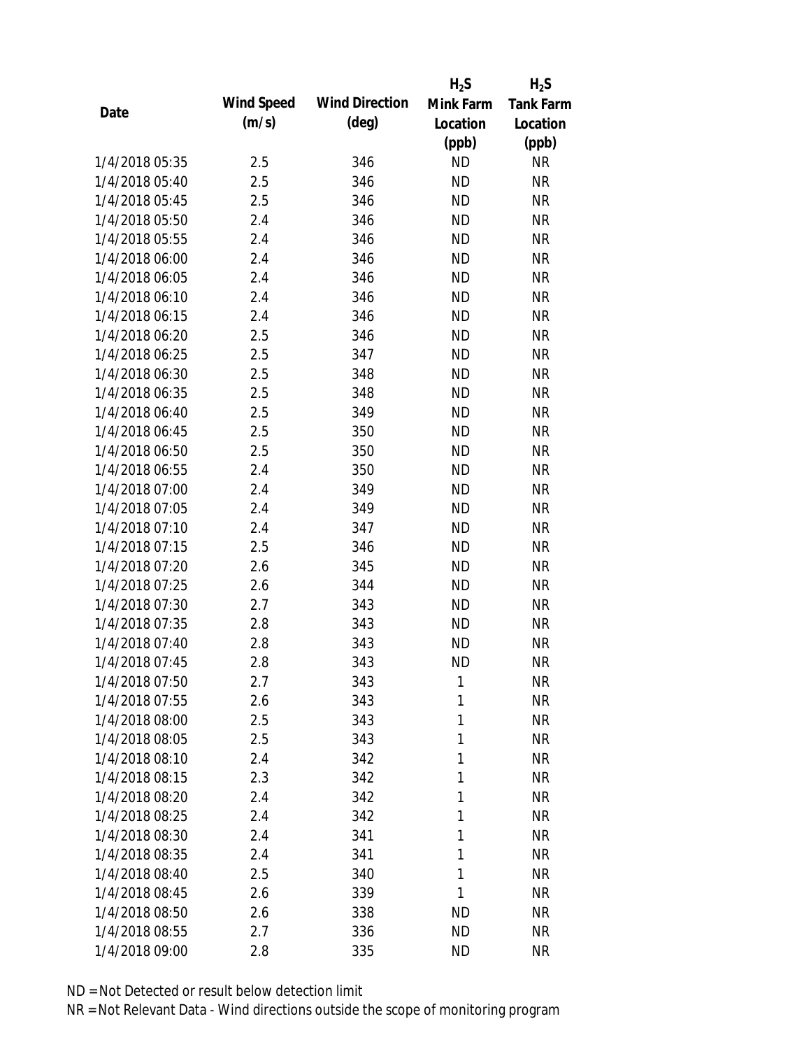| Date | Wind Speed (m/s) | Wind Direction (deg) | $H_2S$ Mink Farm Location (ppb) | $H_2S$ Tank Farm Location (ppb) |
|---|---|---|---|---|
| 1/4/2018 05:35 | 2.5 | 346 | ND | NR |
| 1/4/2018 05:40 | 2.5 | 346 | ND | NR |
| 1/4/2018 05:45 | 2.5 | 346 | ND | NR |
| 1/4/2018 05:50 | 2.4 | 346 | ND | NR |
| 1/4/2018 05:55 | 2.4 | 346 | ND | NR |
| 1/4/2018 06:00 | 2.4 | 346 | ND | NR |
| 1/4/2018 06:05 | 2.4 | 346 | ND | NR |
| 1/4/2018 06:10 | 2.4 | 346 | ND | NR |
| 1/4/2018 06:15 | 2.4 | 346 | ND | NR |
| 1/4/2018 06:20 | 2.5 | 346 | ND | NR |
| 1/4/2018 06:25 | 2.5 | 347 | ND | NR |
| 1/4/2018 06:30 | 2.5 | 348 | ND | NR |
| 1/4/2018 06:35 | 2.5 | 348 | ND | NR |
| 1/4/2018 06:40 | 2.5 | 349 | ND | NR |
| 1/4/2018 06:45 | 2.5 | 350 | ND | NR |
| 1/4/2018 06:50 | 2.5 | 350 | ND | NR |
| 1/4/2018 06:55 | 2.4 | 350 | ND | NR |
| 1/4/2018 07:00 | 2.4 | 349 | ND | NR |
| 1/4/2018 07:05 | 2.4 | 349 | ND | NR |
| 1/4/2018 07:10 | 2.4 | 347 | ND | NR |
| 1/4/2018 07:15 | 2.5 | 346 | ND | NR |
| 1/4/2018 07:20 | 2.6 | 345 | ND | NR |
| 1/4/2018 07:25 | 2.6 | 344 | ND | NR |
| 1/4/2018 07:30 | 2.7 | 343 | ND | NR |
| 1/4/2018 07:35 | 2.8 | 343 | ND | NR |
| 1/4/2018 07:40 | 2.8 | 343 | ND | NR |
| 1/4/2018 07:45 | 2.8 | 343 | ND | NR |
| 1/4/2018 07:50 | 2.7 | 343 | 1 | NR |
| 1/4/2018 07:55 | 2.6 | 343 | 1 | NR |
| 1/4/2018 08:00 | 2.5 | 343 | 1 | NR |
| 1/4/2018 08:05 | 2.5 | 343 | 1 | NR |
| 1/4/2018 08:10 | 2.4 | 342 | 1 | NR |
| 1/4/2018 08:15 | 2.3 | 342 | 1 | NR |
| 1/4/2018 08:20 | 2.4 | 342 | 1 | NR |
| 1/4/2018 08:25 | 2.4 | 342 | 1 | NR |
| 1/4/2018 08:30 | 2.4 | 341 | 1 | NR |
| 1/4/2018 08:35 | 2.4 | 341 | 1 | NR |
| 1/4/2018 08:40 | 2.5 | 340 | 1 | NR |
| 1/4/2018 08:45 | 2.6 | 339 | 1 | NR |
| 1/4/2018 08:50 | 2.6 | 338 | ND | NR |
| 1/4/2018 08:55 | 2.7 | 336 | ND | NR |
| 1/4/2018 09:00 | 2.8 | 335 | ND | NR |

ND = Not Detected or result below detection limit

NR = Not Relevant Data - Wind directions outside the scope of monitoring program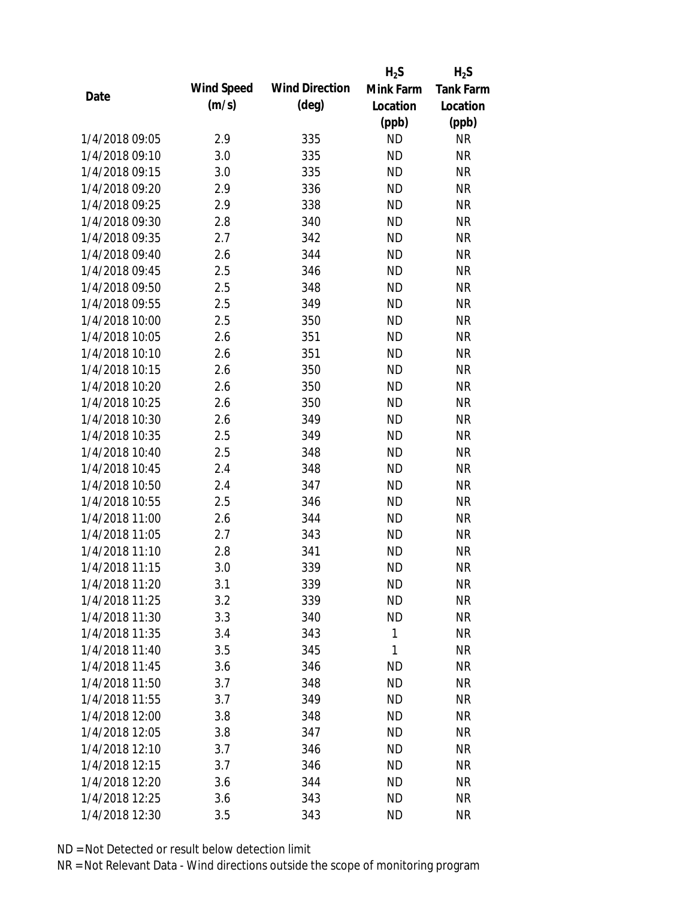| Date | Wind Speed (m/s) | Wind Direction (deg) | $H_2S$ Mink Farm Location (ppb) | $H_2S$ Tank Farm Location (ppb) |
|---|---|---|---|---|
| 1/4/2018 09:05 | 2.9 | 335 | ND | NR |
| 1/4/2018 09:10 | 3.0 | 335 | ND | NR |
| 1/4/2018 09:15 | 3.0 | 335 | ND | NR |
| 1/4/2018 09:20 | 2.9 | 336 | ND | NR |
| 1/4/2018 09:25 | 2.9 | 338 | ND | NR |
| 1/4/2018 09:30 | 2.8 | 340 | ND | NR |
| 1/4/2018 09:35 | 2.7 | 342 | ND | NR |
| 1/4/2018 09:40 | 2.6 | 344 | ND | NR |
| 1/4/2018 09:45 | 2.5 | 346 | ND | NR |
| 1/4/2018 09:50 | 2.5 | 348 | ND | NR |
| 1/4/2018 09:55 | 2.5 | 349 | ND | NR |
| 1/4/2018 10:00 | 2.5 | 350 | ND | NR |
| 1/4/2018 10:05 | 2.6 | 351 | ND | NR |
| 1/4/2018 10:10 | 2.6 | 351 | ND | NR |
| 1/4/2018 10:15 | 2.6 | 350 | ND | NR |
| 1/4/2018 10:20 | 2.6 | 350 | ND | NR |
| 1/4/2018 10:25 | 2.6 | 350 | ND | NR |
| 1/4/2018 10:30 | 2.6 | 349 | ND | NR |
| 1/4/2018 10:35 | 2.5 | 349 | ND | NR |
| 1/4/2018 10:40 | 2.5 | 348 | ND | NR |
| 1/4/2018 10:45 | 2.4 | 348 | ND | NR |
| 1/4/2018 10:50 | 2.4 | 347 | ND | NR |
| 1/4/2018 10:55 | 2.5 | 346 | ND | NR |
| 1/4/2018 11:00 | 2.6 | 344 | ND | NR |
| 1/4/2018 11:05 | 2.7 | 343 | ND | NR |
| 1/4/2018 11:10 | 2.8 | 341 | ND | NR |
| 1/4/2018 11:15 | 3.0 | 339 | ND | NR |
| 1/4/2018 11:20 | 3.1 | 339 | ND | NR |
| 1/4/2018 11:25 | 3.2 | 339 | ND | NR |
| 1/4/2018 11:30 | 3.3 | 340 | ND | NR |
| 1/4/2018 11:35 | 3.4 | 343 | 1 | NR |
| 1/4/2018 11:40 | 3.5 | 345 | 1 | NR |
| 1/4/2018 11:45 | 3.6 | 346 | ND | NR |
| 1/4/2018 11:50 | 3.7 | 348 | ND | NR |
| 1/4/2018 11:55 | 3.7 | 349 | ND | NR |
| 1/4/2018 12:00 | 3.8 | 348 | ND | NR |
| 1/4/2018 12:05 | 3.8 | 347 | ND | NR |
| 1/4/2018 12:10 | 3.7 | 346 | ND | NR |
| 1/4/2018 12:15 | 3.7 | 346 | ND | NR |
| 1/4/2018 12:20 | 3.6 | 344 | ND | NR |
| 1/4/2018 12:25 | 3.6 | 343 | ND | NR |
| 1/4/2018 12:30 | 3.5 | 343 | ND | NR |

ND = Not Detected or result below detection limit

NR = Not Relevant Data - Wind directions outside the scope of monitoring program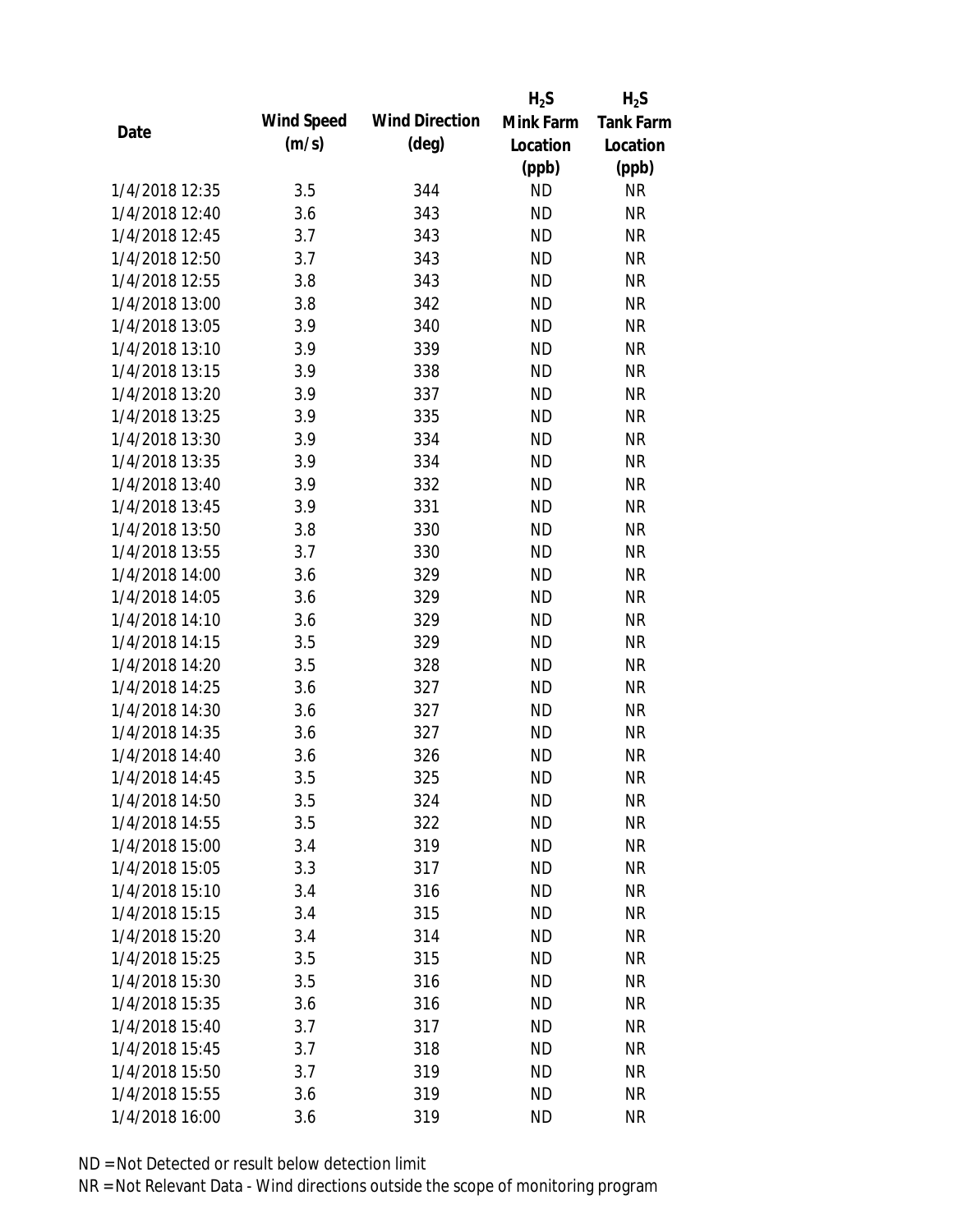| Date | Wind Speed (m/s) | Wind Direction (deg) | $H_2S$ Mink Farm Location (ppb) | $H_2S$ Tank Farm Location (ppb) |
|---|---|---|---|---|
| 1/4/2018 12:35 | 3.5 | 344 | ND | NR |
| 1/4/2018 12:40 | 3.6 | 343 | ND | NR |
| 1/4/2018 12:45 | 3.7 | 343 | ND | NR |
| 1/4/2018 12:50 | 3.7 | 343 | ND | NR |
| 1/4/2018 12:55 | 3.8 | 343 | ND | NR |
| 1/4/2018 13:00 | 3.8 | 342 | ND | NR |
| 1/4/2018 13:05 | 3.9 | 340 | ND | NR |
| 1/4/2018 13:10 | 3.9 | 339 | ND | NR |
| 1/4/2018 13:15 | 3.9 | 338 | ND | NR |
| 1/4/2018 13:20 | 3.9 | 337 | ND | NR |
| 1/4/2018 13:25 | 3.9 | 335 | ND | NR |
| 1/4/2018 13:30 | 3.9 | 334 | ND | NR |
| 1/4/2018 13:35 | 3.9 | 334 | ND | NR |
| 1/4/2018 13:40 | 3.9 | 332 | ND | NR |
| 1/4/2018 13:45 | 3.9 | 331 | ND | NR |
| 1/4/2018 13:50 | 3.8 | 330 | ND | NR |
| 1/4/2018 13:55 | 3.7 | 330 | ND | NR |
| 1/4/2018 14:00 | 3.6 | 329 | ND | NR |
| 1/4/2018 14:05 | 3.6 | 329 | ND | NR |
| 1/4/2018 14:10 | 3.6 | 329 | ND | NR |
| 1/4/2018 14:15 | 3.5 | 329 | ND | NR |
| 1/4/2018 14:20 | 3.5 | 328 | ND | NR |
| 1/4/2018 14:25 | 3.6 | 327 | ND | NR |
| 1/4/2018 14:30 | 3.6 | 327 | ND | NR |
| 1/4/2018 14:35 | 3.6 | 327 | ND | NR |
| 1/4/2018 14:40 | 3.6 | 326 | ND | NR |
| 1/4/2018 14:45 | 3.5 | 325 | ND | NR |
| 1/4/2018 14:50 | 3.5 | 324 | ND | NR |
| 1/4/2018 14:55 | 3.5 | 322 | ND | NR |
| 1/4/2018 15:00 | 3.4 | 319 | ND | NR |
| 1/4/2018 15:05 | 3.3 | 317 | ND | NR |
| 1/4/2018 15:10 | 3.4 | 316 | ND | NR |
| 1/4/2018 15:15 | 3.4 | 315 | ND | NR |
| 1/4/2018 15:20 | 3.4 | 314 | ND | NR |
| 1/4/2018 15:25 | 3.5 | 315 | ND | NR |
| 1/4/2018 15:30 | 3.5 | 316 | ND | NR |
| 1/4/2018 15:35 | 3.6 | 316 | ND | NR |
| 1/4/2018 15:40 | 3.7 | 317 | ND | NR |
| 1/4/2018 15:45 | 3.7 | 318 | ND | NR |
| 1/4/2018 15:50 | 3.7 | 319 | ND | NR |
| 1/4/2018 15:55 | 3.6 | 319 | ND | NR |
| 1/4/2018 16:00 | 3.6 | 319 | ND | NR |

ND = Not Detected or result below detection limit

NR = Not Relevant Data - Wind directions outside the scope of monitoring program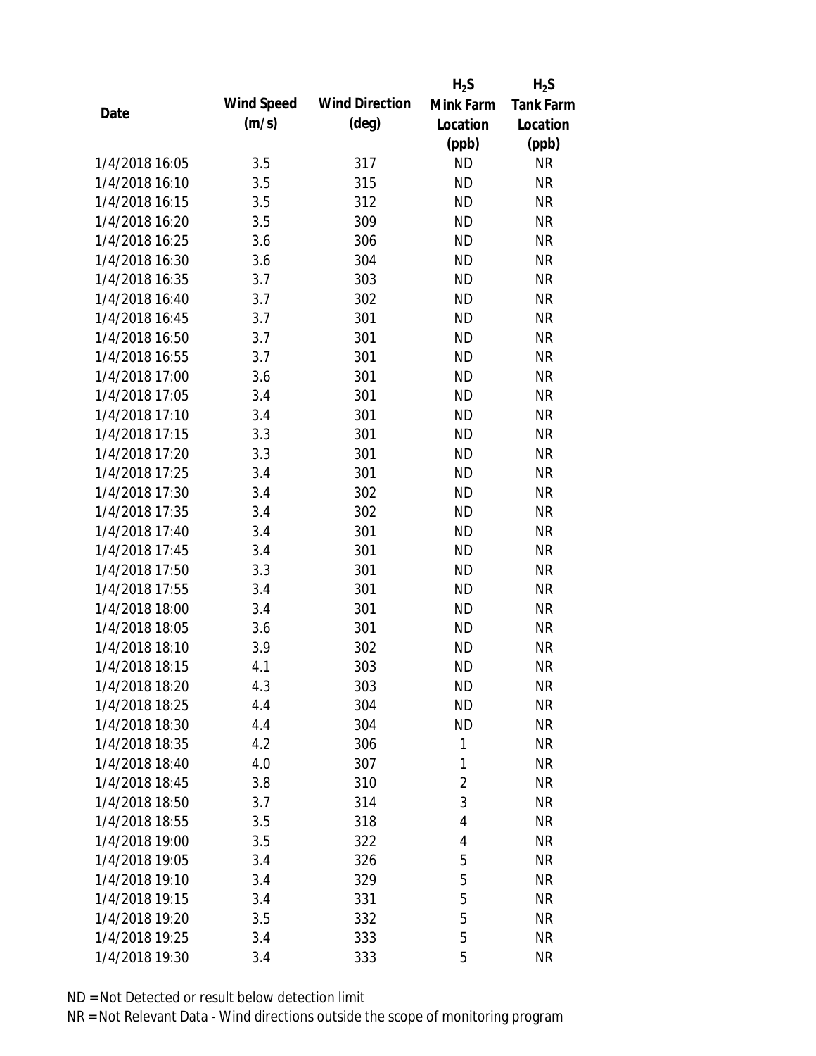| Date | Wind Speed (m/s) | Wind Direction (deg) | $H_2S$ Mink Farm Location (ppb) | $H_2S$ Tank Farm Location (ppb) |
|---|---|---|---|---|
| 1/4/2018 16:05 | 3.5 | 317 | ND | NR |
| 1/4/2018 16:10 | 3.5 | 315 | ND | NR |
| 1/4/2018 16:15 | 3.5 | 312 | ND | NR |
| 1/4/2018 16:20 | 3.5 | 309 | ND | NR |
| 1/4/2018 16:25 | 3.6 | 306 | ND | NR |
| 1/4/2018 16:30 | 3.6 | 304 | ND | NR |
| 1/4/2018 16:35 | 3.7 | 303 | ND | NR |
| 1/4/2018 16:40 | 3.7 | 302 | ND | NR |
| 1/4/2018 16:45 | 3.7 | 301 | ND | NR |
| 1/4/2018 16:50 | 3.7 | 301 | ND | NR |
| 1/4/2018 16:55 | 3.7 | 301 | ND | NR |
| 1/4/2018 17:00 | 3.6 | 301 | ND | NR |
| 1/4/2018 17:05 | 3.4 | 301 | ND | NR |
| 1/4/2018 17:10 | 3.4 | 301 | ND | NR |
| 1/4/2018 17:15 | 3.3 | 301 | ND | NR |
| 1/4/2018 17:20 | 3.3 | 301 | ND | NR |
| 1/4/2018 17:25 | 3.4 | 301 | ND | NR |
| 1/4/2018 17:30 | 3.4 | 302 | ND | NR |
| 1/4/2018 17:35 | 3.4 | 302 | ND | NR |
| 1/4/2018 17:40 | 3.4 | 301 | ND | NR |
| 1/4/2018 17:45 | 3.4 | 301 | ND | NR |
| 1/4/2018 17:50 | 3.3 | 301 | ND | NR |
| 1/4/2018 17:55 | 3.4 | 301 | ND | NR |
| 1/4/2018 18:00 | 3.4 | 301 | ND | NR |
| 1/4/2018 18:05 | 3.6 | 301 | ND | NR |
| 1/4/2018 18:10 | 3.9 | 302 | ND | NR |
| 1/4/2018 18:15 | 4.1 | 303 | ND | NR |
| 1/4/2018 18:20 | 4.3 | 303 | ND | NR |
| 1/4/2018 18:25 | 4.4 | 304 | ND | NR |
| 1/4/2018 18:30 | 4.4 | 304 | ND | NR |
| 1/4/2018 18:35 | 4.2 | 306 | 1 | NR |
| 1/4/2018 18:40 | 4.0 | 307 | 1 | NR |
| 1/4/2018 18:45 | 3.8 | 310 | 2 | NR |
| 1/4/2018 18:50 | 3.7 | 314 | 3 | NR |
| 1/4/2018 18:55 | 3.5 | 318 | 4 | NR |
| 1/4/2018 19:00 | 3.5 | 322 | 4 | NR |
| 1/4/2018 19:05 | 3.4 | 326 | 5 | NR |
| 1/4/2018 19:10 | 3.4 | 329 | 5 | NR |
| 1/4/2018 19:15 | 3.4 | 331 | 5 | NR |
| 1/4/2018 19:20 | 3.5 | 332 | 5 | NR |
| 1/4/2018 19:25 | 3.4 | 333 | 5 | NR |
| 1/4/2018 19:30 | 3.4 | 333 | 5 | NR |

ND = Not Detected or result below detection limit

NR = Not Relevant Data - Wind directions outside the scope of monitoring program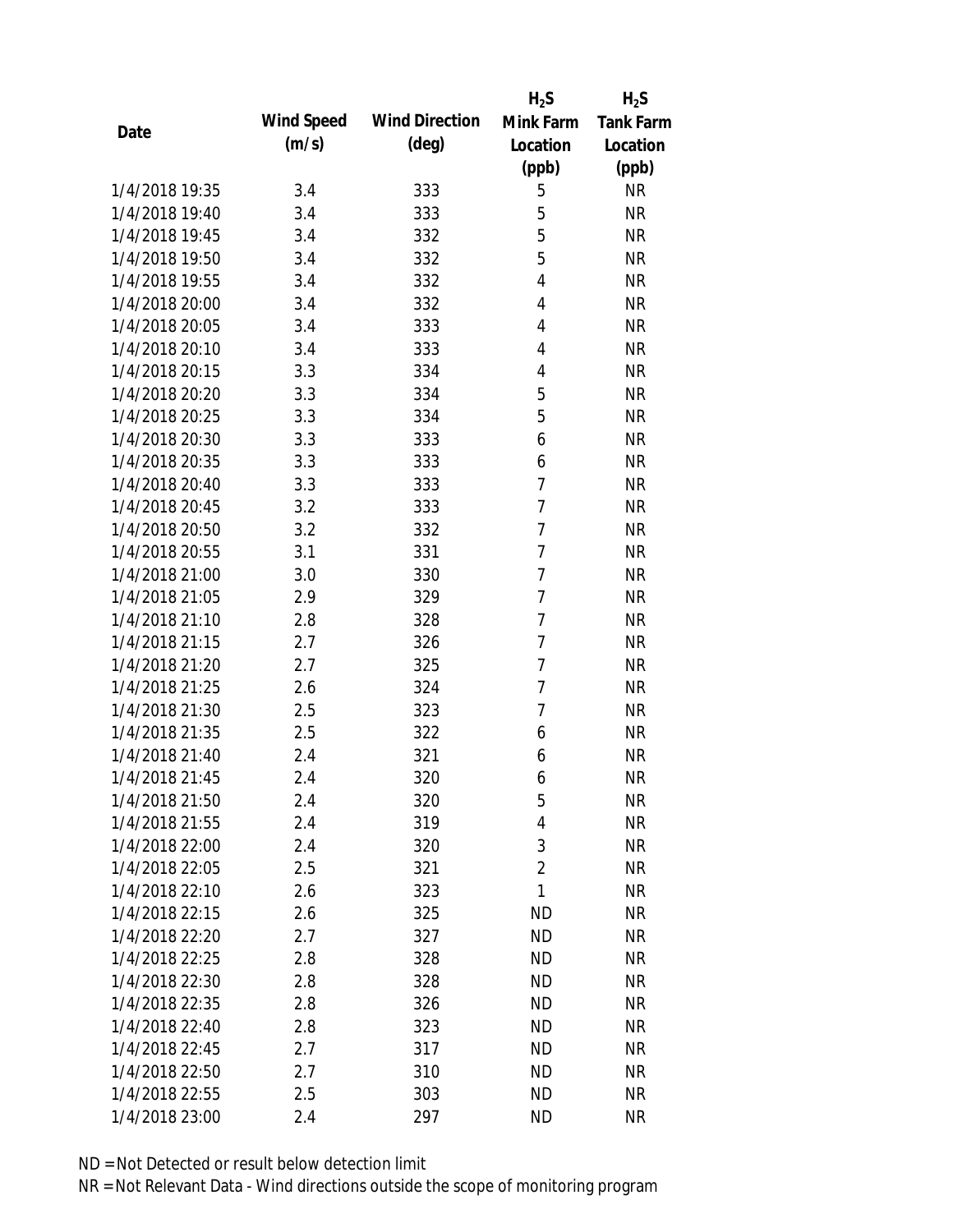| Date | Wind Speed (m/s) | Wind Direction (deg) | $H_2S$ Mink Farm Location (ppb) | $H_2S$ Tank Farm Location (ppb) |
|---|---|---|---|---|
| 1/4/2018 19:35 | 3.4 | 333 | 5 | NR |
| 1/4/2018 19:40 | 3.4 | 333 | 5 | NR |
| 1/4/2018 19:45 | 3.4 | 332 | 5 | NR |
| 1/4/2018 19:50 | 3.4 | 332 | 5 | NR |
| 1/4/2018 19:55 | 3.4 | 332 | 4 | NR |
| 1/4/2018 20:00 | 3.4 | 332 | 4 | NR |
| 1/4/2018 20:05 | 3.4 | 333 | 4 | NR |
| 1/4/2018 20:10 | 3.4 | 333 | 4 | NR |
| 1/4/2018 20:15 | 3.3 | 334 | 4 | NR |
| 1/4/2018 20:20 | 3.3 | 334 | 5 | NR |
| 1/4/2018 20:25 | 3.3 | 334 | 5 | NR |
| 1/4/2018 20:30 | 3.3 | 333 | 6 | NR |
| 1/4/2018 20:35 | 3.3 | 333 | 6 | NR |
| 1/4/2018 20:40 | 3.3 | 333 | 7 | NR |
| 1/4/2018 20:45 | 3.2 | 333 | 7 | NR |
| 1/4/2018 20:50 | 3.2 | 332 | 7 | NR |
| 1/4/2018 20:55 | 3.1 | 331 | 7 | NR |
| 1/4/2018 21:00 | 3.0 | 330 | 7 | NR |
| 1/4/2018 21:05 | 2.9 | 329 | 7 | NR |
| 1/4/2018 21:10 | 2.8 | 328 | 7 | NR |
| 1/4/2018 21:15 | 2.7 | 326 | 7 | NR |
| 1/4/2018 21:20 | 2.7 | 325 | 7 | NR |
| 1/4/2018 21:25 | 2.6 | 324 | 7 | NR |
| 1/4/2018 21:30 | 2.5 | 323 | 7 | NR |
| 1/4/2018 21:35 | 2.5 | 322 | 6 | NR |
| 1/4/2018 21:40 | 2.4 | 321 | 6 | NR |
| 1/4/2018 21:45 | 2.4 | 320 | 6 | NR |
| 1/4/2018 21:50 | 2.4 | 320 | 5 | NR |
| 1/4/2018 21:55 | 2.4 | 319 | 4 | NR |
| 1/4/2018 22:00 | 2.4 | 320 | 3 | NR |
| 1/4/2018 22:05 | 2.5 | 321 | 2 | NR |
| 1/4/2018 22:10 | 2.6 | 323 | 1 | NR |
| 1/4/2018 22:15 | 2.6 | 325 | ND | NR |
| 1/4/2018 22:20 | 2.7 | 327 | ND | NR |
| 1/4/2018 22:25 | 2.8 | 328 | ND | NR |
| 1/4/2018 22:30 | 2.8 | 328 | ND | NR |
| 1/4/2018 22:35 | 2.8 | 326 | ND | NR |
| 1/4/2018 22:40 | 2.8 | 323 | ND | NR |
| 1/4/2018 22:45 | 2.7 | 317 | ND | NR |
| 1/4/2018 22:50 | 2.7 | 310 | ND | NR |
| 1/4/2018 22:55 | 2.5 | 303 | ND | NR |
| 1/4/2018 23:00 | 2.4 | 297 | ND | NR |

ND = Not Detected or result below detection limit

NR = Not Relevant Data - Wind directions outside the scope of monitoring program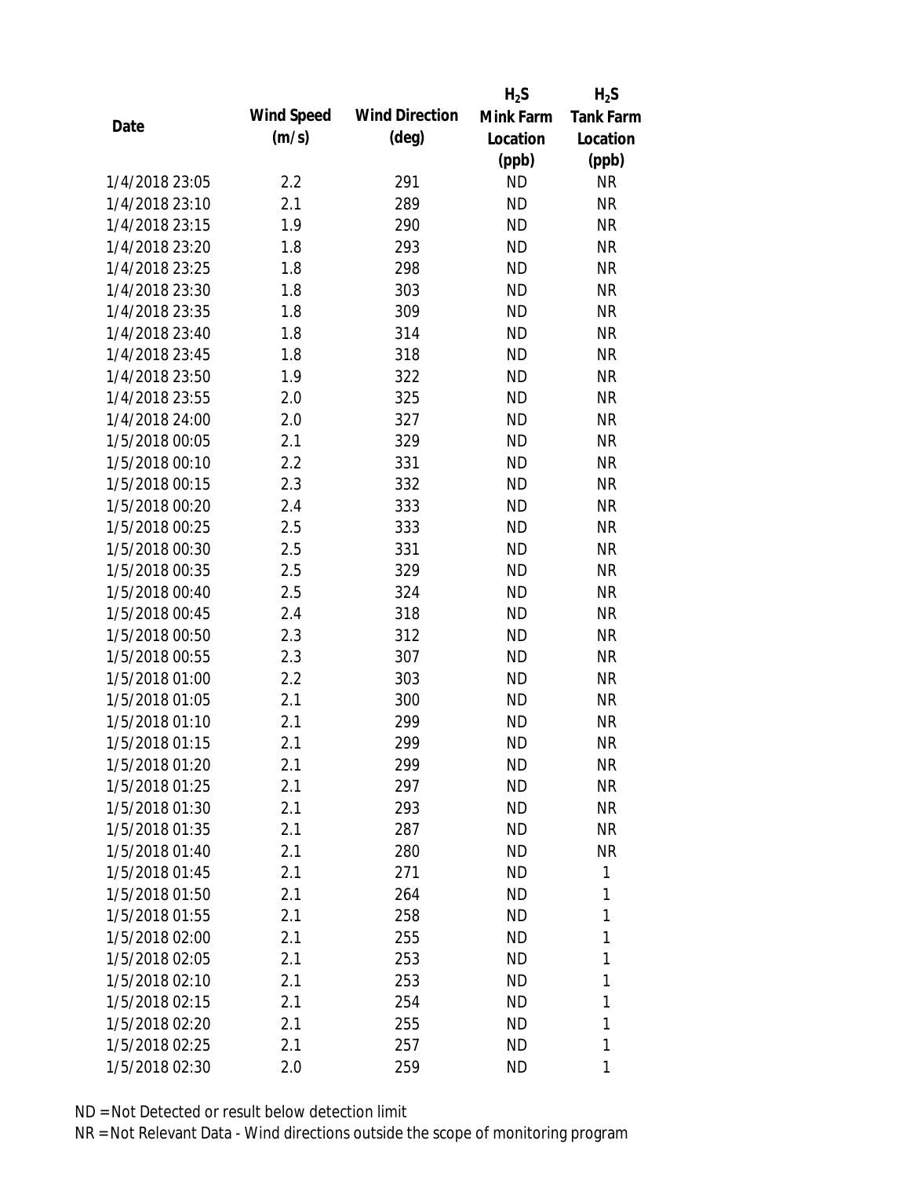| Date | Wind Speed (m/s) | Wind Direction (deg) | $H_2S$ Mink Farm Location (ppb) | $H_2S$ Tank Farm Location (ppb) |
|---|---|---|---|---|
| 1/4/2018 23:05 | 2.2 | 291 | ND | NR |
| 1/4/2018 23:10 | 2.1 | 289 | ND | NR |
| 1/4/2018 23:15 | 1.9 | 290 | ND | NR |
| 1/4/2018 23:20 | 1.8 | 293 | ND | NR |
| 1/4/2018 23:25 | 1.8 | 298 | ND | NR |
| 1/4/2018 23:30 | 1.8 | 303 | ND | NR |
| 1/4/2018 23:35 | 1.8 | 309 | ND | NR |
| 1/4/2018 23:40 | 1.8 | 314 | ND | NR |
| 1/4/2018 23:45 | 1.8 | 318 | ND | NR |
| 1/4/2018 23:50 | 1.9 | 322 | ND | NR |
| 1/4/2018 23:55 | 2.0 | 325 | ND | NR |
| 1/4/2018 24:00 | 2.0 | 327 | ND | NR |
| 1/5/2018 00:05 | 2.1 | 329 | ND | NR |
| 1/5/2018 00:10 | 2.2 | 331 | ND | NR |
| 1/5/2018 00:15 | 2.3 | 332 | ND | NR |
| 1/5/2018 00:20 | 2.4 | 333 | ND | NR |
| 1/5/2018 00:25 | 2.5 | 333 | ND | NR |
| 1/5/2018 00:30 | 2.5 | 331 | ND | NR |
| 1/5/2018 00:35 | 2.5 | 329 | ND | NR |
| 1/5/2018 00:40 | 2.5 | 324 | ND | NR |
| 1/5/2018 00:45 | 2.4 | 318 | ND | NR |
| 1/5/2018 00:50 | 2.3 | 312 | ND | NR |
| 1/5/2018 00:55 | 2.3 | 307 | ND | NR |
| 1/5/2018 01:00 | 2.2 | 303 | ND | NR |
| 1/5/2018 01:05 | 2.1 | 300 | ND | NR |
| 1/5/2018 01:10 | 2.1 | 299 | ND | NR |
| 1/5/2018 01:15 | 2.1 | 299 | ND | NR |
| 1/5/2018 01:20 | 2.1 | 299 | ND | NR |
| 1/5/2018 01:25 | 2.1 | 297 | ND | NR |
| 1/5/2018 01:30 | 2.1 | 293 | ND | NR |
| 1/5/2018 01:35 | 2.1 | 287 | ND | NR |
| 1/5/2018 01:40 | 2.1 | 280 | ND | NR |
| 1/5/2018 01:45 | 2.1 | 271 | ND | 1 |
| 1/5/2018 01:50 | 2.1 | 264 | ND | 1 |
| 1/5/2018 01:55 | 2.1 | 258 | ND | 1 |
| 1/5/2018 02:00 | 2.1 | 255 | ND | 1 |
| 1/5/2018 02:05 | 2.1 | 253 | ND | 1 |
| 1/5/2018 02:10 | 2.1 | 253 | ND | 1 |
| 1/5/2018 02:15 | 2.1 | 254 | ND | 1 |
| 1/5/2018 02:20 | 2.1 | 255 | ND | 1 |
| 1/5/2018 02:25 | 2.1 | 257 | ND | 1 |
| 1/5/2018 02:30 | 2.0 | 259 | ND | 1 |

ND = Not Detected or result below detection limit

NR = Not Relevant Data - Wind directions outside the scope of monitoring program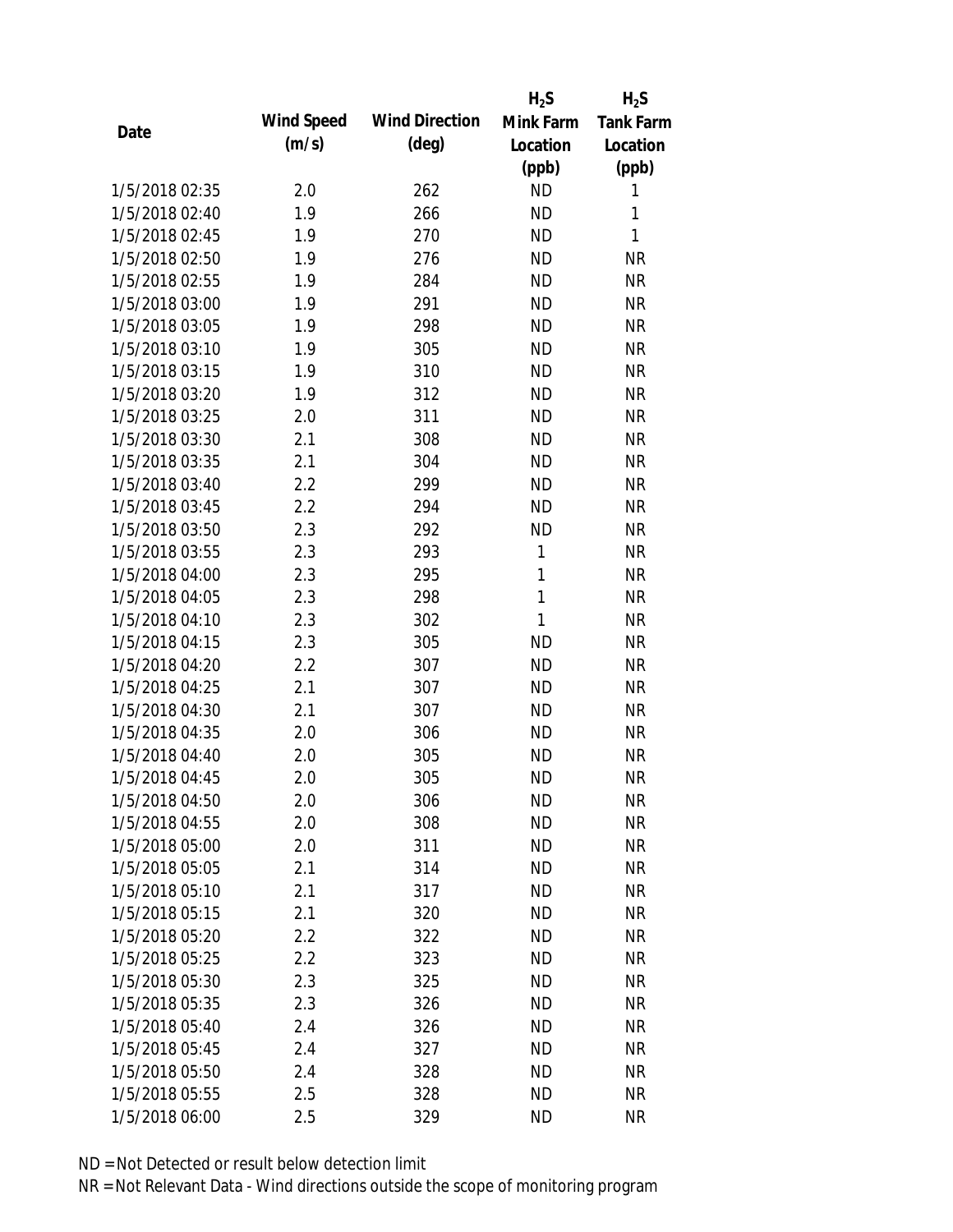| Date | Wind Speed (m/s) | Wind Direction (deg) | $H_2S$ Mink Farm Location (ppb) | $H_2S$ Tank Farm Location (ppb) |
|---|---|---|---|---|
| 1/5/2018 02:35 | 2.0 | 262 | ND | 1 |
| 1/5/2018 02:40 | 1.9 | 266 | ND | 1 |
| 1/5/2018 02:45 | 1.9 | 270 | ND | 1 |
| 1/5/2018 02:50 | 1.9 | 276 | ND | NR |
| 1/5/2018 02:55 | 1.9 | 284 | ND | NR |
| 1/5/2018 03:00 | 1.9 | 291 | ND | NR |
| 1/5/2018 03:05 | 1.9 | 298 | ND | NR |
| 1/5/2018 03:10 | 1.9 | 305 | ND | NR |
| 1/5/2018 03:15 | 1.9 | 310 | ND | NR |
| 1/5/2018 03:20 | 1.9 | 312 | ND | NR |
| 1/5/2018 03:25 | 2.0 | 311 | ND | NR |
| 1/5/2018 03:30 | 2.1 | 308 | ND | NR |
| 1/5/2018 03:35 | 2.1 | 304 | ND | NR |
| 1/5/2018 03:40 | 2.2 | 299 | ND | NR |
| 1/5/2018 03:45 | 2.2 | 294 | ND | NR |
| 1/5/2018 03:50 | 2.3 | 292 | ND | NR |
| 1/5/2018 03:55 | 2.3 | 293 | 1 | NR |
| 1/5/2018 04:00 | 2.3 | 295 | 1 | NR |
| 1/5/2018 04:05 | 2.3 | 298 | 1 | NR |
| 1/5/2018 04:10 | 2.3 | 302 | 1 | NR |
| 1/5/2018 04:15 | 2.3 | 305 | ND | NR |
| 1/5/2018 04:20 | 2.2 | 307 | ND | NR |
| 1/5/2018 04:25 | 2.1 | 307 | ND | NR |
| 1/5/2018 04:30 | 2.1 | 307 | ND | NR |
| 1/5/2018 04:35 | 2.0 | 306 | ND | NR |
| 1/5/2018 04:40 | 2.0 | 305 | ND | NR |
| 1/5/2018 04:45 | 2.0 | 305 | ND | NR |
| 1/5/2018 04:50 | 2.0 | 306 | ND | NR |
| 1/5/2018 04:55 | 2.0 | 308 | ND | NR |
| 1/5/2018 05:00 | 2.0 | 311 | ND | NR |
| 1/5/2018 05:05 | 2.1 | 314 | ND | NR |
| 1/5/2018 05:10 | 2.1 | 317 | ND | NR |
| 1/5/2018 05:15 | 2.1 | 320 | ND | NR |
| 1/5/2018 05:20 | 2.2 | 322 | ND | NR |
| 1/5/2018 05:25 | 2.2 | 323 | ND | NR |
| 1/5/2018 05:30 | 2.3 | 325 | ND | NR |
| 1/5/2018 05:35 | 2.3 | 326 | ND | NR |
| 1/5/2018 05:40 | 2.4 | 326 | ND | NR |
| 1/5/2018 05:45 | 2.4 | 327 | ND | NR |
| 1/5/2018 05:50 | 2.4 | 328 | ND | NR |
| 1/5/2018 05:55 | 2.5 | 328 | ND | NR |
| 1/5/2018 06:00 | 2.5 | 329 | ND | NR |

ND = Not Detected or result below detection limit

NR = Not Relevant Data - Wind directions outside the scope of monitoring program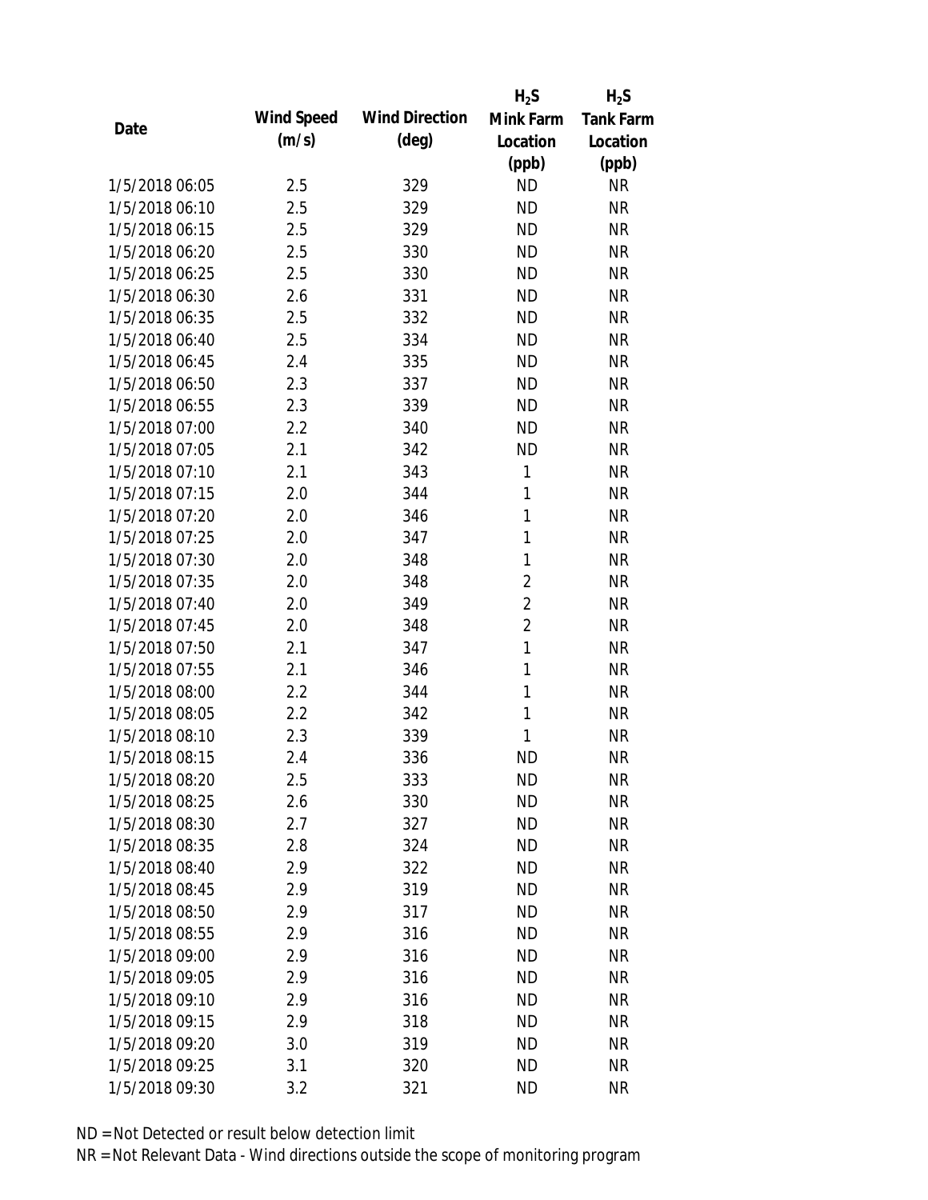| Date | Wind Speed (m/s) | Wind Direction (deg) | $H_2S$ Mink Farm Location (ppb) | $H_2S$ Tank Farm Location (ppb) |
|---|---|---|---|---|
| 1/5/2018 06:05 | 2.5 | 329 | ND | NR |
| 1/5/2018 06:10 | 2.5 | 329 | ND | NR |
| 1/5/2018 06:15 | 2.5 | 329 | ND | NR |
| 1/5/2018 06:20 | 2.5 | 330 | ND | NR |
| 1/5/2018 06:25 | 2.5 | 330 | ND | NR |
| 1/5/2018 06:30 | 2.6 | 331 | ND | NR |
| 1/5/2018 06:35 | 2.5 | 332 | ND | NR |
| 1/5/2018 06:40 | 2.5 | 334 | ND | NR |
| 1/5/2018 06:45 | 2.4 | 335 | ND | NR |
| 1/5/2018 06:50 | 2.3 | 337 | ND | NR |
| 1/5/2018 06:55 | 2.3 | 339 | ND | NR |
| 1/5/2018 07:00 | 2.2 | 340 | ND | NR |
| 1/5/2018 07:05 | 2.1 | 342 | ND | NR |
| 1/5/2018 07:10 | 2.1 | 343 | 1 | NR |
| 1/5/2018 07:15 | 2.0 | 344 | 1 | NR |
| 1/5/2018 07:20 | 2.0 | 346 | 1 | NR |
| 1/5/2018 07:25 | 2.0 | 347 | 1 | NR |
| 1/5/2018 07:30 | 2.0 | 348 | 1 | NR |
| 1/5/2018 07:35 | 2.0 | 348 | 2 | NR |
| 1/5/2018 07:40 | 2.0 | 349 | 2 | NR |
| 1/5/2018 07:45 | 2.0 | 348 | 2 | NR |
| 1/5/2018 07:50 | 2.1 | 347 | 1 | NR |
| 1/5/2018 07:55 | 2.1 | 346 | 1 | NR |
| 1/5/2018 08:00 | 2.2 | 344 | 1 | NR |
| 1/5/2018 08:05 | 2.2 | 342 | 1 | NR |
| 1/5/2018 08:10 | 2.3 | 339 | 1 | NR |
| 1/5/2018 08:15 | 2.4 | 336 | ND | NR |
| 1/5/2018 08:20 | 2.5 | 333 | ND | NR |
| 1/5/2018 08:25 | 2.6 | 330 | ND | NR |
| 1/5/2018 08:30 | 2.7 | 327 | ND | NR |
| 1/5/2018 08:35 | 2.8 | 324 | ND | NR |
| 1/5/2018 08:40 | 2.9 | 322 | ND | NR |
| 1/5/2018 08:45 | 2.9 | 319 | ND | NR |
| 1/5/2018 08:50 | 2.9 | 317 | ND | NR |
| 1/5/2018 08:55 | 2.9 | 316 | ND | NR |
| 1/5/2018 09:00 | 2.9 | 316 | ND | NR |
| 1/5/2018 09:05 | 2.9 | 316 | ND | NR |
| 1/5/2018 09:10 | 2.9 | 316 | ND | NR |
| 1/5/2018 09:15 | 2.9 | 318 | ND | NR |
| 1/5/2018 09:20 | 3.0 | 319 | ND | NR |
| 1/5/2018 09:25 | 3.1 | 320 | ND | NR |
| 1/5/2018 09:30 | 3.2 | 321 | ND | NR |

ND = Not Detected or result below detection limit

NR = Not Relevant Data - Wind directions outside the scope of monitoring program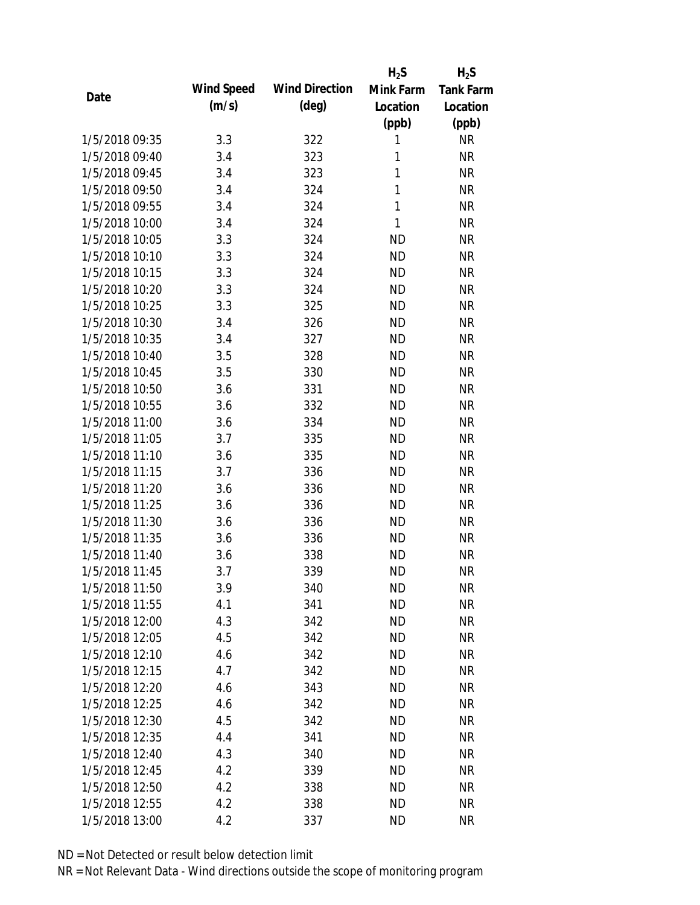| Date | Wind Speed (m/s) | Wind Direction (deg) | $H_2S$ Mink Farm Location (ppb) | $H_2S$ Tank Farm Location (ppb) |
|---|---|---|---|---|
| 1/5/2018 09:35 | 3.3 | 322 | 1 | NR |
| 1/5/2018 09:40 | 3.4 | 323 | 1 | NR |
| 1/5/2018 09:45 | 3.4 | 323 | 1 | NR |
| 1/5/2018 09:50 | 3.4 | 324 | 1 | NR |
| 1/5/2018 09:55 | 3.4 | 324 | 1 | NR |
| 1/5/2018 10:00 | 3.4 | 324 | 1 | NR |
| 1/5/2018 10:05 | 3.3 | 324 | ND | NR |
| 1/5/2018 10:10 | 3.3 | 324 | ND | NR |
| 1/5/2018 10:15 | 3.3 | 324 | ND | NR |
| 1/5/2018 10:20 | 3.3 | 324 | ND | NR |
| 1/5/2018 10:25 | 3.3 | 325 | ND | NR |
| 1/5/2018 10:30 | 3.4 | 326 | ND | NR |
| 1/5/2018 10:35 | 3.4 | 327 | ND | NR |
| 1/5/2018 10:40 | 3.5 | 328 | ND | NR |
| 1/5/2018 10:45 | 3.5 | 330 | ND | NR |
| 1/5/2018 10:50 | 3.6 | 331 | ND | NR |
| 1/5/2018 10:55 | 3.6 | 332 | ND | NR |
| 1/5/2018 11:00 | 3.6 | 334 | ND | NR |
| 1/5/2018 11:05 | 3.7 | 335 | ND | NR |
| 1/5/2018 11:10 | 3.6 | 335 | ND | NR |
| 1/5/2018 11:15 | 3.7 | 336 | ND | NR |
| 1/5/2018 11:20 | 3.6 | 336 | ND | NR |
| 1/5/2018 11:25 | 3.6 | 336 | ND | NR |
| 1/5/2018 11:30 | 3.6 | 336 | ND | NR |
| 1/5/2018 11:35 | 3.6 | 336 | ND | NR |
| 1/5/2018 11:40 | 3.6 | 338 | ND | NR |
| 1/5/2018 11:45 | 3.7 | 339 | ND | NR |
| 1/5/2018 11:50 | 3.9 | 340 | ND | NR |
| 1/5/2018 11:55 | 4.1 | 341 | ND | NR |
| 1/5/2018 12:00 | 4.3 | 342 | ND | NR |
| 1/5/2018 12:05 | 4.5 | 342 | ND | NR |
| 1/5/2018 12:10 | 4.6 | 342 | ND | NR |
| 1/5/2018 12:15 | 4.7 | 342 | ND | NR |
| 1/5/2018 12:20 | 4.6 | 343 | ND | NR |
| 1/5/2018 12:25 | 4.6 | 342 | ND | NR |
| 1/5/2018 12:30 | 4.5 | 342 | ND | NR |
| 1/5/2018 12:35 | 4.4 | 341 | ND | NR |
| 1/5/2018 12:40 | 4.3 | 340 | ND | NR |
| 1/5/2018 12:45 | 4.2 | 339 | ND | NR |
| 1/5/2018 12:50 | 4.2 | 338 | ND | NR |
| 1/5/2018 12:55 | 4.2 | 338 | ND | NR |
| 1/5/2018 13:00 | 4.2 | 337 | ND | NR |

ND = Not Detected or result below detection limit

NR = Not Relevant Data - Wind directions outside the scope of monitoring program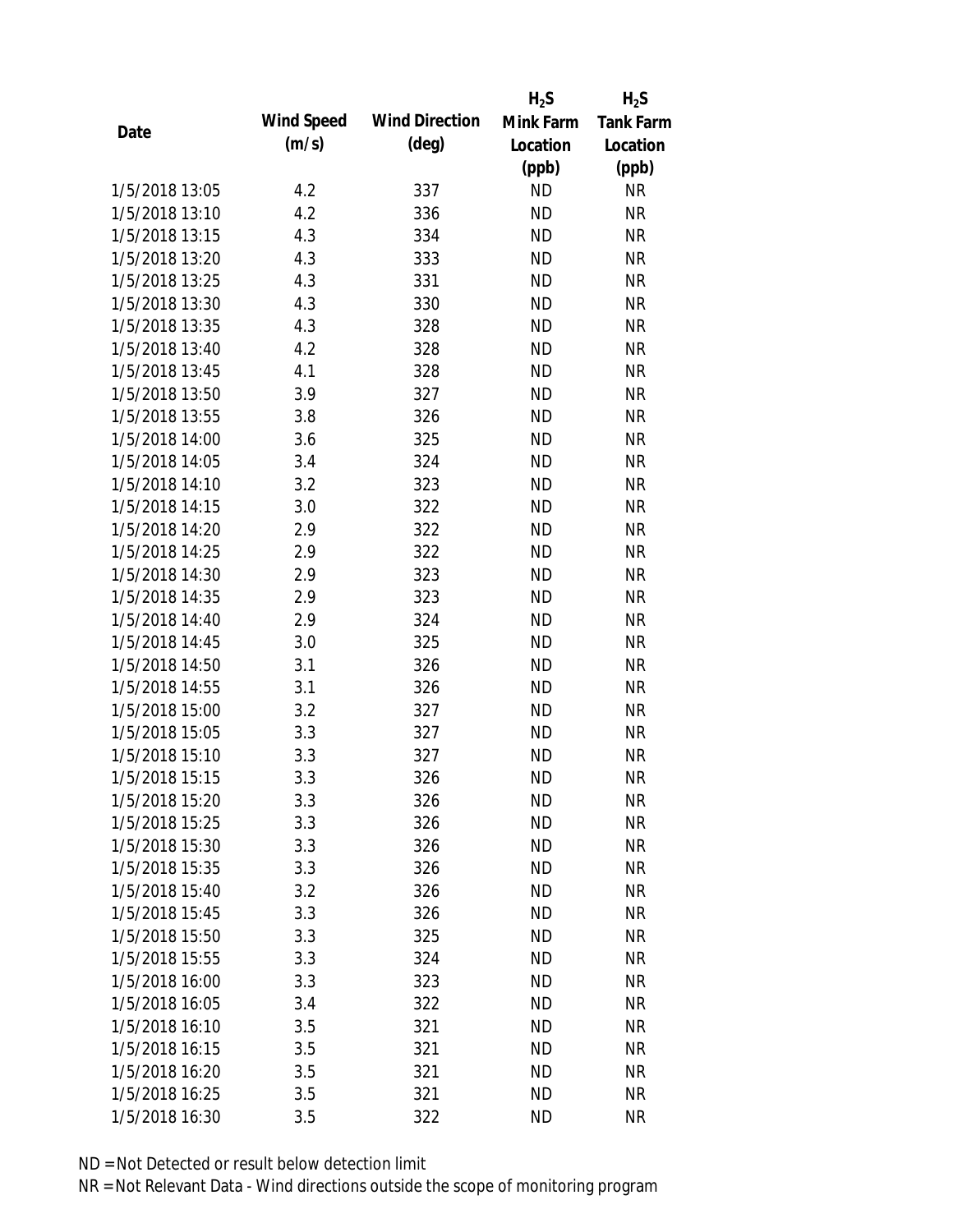| Date | Wind Speed (m/s) | Wind Direction (deg) | $H_2S$ Mink Farm Location (ppb) | $H_2S$ Tank Farm Location (ppb) |
|---|---|---|---|---|
| 1/5/2018 13:05 | 4.2 | 337 | ND | NR |
| 1/5/2018 13:10 | 4.2 | 336 | ND | NR |
| 1/5/2018 13:15 | 4.3 | 334 | ND | NR |
| 1/5/2018 13:20 | 4.3 | 333 | ND | NR |
| 1/5/2018 13:25 | 4.3 | 331 | ND | NR |
| 1/5/2018 13:30 | 4.3 | 330 | ND | NR |
| 1/5/2018 13:35 | 4.3 | 328 | ND | NR |
| 1/5/2018 13:40 | 4.2 | 328 | ND | NR |
| 1/5/2018 13:45 | 4.1 | 328 | ND | NR |
| 1/5/2018 13:50 | 3.9 | 327 | ND | NR |
| 1/5/2018 13:55 | 3.8 | 326 | ND | NR |
| 1/5/2018 14:00 | 3.6 | 325 | ND | NR |
| 1/5/2018 14:05 | 3.4 | 324 | ND | NR |
| 1/5/2018 14:10 | 3.2 | 323 | ND | NR |
| 1/5/2018 14:15 | 3.0 | 322 | ND | NR |
| 1/5/2018 14:20 | 2.9 | 322 | ND | NR |
| 1/5/2018 14:25 | 2.9 | 322 | ND | NR |
| 1/5/2018 14:30 | 2.9 | 323 | ND | NR |
| 1/5/2018 14:35 | 2.9 | 323 | ND | NR |
| 1/5/2018 14:40 | 2.9 | 324 | ND | NR |
| 1/5/2018 14:45 | 3.0 | 325 | ND | NR |
| 1/5/2018 14:50 | 3.1 | 326 | ND | NR |
| 1/5/2018 14:55 | 3.1 | 326 | ND | NR |
| 1/5/2018 15:00 | 3.2 | 327 | ND | NR |
| 1/5/2018 15:05 | 3.3 | 327 | ND | NR |
| 1/5/2018 15:10 | 3.3 | 327 | ND | NR |
| 1/5/2018 15:15 | 3.3 | 326 | ND | NR |
| 1/5/2018 15:20 | 3.3 | 326 | ND | NR |
| 1/5/2018 15:25 | 3.3 | 326 | ND | NR |
| 1/5/2018 15:30 | 3.3 | 326 | ND | NR |
| 1/5/2018 15:35 | 3.3 | 326 | ND | NR |
| 1/5/2018 15:40 | 3.2 | 326 | ND | NR |
| 1/5/2018 15:45 | 3.3 | 326 | ND | NR |
| 1/5/2018 15:50 | 3.3 | 325 | ND | NR |
| 1/5/2018 15:55 | 3.3 | 324 | ND | NR |
| 1/5/2018 16:00 | 3.3 | 323 | ND | NR |
| 1/5/2018 16:05 | 3.4 | 322 | ND | NR |
| 1/5/2018 16:10 | 3.5 | 321 | ND | NR |
| 1/5/2018 16:15 | 3.5 | 321 | ND | NR |
| 1/5/2018 16:20 | 3.5 | 321 | ND | NR |
| 1/5/2018 16:25 | 3.5 | 321 | ND | NR |
| 1/5/2018 16:30 | 3.5 | 322 | ND | NR |

ND = Not Detected or result below detection limit

NR = Not Relevant Data - Wind directions outside the scope of monitoring program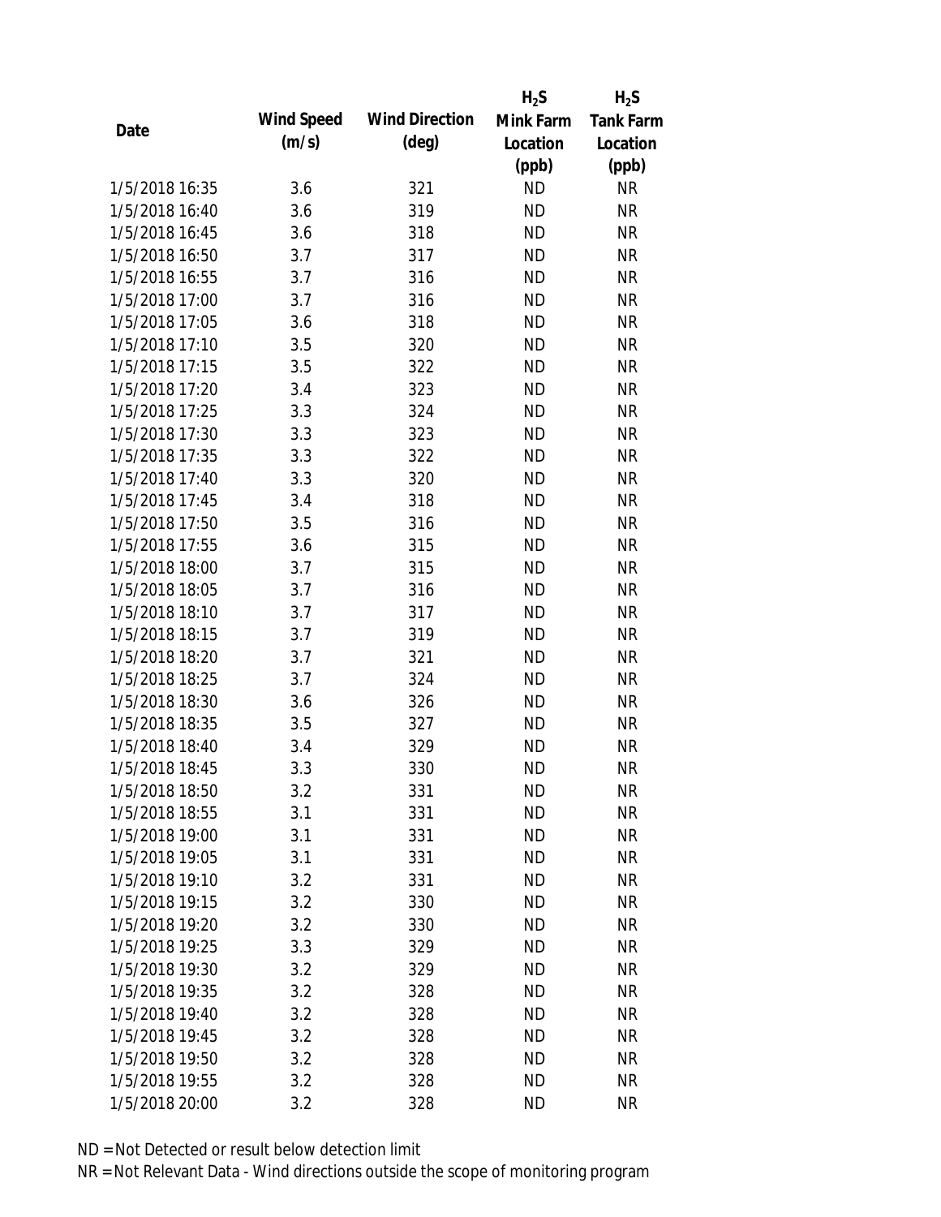| Date | Wind Speed (m/s) | Wind Direction (deg) | $H_2S$ Mink Farm Location (ppb) | $H_2S$ Tank Farm Location (ppb) |
|---|---|---|---|---|
| 1/5/2018 16:35 | 3.6 | 321 | ND | NR |
| 1/5/2018 16:40 | 3.6 | 319 | ND | NR |
| 1/5/2018 16:45 | 3.6 | 318 | ND | NR |
| 1/5/2018 16:50 | 3.7 | 317 | ND | NR |
| 1/5/2018 16:55 | 3.7 | 316 | ND | NR |
| 1/5/2018 17:00 | 3.7 | 316 | ND | NR |
| 1/5/2018 17:05 | 3.6 | 318 | ND | NR |
| 1/5/2018 17:10 | 3.5 | 320 | ND | NR |
| 1/5/2018 17:15 | 3.5 | 322 | ND | NR |
| 1/5/2018 17:20 | 3.4 | 323 | ND | NR |
| 1/5/2018 17:25 | 3.3 | 324 | ND | NR |
| 1/5/2018 17:30 | 3.3 | 323 | ND | NR |
| 1/5/2018 17:35 | 3.3 | 322 | ND | NR |
| 1/5/2018 17:40 | 3.3 | 320 | ND | NR |
| 1/5/2018 17:45 | 3.4 | 318 | ND | NR |
| 1/5/2018 17:50 | 3.5 | 316 | ND | NR |
| 1/5/2018 17:55 | 3.6 | 315 | ND | NR |
| 1/5/2018 18:00 | 3.7 | 315 | ND | NR |
| 1/5/2018 18:05 | 3.7 | 316 | ND | NR |
| 1/5/2018 18:10 | 3.7 | 317 | ND | NR |
| 1/5/2018 18:15 | 3.7 | 319 | ND | NR |
| 1/5/2018 18:20 | 3.7 | 321 | ND | NR |
| 1/5/2018 18:25 | 3.7 | 324 | ND | NR |
| 1/5/2018 18:30 | 3.6 | 326 | ND | NR |
| 1/5/2018 18:35 | 3.5 | 327 | ND | NR |
| 1/5/2018 18:40 | 3.4 | 329 | ND | NR |
| 1/5/2018 18:45 | 3.3 | 330 | ND | NR |
| 1/5/2018 18:50 | 3.2 | 331 | ND | NR |
| 1/5/2018 18:55 | 3.1 | 331 | ND | NR |
| 1/5/2018 19:00 | 3.1 | 331 | ND | NR |
| 1/5/2018 19:05 | 3.1 | 331 | ND | NR |
| 1/5/2018 19:10 | 3.2 | 331 | ND | NR |
| 1/5/2018 19:15 | 3.2 | 330 | ND | NR |
| 1/5/2018 19:20 | 3.2 | 330 | ND | NR |
| 1/5/2018 19:25 | 3.3 | 329 | ND | NR |
| 1/5/2018 19:30 | 3.2 | 329 | ND | NR |
| 1/5/2018 19:35 | 3.2 | 328 | ND | NR |
| 1/5/2018 19:40 | 3.2 | 328 | ND | NR |
| 1/5/2018 19:45 | 3.2 | 328 | ND | NR |
| 1/5/2018 19:50 | 3.2 | 328 | ND | NR |
| 1/5/2018 19:55 | 3.2 | 328 | ND | NR |
| 1/5/2018 20:00 | 3.2 | 328 | ND | NR |

ND = Not Detected or result below detection limit

NR = Not Relevant Data - Wind directions outside the scope of monitoring program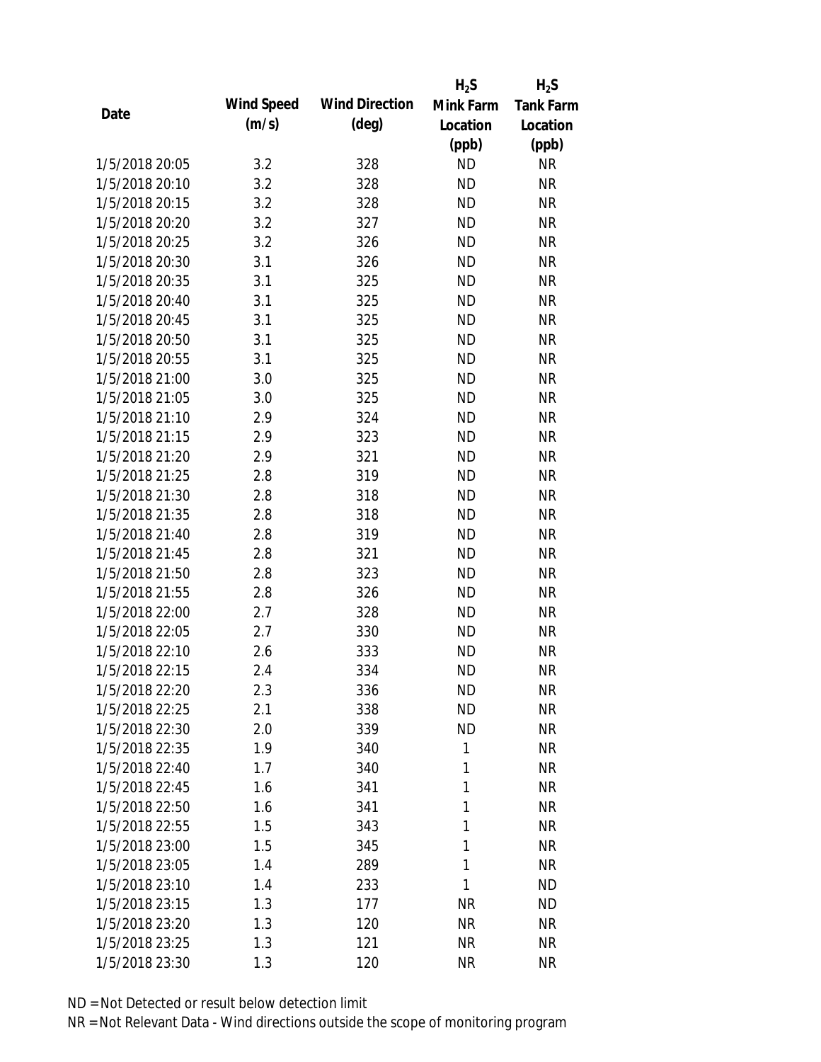| Date | Wind Speed (m/s) | Wind Direction (deg) | $H_2S$ Mink Farm Location (ppb) | $H_2S$ Tank Farm Location (ppb) |
|---|---|---|---|---|
| 1/5/2018 20:05 | 3.2 | 328 | ND | NR |
| 1/5/2018 20:10 | 3.2 | 328 | ND | NR |
| 1/5/2018 20:15 | 3.2 | 328 | ND | NR |
| 1/5/2018 20:20 | 3.2 | 327 | ND | NR |
| 1/5/2018 20:25 | 3.2 | 326 | ND | NR |
| 1/5/2018 20:30 | 3.1 | 326 | ND | NR |
| 1/5/2018 20:35 | 3.1 | 325 | ND | NR |
| 1/5/2018 20:40 | 3.1 | 325 | ND | NR |
| 1/5/2018 20:45 | 3.1 | 325 | ND | NR |
| 1/5/2018 20:50 | 3.1 | 325 | ND | NR |
| 1/5/2018 20:55 | 3.1 | 325 | ND | NR |
| 1/5/2018 21:00 | 3.0 | 325 | ND | NR |
| 1/5/2018 21:05 | 3.0 | 325 | ND | NR |
| 1/5/2018 21:10 | 2.9 | 324 | ND | NR |
| 1/5/2018 21:15 | 2.9 | 323 | ND | NR |
| 1/5/2018 21:20 | 2.9 | 321 | ND | NR |
| 1/5/2018 21:25 | 2.8 | 319 | ND | NR |
| 1/5/2018 21:30 | 2.8 | 318 | ND | NR |
| 1/5/2018 21:35 | 2.8 | 318 | ND | NR |
| 1/5/2018 21:40 | 2.8 | 319 | ND | NR |
| 1/5/2018 21:45 | 2.8 | 321 | ND | NR |
| 1/5/2018 21:50 | 2.8 | 323 | ND | NR |
| 1/5/2018 21:55 | 2.8 | 326 | ND | NR |
| 1/5/2018 22:00 | 2.7 | 328 | ND | NR |
| 1/5/2018 22:05 | 2.7 | 330 | ND | NR |
| 1/5/2018 22:10 | 2.6 | 333 | ND | NR |
| 1/5/2018 22:15 | 2.4 | 334 | ND | NR |
| 1/5/2018 22:20 | 2.3 | 336 | ND | NR |
| 1/5/2018 22:25 | 2.1 | 338 | ND | NR |
| 1/5/2018 22:30 | 2.0 | 339 | ND | NR |
| 1/5/2018 22:35 | 1.9 | 340 | 1 | NR |
| 1/5/2018 22:40 | 1.7 | 340 | 1 | NR |
| 1/5/2018 22:45 | 1.6 | 341 | 1 | NR |
| 1/5/2018 22:50 | 1.6 | 341 | 1 | NR |
| 1/5/2018 22:55 | 1.5 | 343 | 1 | NR |
| 1/5/2018 23:00 | 1.5 | 345 | 1 | NR |
| 1/5/2018 23:05 | 1.4 | 289 | 1 | NR |
| 1/5/2018 23:10 | 1.4 | 233 | 1 | ND |
| 1/5/2018 23:15 | 1.3 | 177 | NR | ND |
| 1/5/2018 23:20 | 1.3 | 120 | NR | NR |
| 1/5/2018 23:25 | 1.3 | 121 | NR | NR |
| 1/5/2018 23:30 | 1.3 | 120 | NR | NR |

ND = Not Detected or result below detection limit

NR = Not Relevant Data - Wind directions outside the scope of monitoring program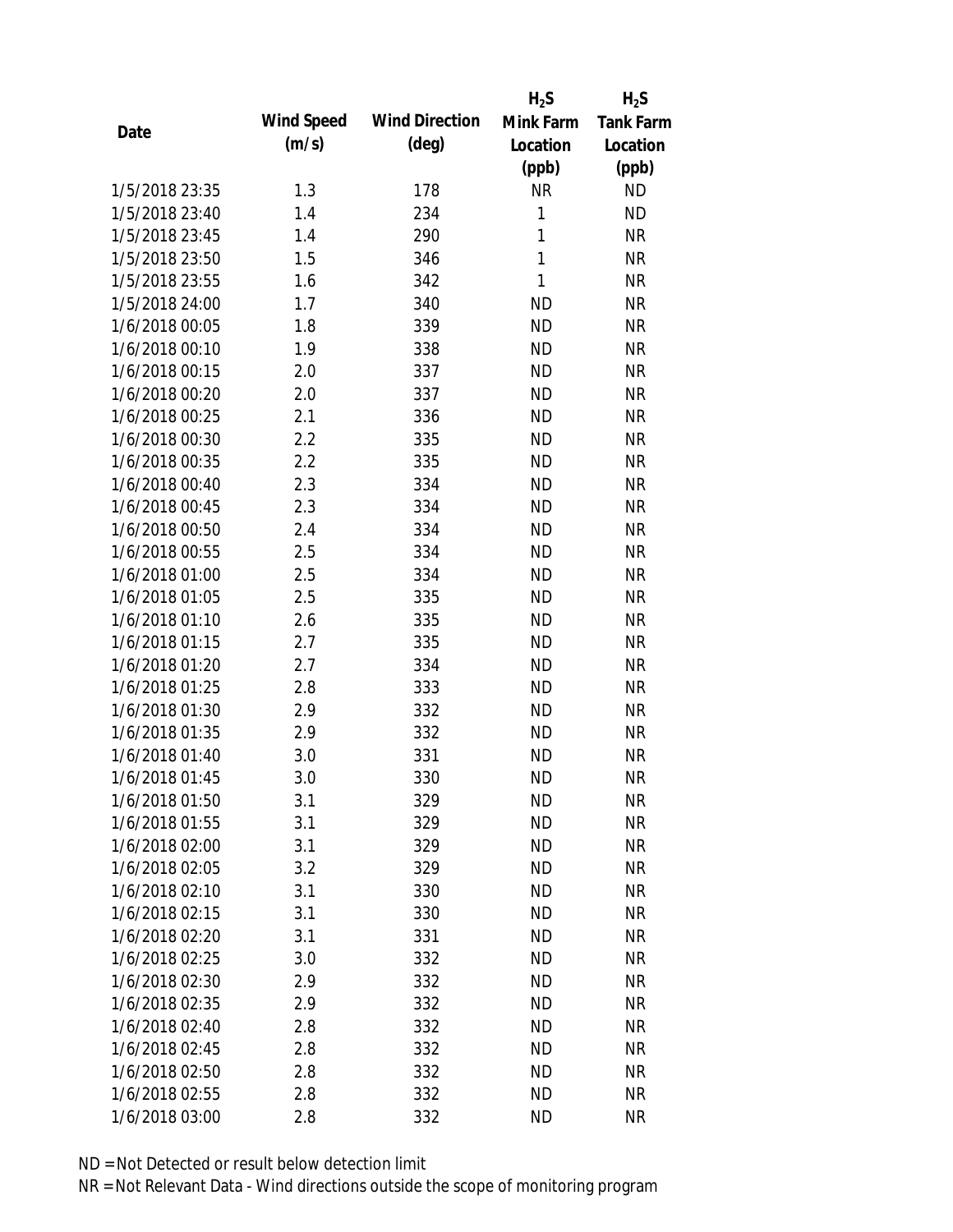| Date | Wind Speed (m/s) | Wind Direction (deg) | $H_2S$ Mink Farm Location (ppb) | $H_2S$ Tank Farm Location (ppb) |
|---|---|---|---|---|
| 1/5/2018 23:35 | 1.3 | 178 | NR | ND |
| 1/5/2018 23:40 | 1.4 | 234 | 1 | ND |
| 1/5/2018 23:45 | 1.4 | 290 | 1 | NR |
| 1/5/2018 23:50 | 1.5 | 346 | 1 | NR |
| 1/5/2018 23:55 | 1.6 | 342 | 1 | NR |
| 1/5/2018 24:00 | 1.7 | 340 | ND | NR |
| 1/6/2018 00:05 | 1.8 | 339 | ND | NR |
| 1/6/2018 00:10 | 1.9 | 338 | ND | NR |
| 1/6/2018 00:15 | 2.0 | 337 | ND | NR |
| 1/6/2018 00:20 | 2.0 | 337 | ND | NR |
| 1/6/2018 00:25 | 2.1 | 336 | ND | NR |
| 1/6/2018 00:30 | 2.2 | 335 | ND | NR |
| 1/6/2018 00:35 | 2.2 | 335 | ND | NR |
| 1/6/2018 00:40 | 2.3 | 334 | ND | NR |
| 1/6/2018 00:45 | 2.3 | 334 | ND | NR |
| 1/6/2018 00:50 | 2.4 | 334 | ND | NR |
| 1/6/2018 00:55 | 2.5 | 334 | ND | NR |
| 1/6/2018 01:00 | 2.5 | 334 | ND | NR |
| 1/6/2018 01:05 | 2.5 | 335 | ND | NR |
| 1/6/2018 01:10 | 2.6 | 335 | ND | NR |
| 1/6/2018 01:15 | 2.7 | 335 | ND | NR |
| 1/6/2018 01:20 | 2.7 | 334 | ND | NR |
| 1/6/2018 01:25 | 2.8 | 333 | ND | NR |
| 1/6/2018 01:30 | 2.9 | 332 | ND | NR |
| 1/6/2018 01:35 | 2.9 | 332 | ND | NR |
| 1/6/2018 01:40 | 3.0 | 331 | ND | NR |
| 1/6/2018 01:45 | 3.0 | 330 | ND | NR |
| 1/6/2018 01:50 | 3.1 | 329 | ND | NR |
| 1/6/2018 01:55 | 3.1 | 329 | ND | NR |
| 1/6/2018 02:00 | 3.1 | 329 | ND | NR |
| 1/6/2018 02:05 | 3.2 | 329 | ND | NR |
| 1/6/2018 02:10 | 3.1 | 330 | ND | NR |
| 1/6/2018 02:15 | 3.1 | 330 | ND | NR |
| 1/6/2018 02:20 | 3.1 | 331 | ND | NR |
| 1/6/2018 02:25 | 3.0 | 332 | ND | NR |
| 1/6/2018 02:30 | 2.9 | 332 | ND | NR |
| 1/6/2018 02:35 | 2.9 | 332 | ND | NR |
| 1/6/2018 02:40 | 2.8 | 332 | ND | NR |
| 1/6/2018 02:45 | 2.8 | 332 | ND | NR |
| 1/6/2018 02:50 | 2.8 | 332 | ND | NR |
| 1/6/2018 02:55 | 2.8 | 332 | ND | NR |
| 1/6/2018 03:00 | 2.8 | 332 | ND | NR |

ND = Not Detected or result below detection limit

NR = Not Relevant Data - Wind directions outside the scope of monitoring program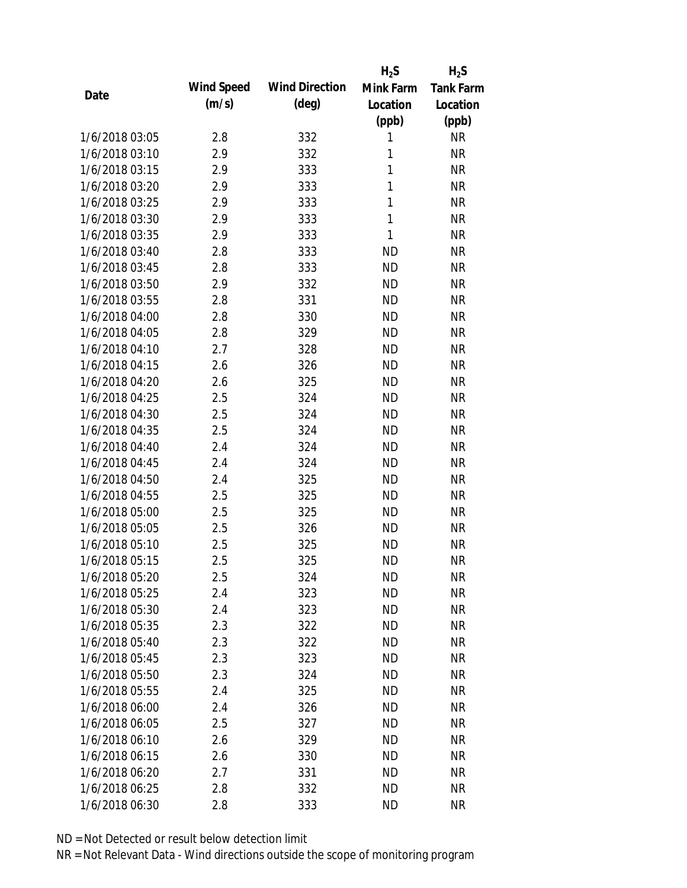| Date | Wind Speed (m/s) | Wind Direction (deg) | $H_2S$ Mink Farm Location (ppb) | $H_2S$ Tank Farm Location (ppb) |
|---|---|---|---|---|
| 1/6/2018 03:05 | 2.8 | 332 | 1 | NR |
| 1/6/2018 03:10 | 2.9 | 332 | 1 | NR |
| 1/6/2018 03:15 | 2.9 | 333 | 1 | NR |
| 1/6/2018 03:20 | 2.9 | 333 | 1 | NR |
| 1/6/2018 03:25 | 2.9 | 333 | 1 | NR |
| 1/6/2018 03:30 | 2.9 | 333 | 1 | NR |
| 1/6/2018 03:35 | 2.9 | 333 | 1 | NR |
| 1/6/2018 03:40 | 2.8 | 333 | ND | NR |
| 1/6/2018 03:45 | 2.8 | 333 | ND | NR |
| 1/6/2018 03:50 | 2.9 | 332 | ND | NR |
| 1/6/2018 03:55 | 2.8 | 331 | ND | NR |
| 1/6/2018 04:00 | 2.8 | 330 | ND | NR |
| 1/6/2018 04:05 | 2.8 | 329 | ND | NR |
| 1/6/2018 04:10 | 2.7 | 328 | ND | NR |
| 1/6/2018 04:15 | 2.6 | 326 | ND | NR |
| 1/6/2018 04:20 | 2.6 | 325 | ND | NR |
| 1/6/2018 04:25 | 2.5 | 324 | ND | NR |
| 1/6/2018 04:30 | 2.5 | 324 | ND | NR |
| 1/6/2018 04:35 | 2.5 | 324 | ND | NR |
| 1/6/2018 04:40 | 2.4 | 324 | ND | NR |
| 1/6/2018 04:45 | 2.4 | 324 | ND | NR |
| 1/6/2018 04:50 | 2.4 | 325 | ND | NR |
| 1/6/2018 04:55 | 2.5 | 325 | ND | NR |
| 1/6/2018 05:00 | 2.5 | 325 | ND | NR |
| 1/6/2018 05:05 | 2.5 | 326 | ND | NR |
| 1/6/2018 05:10 | 2.5 | 325 | ND | NR |
| 1/6/2018 05:15 | 2.5 | 325 | ND | NR |
| 1/6/2018 05:20 | 2.5 | 324 | ND | NR |
| 1/6/2018 05:25 | 2.4 | 323 | ND | NR |
| 1/6/2018 05:30 | 2.4 | 323 | ND | NR |
| 1/6/2018 05:35 | 2.3 | 322 | ND | NR |
| 1/6/2018 05:40 | 2.3 | 322 | ND | NR |
| 1/6/2018 05:45 | 2.3 | 323 | ND | NR |
| 1/6/2018 05:50 | 2.3 | 324 | ND | NR |
| 1/6/2018 05:55 | 2.4 | 325 | ND | NR |
| 1/6/2018 06:00 | 2.4 | 326 | ND | NR |
| 1/6/2018 06:05 | 2.5 | 327 | ND | NR |
| 1/6/2018 06:10 | 2.6 | 329 | ND | NR |
| 1/6/2018 06:15 | 2.6 | 330 | ND | NR |
| 1/6/2018 06:20 | 2.7 | 331 | ND | NR |
| 1/6/2018 06:25 | 2.8 | 332 | ND | NR |
| 1/6/2018 06:30 | 2.8 | 333 | ND | NR |

ND = Not Detected or result below detection limit

NR = Not Relevant Data - Wind directions outside the scope of monitoring program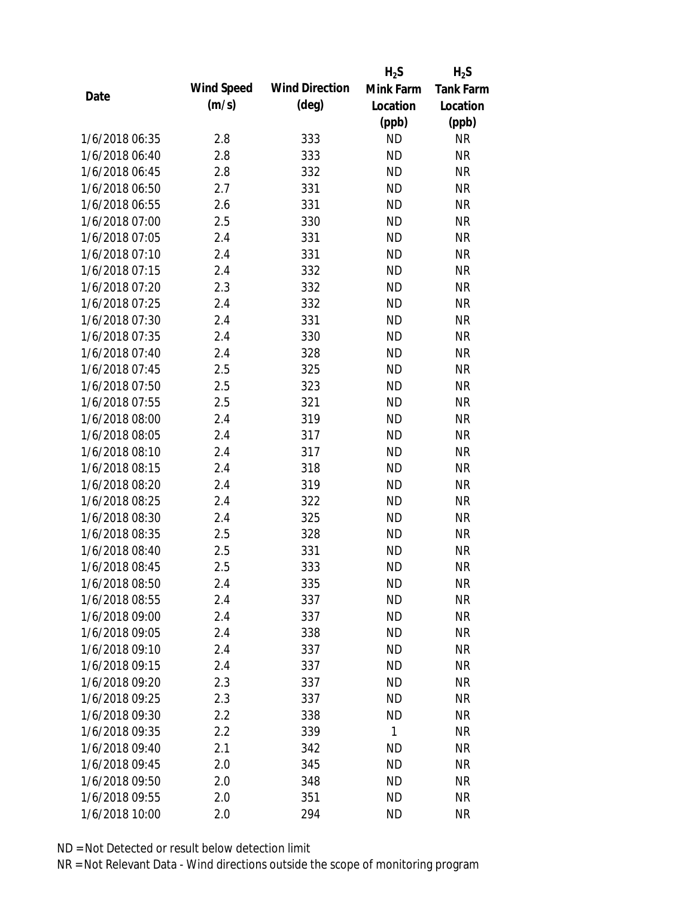| Date | Wind Speed (m/s) | Wind Direction (deg) | $H_2S$ Mink Farm Location (ppb) | $H_2S$ Tank Farm Location (ppb) |
|---|---|---|---|---|
| 1/6/2018 06:35 | 2.8 | 333 | ND | NR |
| 1/6/2018 06:40 | 2.8 | 333 | ND | NR |
| 1/6/2018 06:45 | 2.8 | 332 | ND | NR |
| 1/6/2018 06:50 | 2.7 | 331 | ND | NR |
| 1/6/2018 06:55 | 2.6 | 331 | ND | NR |
| 1/6/2018 07:00 | 2.5 | 330 | ND | NR |
| 1/6/2018 07:05 | 2.4 | 331 | ND | NR |
| 1/6/2018 07:10 | 2.4 | 331 | ND | NR |
| 1/6/2018 07:15 | 2.4 | 332 | ND | NR |
| 1/6/2018 07:20 | 2.3 | 332 | ND | NR |
| 1/6/2018 07:25 | 2.4 | 332 | ND | NR |
| 1/6/2018 07:30 | 2.4 | 331 | ND | NR |
| 1/6/2018 07:35 | 2.4 | 330 | ND | NR |
| 1/6/2018 07:40 | 2.4 | 328 | ND | NR |
| 1/6/2018 07:45 | 2.5 | 325 | ND | NR |
| 1/6/2018 07:50 | 2.5 | 323 | ND | NR |
| 1/6/2018 07:55 | 2.5 | 321 | ND | NR |
| 1/6/2018 08:00 | 2.4 | 319 | ND | NR |
| 1/6/2018 08:05 | 2.4 | 317 | ND | NR |
| 1/6/2018 08:10 | 2.4 | 317 | ND | NR |
| 1/6/2018 08:15 | 2.4 | 318 | ND | NR |
| 1/6/2018 08:20 | 2.4 | 319 | ND | NR |
| 1/6/2018 08:25 | 2.4 | 322 | ND | NR |
| 1/6/2018 08:30 | 2.4 | 325 | ND | NR |
| 1/6/2018 08:35 | 2.5 | 328 | ND | NR |
| 1/6/2018 08:40 | 2.5 | 331 | ND | NR |
| 1/6/2018 08:45 | 2.5 | 333 | ND | NR |
| 1/6/2018 08:50 | 2.4 | 335 | ND | NR |
| 1/6/2018 08:55 | 2.4 | 337 | ND | NR |
| 1/6/2018 09:00 | 2.4 | 337 | ND | NR |
| 1/6/2018 09:05 | 2.4 | 338 | ND | NR |
| 1/6/2018 09:10 | 2.4 | 337 | ND | NR |
| 1/6/2018 09:15 | 2.4 | 337 | ND | NR |
| 1/6/2018 09:20 | 2.3 | 337 | ND | NR |
| 1/6/2018 09:25 | 2.3 | 337 | ND | NR |
| 1/6/2018 09:30 | 2.2 | 338 | ND | NR |
| 1/6/2018 09:35 | 2.2 | 339 | 1 | NR |
| 1/6/2018 09:40 | 2.1 | 342 | ND | NR |
| 1/6/2018 09:45 | 2.0 | 345 | ND | NR |
| 1/6/2018 09:50 | 2.0 | 348 | ND | NR |
| 1/6/2018 09:55 | 2.0 | 351 | ND | NR |
| 1/6/2018 10:00 | 2.0 | 294 | ND | NR |

ND = Not Detected or result below detection limit

NR = Not Relevant Data - Wind directions outside the scope of monitoring program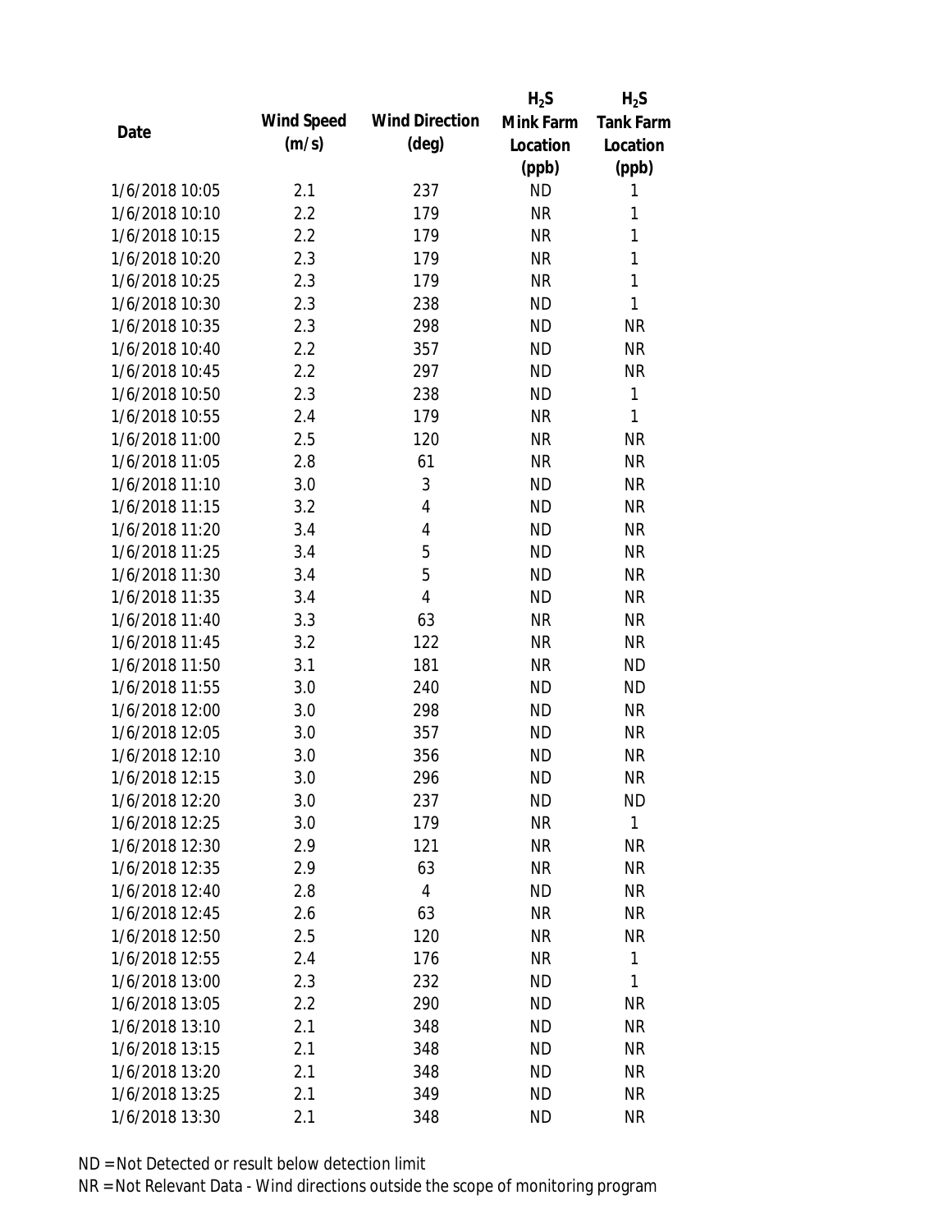| Date | Wind Speed (m/s) | Wind Direction (deg) | $H_2S$ Mink Farm Location (ppb) | $H_2S$ Tank Farm Location (ppb) |
|---|---|---|---|---|
| 1/6/2018 10:05 | 2.1 | 237 | ND | 1 |
| 1/6/2018 10:10 | 2.2 | 179 | NR | 1 |
| 1/6/2018 10:15 | 2.2 | 179 | NR | 1 |
| 1/6/2018 10:20 | 2.3 | 179 | NR | 1 |
| 1/6/2018 10:25 | 2.3 | 179 | NR | 1 |
| 1/6/2018 10:30 | 2.3 | 238 | ND | 1 |
| 1/6/2018 10:35 | 2.3 | 298 | ND | NR |
| 1/6/2018 10:40 | 2.2 | 357 | ND | NR |
| 1/6/2018 10:45 | 2.2 | 297 | ND | NR |
| 1/6/2018 10:50 | 2.3 | 238 | ND | 1 |
| 1/6/2018 10:55 | 2.4 | 179 | NR | 1 |
| 1/6/2018 11:00 | 2.5 | 120 | NR | NR |
| 1/6/2018 11:05 | 2.8 | 61 | NR | NR |
| 1/6/2018 11:10 | 3.0 | 3 | ND | NR |
| 1/6/2018 11:15 | 3.2 | 4 | ND | NR |
| 1/6/2018 11:20 | 3.4 | 4 | ND | NR |
| 1/6/2018 11:25 | 3.4 | 5 | ND | NR |
| 1/6/2018 11:30 | 3.4 | 5 | ND | NR |
| 1/6/2018 11:35 | 3.4 | 4 | ND | NR |
| 1/6/2018 11:40 | 3.3 | 63 | NR | NR |
| 1/6/2018 11:45 | 3.2 | 122 | NR | NR |
| 1/6/2018 11:50 | 3.1 | 181 | NR | ND |
| 1/6/2018 11:55 | 3.0 | 240 | ND | ND |
| 1/6/2018 12:00 | 3.0 | 298 | ND | NR |
| 1/6/2018 12:05 | 3.0 | 357 | ND | NR |
| 1/6/2018 12:10 | 3.0 | 356 | ND | NR |
| 1/6/2018 12:15 | 3.0 | 296 | ND | NR |
| 1/6/2018 12:20 | 3.0 | 237 | ND | ND |
| 1/6/2018 12:25 | 3.0 | 179 | NR | 1 |
| 1/6/2018 12:30 | 2.9 | 121 | NR | NR |
| 1/6/2018 12:35 | 2.9 | 63 | NR | NR |
| 1/6/2018 12:40 | 2.8 | 4 | ND | NR |
| 1/6/2018 12:45 | 2.6 | 63 | NR | NR |
| 1/6/2018 12:50 | 2.5 | 120 | NR | NR |
| 1/6/2018 12:55 | 2.4 | 176 | NR | 1 |
| 1/6/2018 13:00 | 2.3 | 232 | ND | 1 |
| 1/6/2018 13:05 | 2.2 | 290 | ND | NR |
| 1/6/2018 13:10 | 2.1 | 348 | ND | NR |
| 1/6/2018 13:15 | 2.1 | 348 | ND | NR |
| 1/6/2018 13:20 | 2.1 | 348 | ND | NR |
| 1/6/2018 13:25 | 2.1 | 349 | ND | NR |
| 1/6/2018 13:30 | 2.1 | 348 | ND | NR |

ND = Not Detected or result below detection limit

NR = Not Relevant Data - Wind directions outside the scope of monitoring program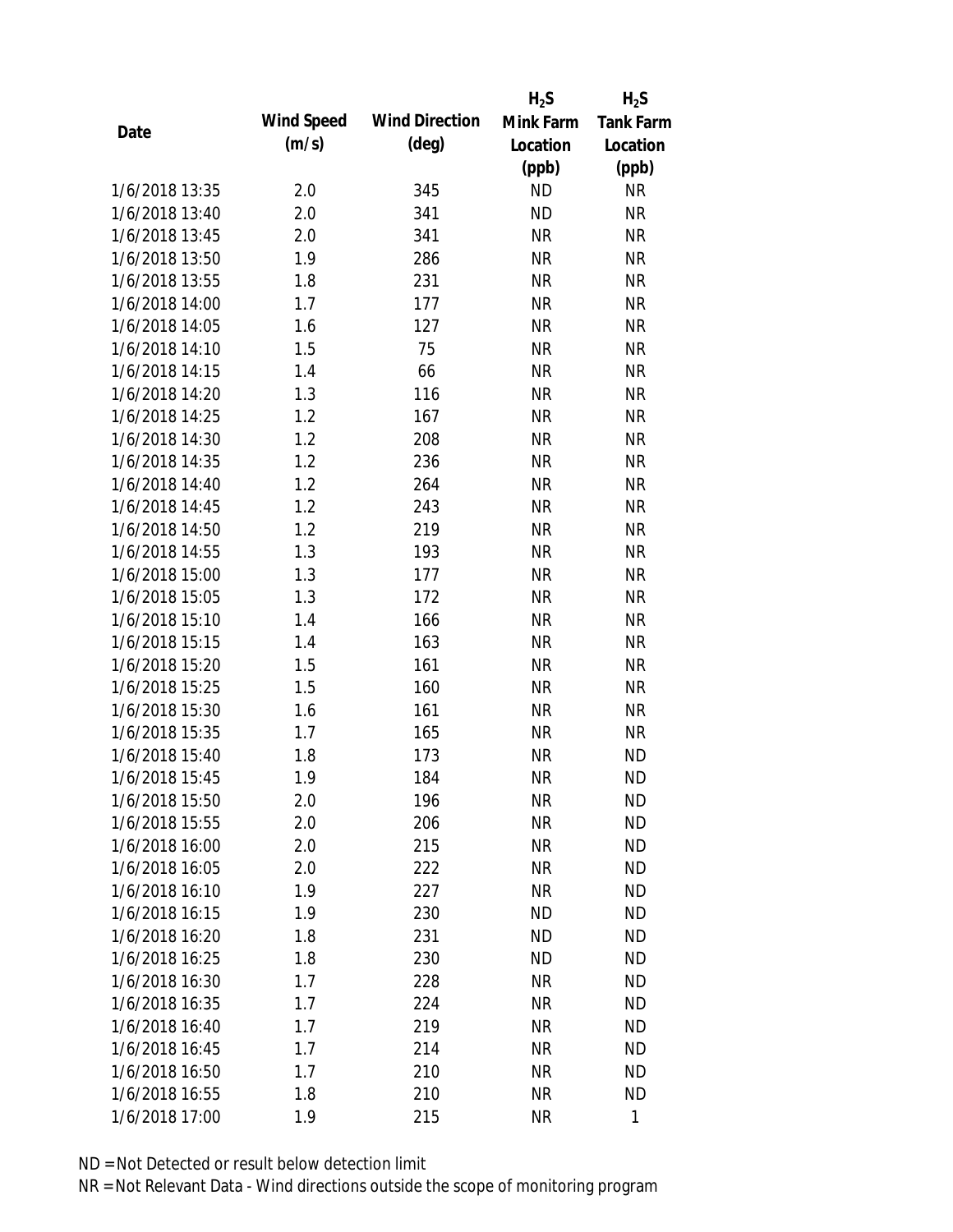| Date | Wind Speed (m/s) | Wind Direction (deg) | $H_2S$ Mink Farm Location (ppb) | $H_2S$ Tank Farm Location (ppb) |
|---|---|---|---|---|
| 1/6/2018 13:35 | 2.0 | 345 | ND | NR |
| 1/6/2018 13:40 | 2.0 | 341 | ND | NR |
| 1/6/2018 13:45 | 2.0 | 341 | NR | NR |
| 1/6/2018 13:50 | 1.9 | 286 | NR | NR |
| 1/6/2018 13:55 | 1.8 | 231 | NR | NR |
| 1/6/2018 14:00 | 1.7 | 177 | NR | NR |
| 1/6/2018 14:05 | 1.6 | 127 | NR | NR |
| 1/6/2018 14:10 | 1.5 | 75 | NR | NR |
| 1/6/2018 14:15 | 1.4 | 66 | NR | NR |
| 1/6/2018 14:20 | 1.3 | 116 | NR | NR |
| 1/6/2018 14:25 | 1.2 | 167 | NR | NR |
| 1/6/2018 14:30 | 1.2 | 208 | NR | NR |
| 1/6/2018 14:35 | 1.2 | 236 | NR | NR |
| 1/6/2018 14:40 | 1.2 | 264 | NR | NR |
| 1/6/2018 14:45 | 1.2 | 243 | NR | NR |
| 1/6/2018 14:50 | 1.2 | 219 | NR | NR |
| 1/6/2018 14:55 | 1.3 | 193 | NR | NR |
| 1/6/2018 15:00 | 1.3 | 177 | NR | NR |
| 1/6/2018 15:05 | 1.3 | 172 | NR | NR |
| 1/6/2018 15:10 | 1.4 | 166 | NR | NR |
| 1/6/2018 15:15 | 1.4 | 163 | NR | NR |
| 1/6/2018 15:20 | 1.5 | 161 | NR | NR |
| 1/6/2018 15:25 | 1.5 | 160 | NR | NR |
| 1/6/2018 15:30 | 1.6 | 161 | NR | NR |
| 1/6/2018 15:35 | 1.7 | 165 | NR | NR |
| 1/6/2018 15:40 | 1.8 | 173 | NR | ND |
| 1/6/2018 15:45 | 1.9 | 184 | NR | ND |
| 1/6/2018 15:50 | 2.0 | 196 | NR | ND |
| 1/6/2018 15:55 | 2.0 | 206 | NR | ND |
| 1/6/2018 16:00 | 2.0 | 215 | NR | ND |
| 1/6/2018 16:05 | 2.0 | 222 | NR | ND |
| 1/6/2018 16:10 | 1.9 | 227 | NR | ND |
| 1/6/2018 16:15 | 1.9 | 230 | ND | ND |
| 1/6/2018 16:20 | 1.8 | 231 | ND | ND |
| 1/6/2018 16:25 | 1.8 | 230 | ND | ND |
| 1/6/2018 16:30 | 1.7 | 228 | NR | ND |
| 1/6/2018 16:35 | 1.7 | 224 | NR | ND |
| 1/6/2018 16:40 | 1.7 | 219 | NR | ND |
| 1/6/2018 16:45 | 1.7 | 214 | NR | ND |
| 1/6/2018 16:50 | 1.7 | 210 | NR | ND |
| 1/6/2018 16:55 | 1.8 | 210 | NR | ND |
| 1/6/2018 17:00 | 1.9 | 215 | NR | 1 |

ND = Not Detected or result below detection limit

NR = Not Relevant Data - Wind directions outside the scope of monitoring program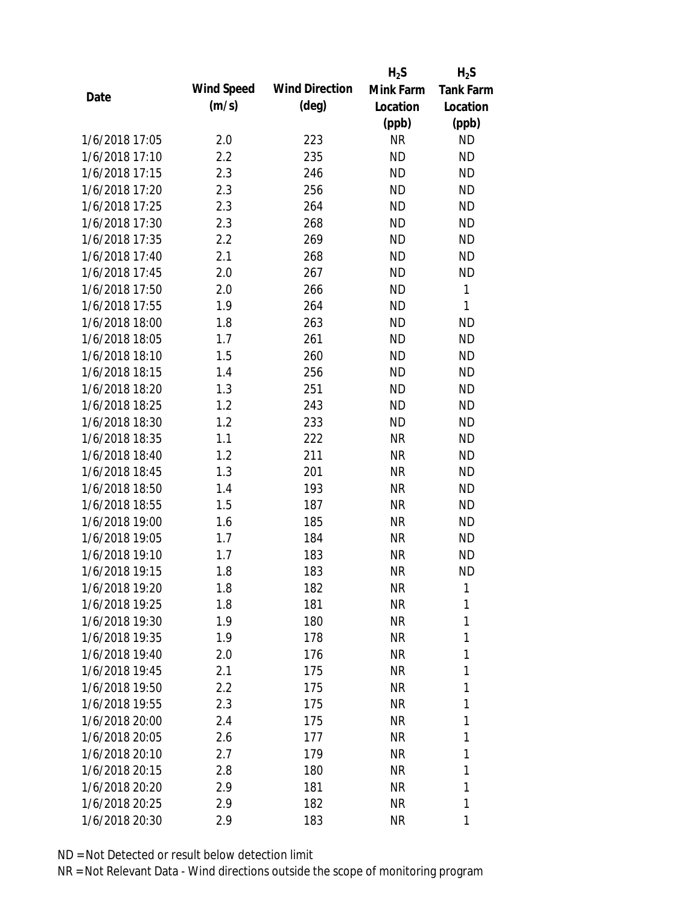| Date | Wind Speed (m/s) | Wind Direction (deg) | $H_2S$ Mink Farm Location (ppb) | $H_2S$ Tank Farm Location (ppb) |
|---|---|---|---|---|
| 1/6/2018 17:05 | 2.0 | 223 | NR | ND |
| 1/6/2018 17:10 | 2.2 | 235 | ND | ND |
| 1/6/2018 17:15 | 2.3 | 246 | ND | ND |
| 1/6/2018 17:20 | 2.3 | 256 | ND | ND |
| 1/6/2018 17:25 | 2.3 | 264 | ND | ND |
| 1/6/2018 17:30 | 2.3 | 268 | ND | ND |
| 1/6/2018 17:35 | 2.2 | 269 | ND | ND |
| 1/6/2018 17:40 | 2.1 | 268 | ND | ND |
| 1/6/2018 17:45 | 2.0 | 267 | ND | ND |
| 1/6/2018 17:50 | 2.0 | 266 | ND | 1 |
| 1/6/2018 17:55 | 1.9 | 264 | ND | 1 |
| 1/6/2018 18:00 | 1.8 | 263 | ND | ND |
| 1/6/2018 18:05 | 1.7 | 261 | ND | ND |
| 1/6/2018 18:10 | 1.5 | 260 | ND | ND |
| 1/6/2018 18:15 | 1.4 | 256 | ND | ND |
| 1/6/2018 18:20 | 1.3 | 251 | ND | ND |
| 1/6/2018 18:25 | 1.2 | 243 | ND | ND |
| 1/6/2018 18:30 | 1.2 | 233 | ND | ND |
| 1/6/2018 18:35 | 1.1 | 222 | NR | ND |
| 1/6/2018 18:40 | 1.2 | 211 | NR | ND |
| 1/6/2018 18:45 | 1.3 | 201 | NR | ND |
| 1/6/2018 18:50 | 1.4 | 193 | NR | ND |
| 1/6/2018 18:55 | 1.5 | 187 | NR | ND |
| 1/6/2018 19:00 | 1.6 | 185 | NR | ND |
| 1/6/2018 19:05 | 1.7 | 184 | NR | ND |
| 1/6/2018 19:10 | 1.7 | 183 | NR | ND |
| 1/6/2018 19:15 | 1.8 | 183 | NR | ND |
| 1/6/2018 19:20 | 1.8 | 182 | NR | 1 |
| 1/6/2018 19:25 | 1.8 | 181 | NR | 1 |
| 1/6/2018 19:30 | 1.9 | 180 | NR | 1 |
| 1/6/2018 19:35 | 1.9 | 178 | NR | 1 |
| 1/6/2018 19:40 | 2.0 | 176 | NR | 1 |
| 1/6/2018 19:45 | 2.1 | 175 | NR | 1 |
| 1/6/2018 19:50 | 2.2 | 175 | NR | 1 |
| 1/6/2018 19:55 | 2.3 | 175 | NR | 1 |
| 1/6/2018 20:00 | 2.4 | 175 | NR | 1 |
| 1/6/2018 20:05 | 2.6 | 177 | NR | 1 |
| 1/6/2018 20:10 | 2.7 | 179 | NR | 1 |
| 1/6/2018 20:15 | 2.8 | 180 | NR | 1 |
| 1/6/2018 20:20 | 2.9 | 181 | NR | 1 |
| 1/6/2018 20:25 | 2.9 | 182 | NR | 1 |
| 1/6/2018 20:30 | 2.9 | 183 | NR | 1 |

ND = Not Detected or result below detection limit

NR = Not Relevant Data - Wind directions outside the scope of monitoring program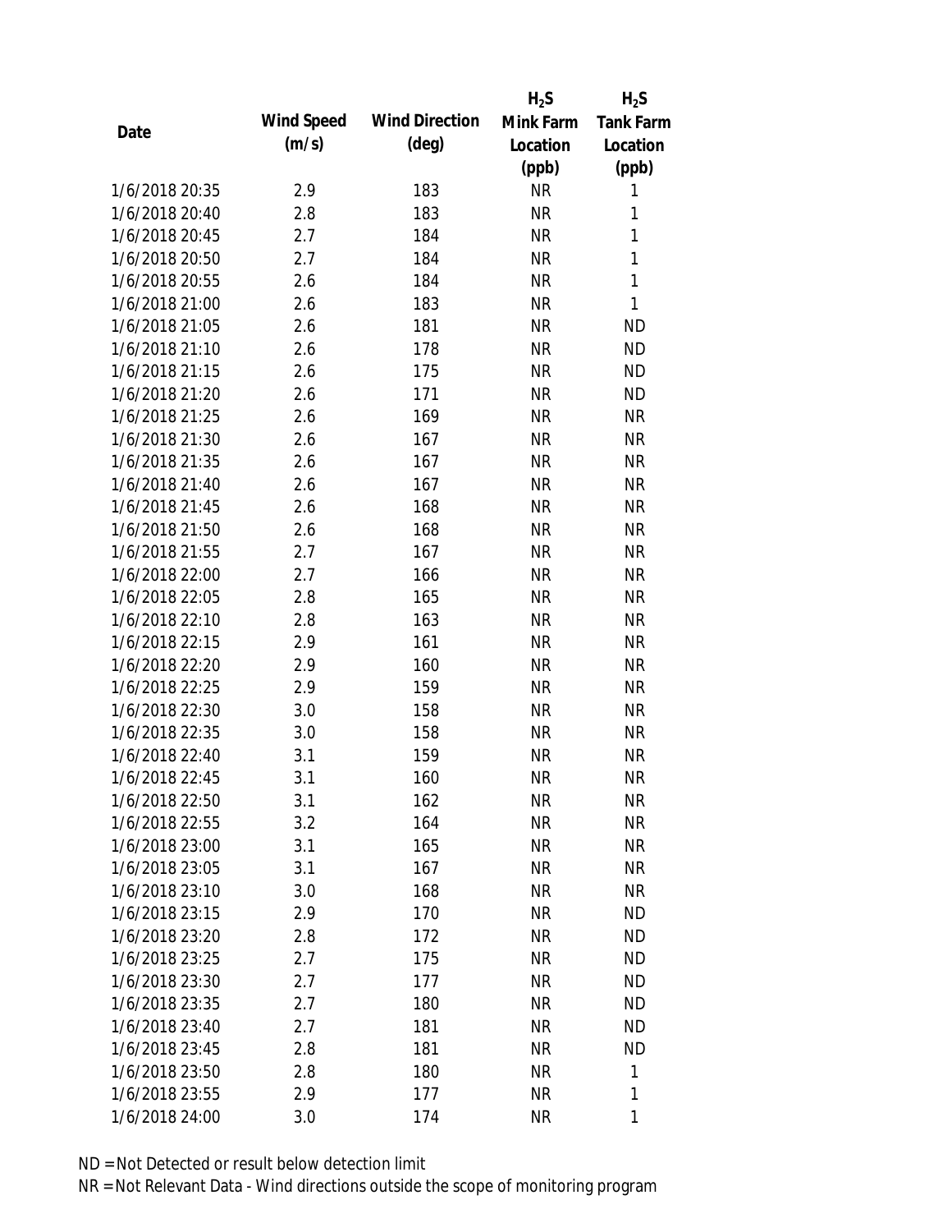| Date | Wind Speed (m/s) | Wind Direction (deg) | $H_2S$ Mink Farm Location (ppb) | $H_2S$ Tank Farm Location (ppb) |
|---|---|---|---|---|
| 1/6/2018 20:35 | 2.9 | 183 | NR | 1 |
| 1/6/2018 20:40 | 2.8 | 183 | NR | 1 |
| 1/6/2018 20:45 | 2.7 | 184 | NR | 1 |
| 1/6/2018 20:50 | 2.7 | 184 | NR | 1 |
| 1/6/2018 20:55 | 2.6 | 184 | NR | 1 |
| 1/6/2018 21:00 | 2.6 | 183 | NR | 1 |
| 1/6/2018 21:05 | 2.6 | 181 | NR | ND |
| 1/6/2018 21:10 | 2.6 | 178 | NR | ND |
| 1/6/2018 21:15 | 2.6 | 175 | NR | ND |
| 1/6/2018 21:20 | 2.6 | 171 | NR | ND |
| 1/6/2018 21:25 | 2.6 | 169 | NR | NR |
| 1/6/2018 21:30 | 2.6 | 167 | NR | NR |
| 1/6/2018 21:35 | 2.6 | 167 | NR | NR |
| 1/6/2018 21:40 | 2.6 | 167 | NR | NR |
| 1/6/2018 21:45 | 2.6 | 168 | NR | NR |
| 1/6/2018 21:50 | 2.6 | 168 | NR | NR |
| 1/6/2018 21:55 | 2.7 | 167 | NR | NR |
| 1/6/2018 22:00 | 2.7 | 166 | NR | NR |
| 1/6/2018 22:05 | 2.8 | 165 | NR | NR |
| 1/6/2018 22:10 | 2.8 | 163 | NR | NR |
| 1/6/2018 22:15 | 2.9 | 161 | NR | NR |
| 1/6/2018 22:20 | 2.9 | 160 | NR | NR |
| 1/6/2018 22:25 | 2.9 | 159 | NR | NR |
| 1/6/2018 22:30 | 3.0 | 158 | NR | NR |
| 1/6/2018 22:35 | 3.0 | 158 | NR | NR |
| 1/6/2018 22:40 | 3.1 | 159 | NR | NR |
| 1/6/2018 22:45 | 3.1 | 160 | NR | NR |
| 1/6/2018 22:50 | 3.1 | 162 | NR | NR |
| 1/6/2018 22:55 | 3.2 | 164 | NR | NR |
| 1/6/2018 23:00 | 3.1 | 165 | NR | NR |
| 1/6/2018 23:05 | 3.1 | 167 | NR | NR |
| 1/6/2018 23:10 | 3.0 | 168 | NR | NR |
| 1/6/2018 23:15 | 2.9 | 170 | NR | ND |
| 1/6/2018 23:20 | 2.8 | 172 | NR | ND |
| 1/6/2018 23:25 | 2.7 | 175 | NR | ND |
| 1/6/2018 23:30 | 2.7 | 177 | NR | ND |
| 1/6/2018 23:35 | 2.7 | 180 | NR | ND |
| 1/6/2018 23:40 | 2.7 | 181 | NR | ND |
| 1/6/2018 23:45 | 2.8 | 181 | NR | ND |
| 1/6/2018 23:50 | 2.8 | 180 | NR | 1 |
| 1/6/2018 23:55 | 2.9 | 177 | NR | 1 |
| 1/6/2018 24:00 | 3.0 | 174 | NR | 1 |

ND = Not Detected or result below detection limit

NR = Not Relevant Data - Wind directions outside the scope of monitoring program